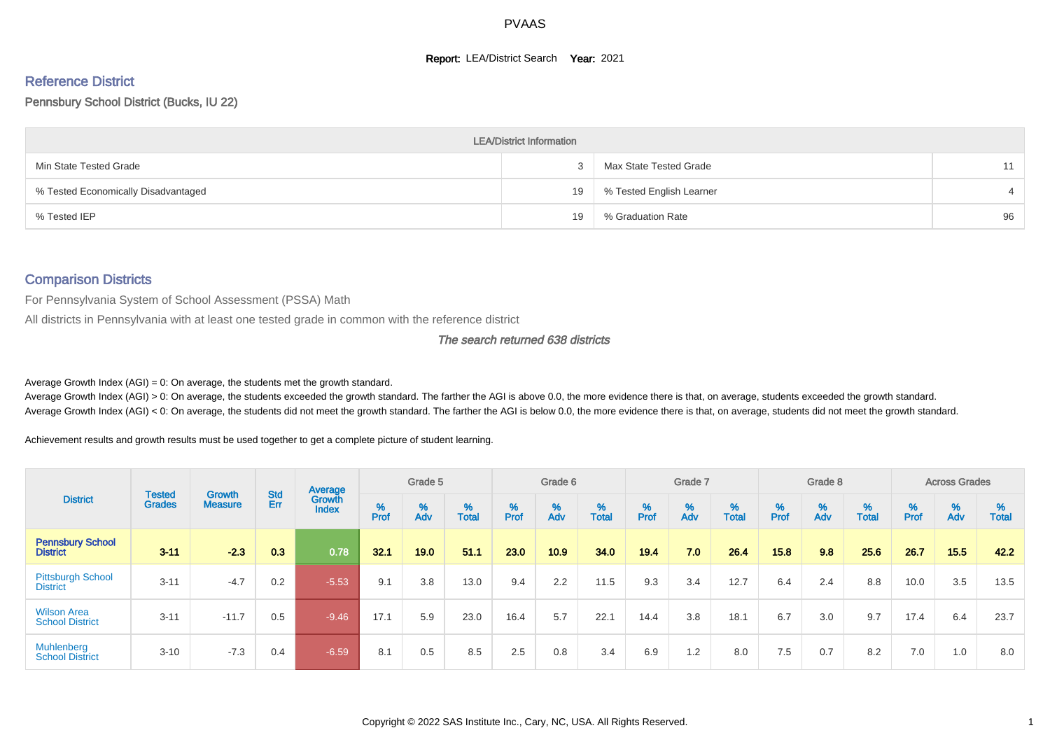# PVAAS

**Report:** LEA/District Search **Year:** 2021

## Reference District

Pennsbury School District (Bucks, IU 22)

| LEA/District Information | | | |
|---|---|---|---|
| Min State Tested Grade | 3 | Max State Tested Grade | 11 |
| % Tested Economically Disadvantaged | 19 | % Tested English Learner | 4 |
| % Tested IEP | 19 | % Graduation Rate | 96 |

## Comparison Districts

For Pennsylvania System of School Assessment (PSSA) Math

All districts in Pennsylvania with at least one tested grade in common with the reference district

*The search returned 638 districts*

Average Growth Index (AGI) = 0: On average, the students met the growth standard.

Average Growth Index (AGI) > 0: On average, the students exceeded the growth standard. The farther the AGI is above 0.0, the more evidence there is that, on average, students exceeded the growth standard.

Average Growth Index (AGI) < 0: On average, the students did not meet the growth standard. The farther the AGI is below 0.0, the more evidence there is that, on average, students did not meet the growth standard.

Achievement results and growth results must be used together to get a complete picture of student learning.

| District | Tested Grades | Growth Measure | Std Err | Average Growth Index | Grade 5 | | | Grade 6 | | | Grade 7 | | | Grade 8 | | | Across Grades | | |
|---|---|---|---|---|---|---|---|---|---|---|---|---|---|---|---|---|---|---|---|
| | | | | | % Prof | % Adv | % Total | % Prof | % Adv | % Total | % Prof | % Adv | % Total | % Prof | % Adv | % Total | % Prof | % Adv | % Total |
| **Pennsbury School District** | **3-11** | **-2.3** | **0.3** | **0.78** | **32.1** | **19.0** | **51.1** | **23.0** | **10.9** | **34.0** | **19.4** | **7.0** | **26.4** | **15.8** | **9.8** | **25.6** | **26.7** | **15.5** | **42.2** |
| Pittsburgh School District | 3-11 | -4.7 | 0.2 | -5.53 | 9.1 | 3.8 | 13.0 | 9.4 | 2.2 | 11.5 | 9.3 | 3.4 | 12.7 | 6.4 | 2.4 | 8.8 | 10.0 | 3.5 | 13.5 |
| Wilson Area School District | 3-11 | -11.7 | 0.5 | -9.46 | 17.1 | 5.9 | 23.0 | 16.4 | 5.7 | 22.1 | 14.4 | 3.8 | 18.1 | 6.7 | 3.0 | 9.7 | 17.4 | 6.4 | 23.7 |
| Muhlenberg School District | 3-10 | -7.3 | 0.4 | -6.59 | 8.1 | 0.5 | 8.5 | 2.5 | 0.8 | 3.4 | 6.9 | 1.2 | 8.0 | 7.5 | 0.7 | 8.2 | 7.0 | 1.0 | 8.0 |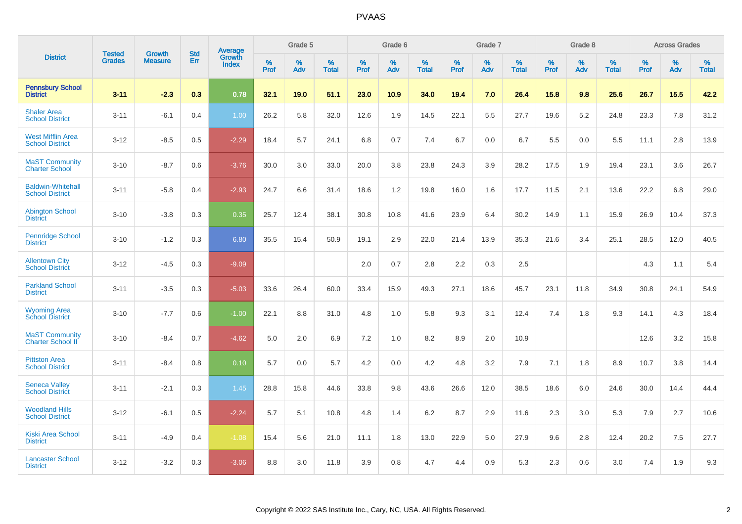# PVAAS

| District | Tested Grades | Growth Measure | Std Err | Average Growth Index | Grade 5 | | | Grade 6 | | | Grade 7 | | | Grade 8 | | | Across Grades | | |
|---|---|---|---|---|---|---|---|---|---|---|---|---|---|---|---|---|---|---|---|
| | | | | | % Prof | % Adv | % Total | % Prof | % Adv | % Total | % Prof | % Adv | % Total | % Prof | % Adv | % Total | % Prof | % Adv | % Total |
| **Pennsbury School District** | **3-11** | **-2.3** | **0.3** | **0.78** | **32.1** | **19.0** | **51.1** | **23.0** | **10.9** | **34.0** | **19.4** | **7.0** | **26.4** | **15.8** | **9.8** | **25.6** | **26.7** | **15.5** | **42.2** |
| Shaler Area School District | 3-11 | -6.1 | 0.4 | 1.00 | 26.2 | 5.8 | 32.0 | 12.6 | 1.9 | 14.5 | 22.1 | 5.5 | 27.7 | 19.6 | 5.2 | 24.8 | 23.3 | 7.8 | 31.2 |
| West Mifflin Area School District | 3-12 | -8.5 | 0.5 | -2.29 | 18.4 | 5.7 | 24.1 | 6.8 | 0.7 | 7.4 | 6.7 | 0.0 | 6.7 | 5.5 | 0.0 | 5.5 | 11.1 | 2.8 | 13.9 |
| MaST Community Charter School | 3-10 | -8.7 | 0.6 | -3.76 | 30.0 | 3.0 | 33.0 | 20.0 | 3.8 | 23.8 | 24.3 | 3.9 | 28.2 | 17.5 | 1.9 | 19.4 | 23.1 | 3.6 | 26.7 |
| Baldwin-Whitehall School District | 3-11 | -5.8 | 0.4 | -2.93 | 24.7 | 6.6 | 31.4 | 18.6 | 1.2 | 19.8 | 16.0 | 1.6 | 17.7 | 11.5 | 2.1 | 13.6 | 22.2 | 6.8 | 29.0 |
| Abington School District | 3-10 | -3.8 | 0.3 | 0.35 | 25.7 | 12.4 | 38.1 | 30.8 | 10.8 | 41.6 | 23.9 | 6.4 | 30.2 | 14.9 | 1.1 | 15.9 | 26.9 | 10.4 | 37.3 |
| Pennridge School District | 3-10 | -1.2 | 0.3 | 6.80 | 35.5 | 15.4 | 50.9 | 19.1 | 2.9 | 22.0 | 21.4 | 13.9 | 35.3 | 21.6 | 3.4 | 25.1 | 28.5 | 12.0 | 40.5 |
| Allentown City School District | 3-12 | -4.5 | 0.3 | -9.09 | | | | 2.0 | 0.7 | 2.8 | 2.2 | 0.3 | 2.5 | | | | 4.3 | 1.1 | 5.4 |
| Parkland School District | 3-11 | -3.5 | 0.3 | -5.03 | 33.6 | 26.4 | 60.0 | 33.4 | 15.9 | 49.3 | 27.1 | 18.6 | 45.7 | 23.1 | 11.8 | 34.9 | 30.8 | 24.1 | 54.9 |
| Wyoming Area School District | 3-10 | -7.7 | 0.6 | -1.00 | 22.1 | 8.8 | 31.0 | 4.8 | 1.0 | 5.8 | 9.3 | 3.1 | 12.4 | 7.4 | 1.8 | 9.3 | 14.1 | 4.3 | 18.4 |
| MaST Community Charter School II | 3-10 | -8.4 | 0.7 | -4.62 | 5.0 | 2.0 | 6.9 | 7.2 | 1.0 | 8.2 | 8.9 | 2.0 | 10.9 | | | | 12.6 | 3.2 | 15.8 |
| Pittston Area School District | 3-11 | -8.4 | 0.8 | 0.10 | 5.7 | 0.0 | 5.7 | 4.2 | 0.0 | 4.2 | 4.8 | 3.2 | 7.9 | 7.1 | 1.8 | 8.9 | 10.7 | 3.8 | 14.4 |
| Seneca Valley School District | 3-11 | -2.1 | 0.3 | 1.45 | 28.8 | 15.8 | 44.6 | 33.8 | 9.8 | 43.6 | 26.6 | 12.0 | 38.5 | 18.6 | 6.0 | 24.6 | 30.0 | 14.4 | 44.4 |
| Woodland Hills School District | 3-12 | -6.1 | 0.5 | -2.24 | 5.7 | 5.1 | 10.8 | 4.8 | 1.4 | 6.2 | 8.7 | 2.9 | 11.6 | 2.3 | 3.0 | 5.3 | 7.9 | 2.7 | 10.6 |
| Kiski Area School District | 3-11 | -4.9 | 0.4 | -1.08 | 15.4 | 5.6 | 21.0 | 11.1 | 1.8 | 13.0 | 22.9 | 5.0 | 27.9 | 9.6 | 2.8 | 12.4 | 20.2 | 7.5 | 27.7 |
| Lancaster School District | 3-12 | -3.2 | 0.3 | -3.06 | 8.8 | 3.0 | 11.8 | 3.9 | 0.8 | 4.7 | 4.4 | 0.9 | 5.3 | 2.3 | 0.6 | 3.0 | 7.4 | 1.9 | 9.3 |

Copyright © 2022 SAS Institute Inc., Cary, NC, USA. All Rights Reserved.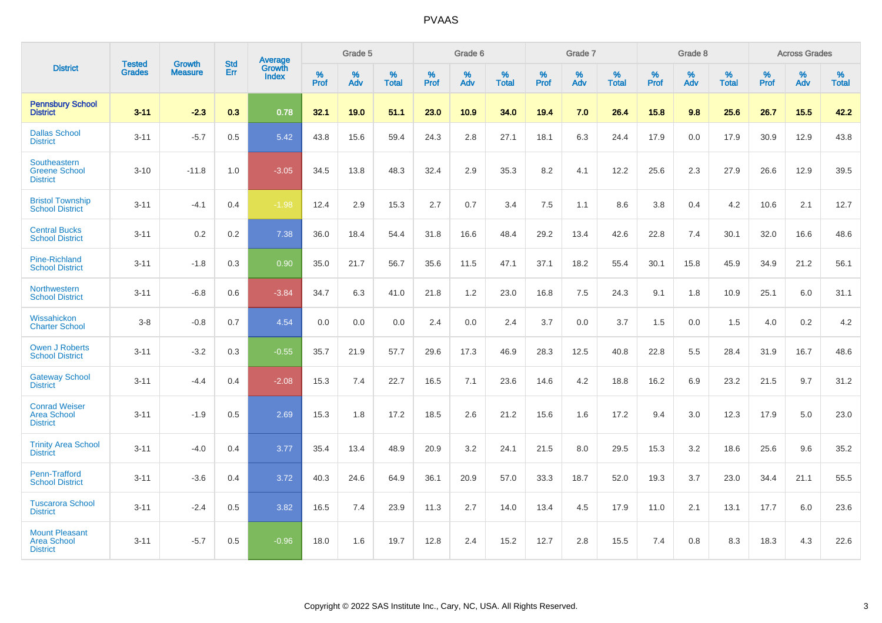# PVAAS

| District | Tested Grades | Growth Measure | Std Err | Average Growth Index | Grade 5 | | | Grade 6 | | | Grade 7 | | | Grade 8 | | | Across Grades | | |
|---|---|---|---|---|---|---|---|---|---|---|---|---|---|---|---|---|---|---|---|
| | | | | | % Prof | % Adv | % Total | % Prof | % Adv | % Total | % Prof | % Adv | % Total | % Prof | % Adv | % Total | % Prof | % Adv | % Total |
| **Pennsbury School District** | **3-11** | **-2.3** | **0.3** | **0.78** | **32.1** | **19.0** | **51.1** | **23.0** | **10.9** | **34.0** | **19.4** | **7.0** | **26.4** | **15.8** | **9.8** | **25.6** | **26.7** | **15.5** | **42.2** |
| Dallas School District | 3-11 | -5.7 | 0.5 | 5.42 | 43.8 | 15.6 | 59.4 | 24.3 | 2.8 | 27.1 | 18.1 | 6.3 | 24.4 | 17.9 | 0.0 | 17.9 | 30.9 | 12.9 | 43.8 |
| Southeastern Greene School District | 3-10 | -11.8 | 1.0 | -3.05 | 34.5 | 13.8 | 48.3 | 32.4 | 2.9 | 35.3 | 8.2 | 4.1 | 12.2 | 25.6 | 2.3 | 27.9 | 26.6 | 12.9 | 39.5 |
| Bristol Township School District | 3-11 | -4.1 | 0.4 | -1.98 | 12.4 | 2.9 | 15.3 | 2.7 | 0.7 | 3.4 | 7.5 | 1.1 | 8.6 | 3.8 | 0.4 | 4.2 | 10.6 | 2.1 | 12.7 |
| Central Bucks School District | 3-11 | 0.2 | 0.2 | 7.38 | 36.0 | 18.4 | 54.4 | 31.8 | 16.6 | 48.4 | 29.2 | 13.4 | 42.6 | 22.8 | 7.4 | 30.1 | 32.0 | 16.6 | 48.6 |
| Pine-Richland School District | 3-11 | -1.8 | 0.3 | 0.90 | 35.0 | 21.7 | 56.7 | 35.6 | 11.5 | 47.1 | 37.1 | 18.2 | 55.4 | 30.1 | 15.8 | 45.9 | 34.9 | 21.2 | 56.1 |
| Northwestern School District | 3-11 | -6.8 | 0.6 | -3.84 | 34.7 | 6.3 | 41.0 | 21.8 | 1.2 | 23.0 | 16.8 | 7.5 | 24.3 | 9.1 | 1.8 | 10.9 | 25.1 | 6.0 | 31.1 |
| Wissahickon Charter School | 3-8 | -0.8 | 0.7 | 4.54 | 0.0 | 0.0 | 0.0 | 2.4 | 0.0 | 2.4 | 3.7 | 0.0 | 3.7 | 1.5 | 0.0 | 1.5 | 4.0 | 0.2 | 4.2 |
| Owen J Roberts School District | 3-11 | -3.2 | 0.3 | -0.55 | 35.7 | 21.9 | 57.7 | 29.6 | 17.3 | 46.9 | 28.3 | 12.5 | 40.8 | 22.8 | 5.5 | 28.4 | 31.9 | 16.7 | 48.6 |
| Gateway School District | 3-11 | -4.4 | 0.4 | -2.08 | 15.3 | 7.4 | 22.7 | 16.5 | 7.1 | 23.6 | 14.6 | 4.2 | 18.8 | 16.2 | 6.9 | 23.2 | 21.5 | 9.7 | 31.2 |
| Conrad Weiser Area School District | 3-11 | -1.9 | 0.5 | 2.69 | 15.3 | 1.8 | 17.2 | 18.5 | 2.6 | 21.2 | 15.6 | 1.6 | 17.2 | 9.4 | 3.0 | 12.3 | 17.9 | 5.0 | 23.0 |
| Trinity Area School District | 3-11 | -4.0 | 0.4 | 3.77 | 35.4 | 13.4 | 48.9 | 20.9 | 3.2 | 24.1 | 21.5 | 8.0 | 29.5 | 15.3 | 3.2 | 18.6 | 25.6 | 9.6 | 35.2 |
| Penn-Trafford School District | 3-11 | -3.6 | 0.4 | 3.72 | 40.3 | 24.6 | 64.9 | 36.1 | 20.9 | 57.0 | 33.3 | 18.7 | 52.0 | 19.3 | 3.7 | 23.0 | 34.4 | 21.1 | 55.5 |
| Tuscarora School District | 3-11 | -2.4 | 0.5 | 3.82 | 16.5 | 7.4 | 23.9 | 11.3 | 2.7 | 14.0 | 13.4 | 4.5 | 17.9 | 11.0 | 2.1 | 13.1 | 17.7 | 6.0 | 23.6 |
| Mount Pleasant Area School District | 3-11 | -5.7 | 0.5 | -0.96 | 18.0 | 1.6 | 19.7 | 12.8 | 2.4 | 15.2 | 12.7 | 2.8 | 15.5 | 7.4 | 0.8 | 8.3 | 18.3 | 4.3 | 22.6 |

Copyright © 2022 SAS Institute Inc., Cary, NC, USA. All Rights Reserved.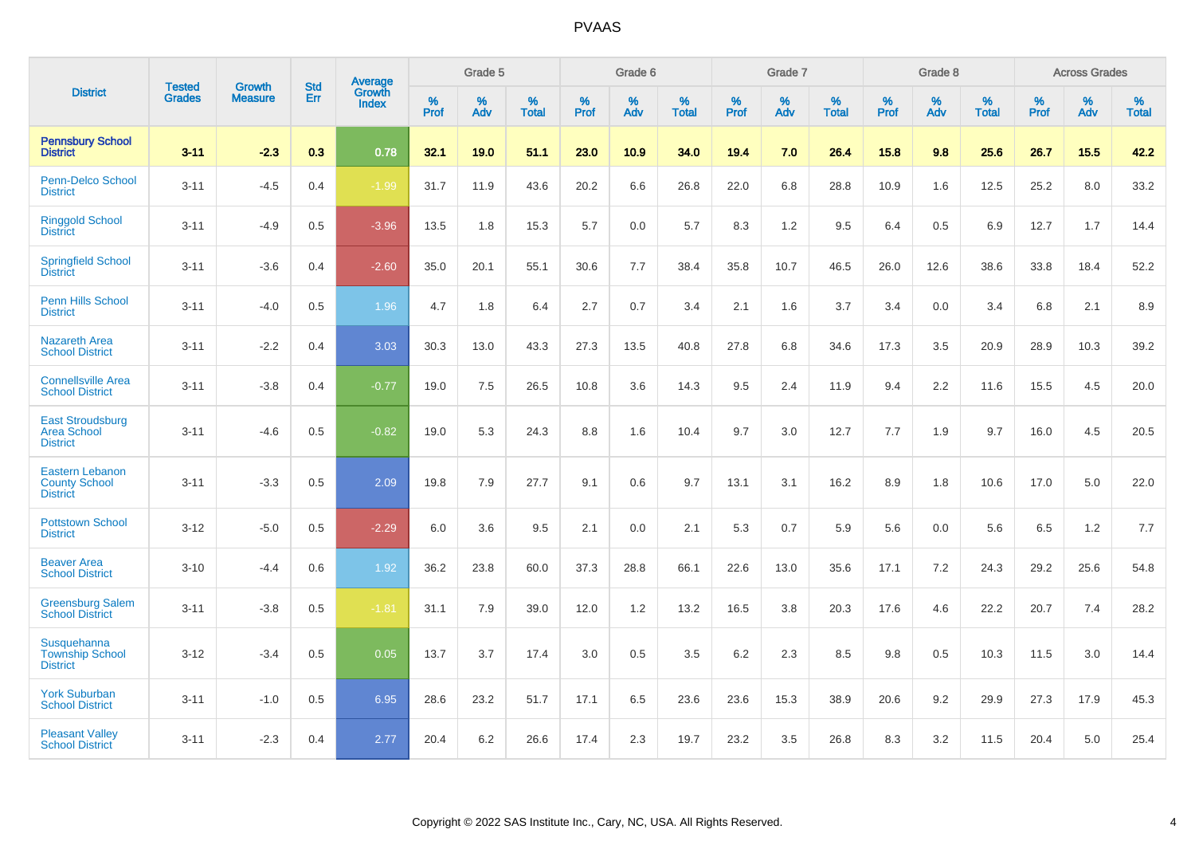# PVAAS

| District | Tested Grades | Growth Measure | Std Err | Average Growth Index | Grade 5 | | | Grade 6 | | | Grade 7 | | | Grade 8 | | | Across Grades | | |
|---|---|---|---|---|---|---|---|---|---|---|---|---|---|---|---|---|---|---|---|
| | | | | | % Prof | % Adv | % Total | % Prof | % Adv | % Total | % Prof | % Adv | % Total | % Prof | % Adv | % Total | % Prof | % Adv | % Total |
| **Pennsbury School District** | **3-11** | **-2.3** | **0.3** | **0.78** | **32.1** | **19.0** | **51.1** | **23.0** | **10.9** | **34.0** | **19.4** | **7.0** | **26.4** | **15.8** | **9.8** | **25.6** | **26.7** | **15.5** | **42.2** |
| Penn-Delco School District | 3-11 | -4.5 | 0.4 | -1.99 | 31.7 | 11.9 | 43.6 | 20.2 | 6.6 | 26.8 | 22.0 | 6.8 | 28.8 | 10.9 | 1.6 | 12.5 | 25.2 | 8.0 | 33.2 |
| Ringgold School District | 3-11 | -4.9 | 0.5 | -3.96 | 13.5 | 1.8 | 15.3 | 5.7 | 0.0 | 5.7 | 8.3 | 1.2 | 9.5 | 6.4 | 0.5 | 6.9 | 12.7 | 1.7 | 14.4 |
| Springfield School District | 3-11 | -3.6 | 0.4 | -2.60 | 35.0 | 20.1 | 55.1 | 30.6 | 7.7 | 38.4 | 35.8 | 10.7 | 46.5 | 26.0 | 12.6 | 38.6 | 33.8 | 18.4 | 52.2 |
| Penn Hills School District | 3-11 | -4.0 | 0.5 | 1.96 | 4.7 | 1.8 | 6.4 | 2.7 | 0.7 | 3.4 | 2.1 | 1.6 | 3.7 | 3.4 | 0.0 | 3.4 | 6.8 | 2.1 | 8.9 |
| Nazareth Area School District | 3-11 | -2.2 | 0.4 | 3.03 | 30.3 | 13.0 | 43.3 | 27.3 | 13.5 | 40.8 | 27.8 | 6.8 | 34.6 | 17.3 | 3.5 | 20.9 | 28.9 | 10.3 | 39.2 |
| Connellsville Area School District | 3-11 | -3.8 | 0.4 | -0.77 | 19.0 | 7.5 | 26.5 | 10.8 | 3.6 | 14.3 | 9.5 | 2.4 | 11.9 | 9.4 | 2.2 | 11.6 | 15.5 | 4.5 | 20.0 |
| East Stroudsburg Area School District | 3-11 | -4.6 | 0.5 | -0.82 | 19.0 | 5.3 | 24.3 | 8.8 | 1.6 | 10.4 | 9.7 | 3.0 | 12.7 | 7.7 | 1.9 | 9.7 | 16.0 | 4.5 | 20.5 |
| Eastern Lebanon County School District | 3-11 | -3.3 | 0.5 | 2.09 | 19.8 | 7.9 | 27.7 | 9.1 | 0.6 | 9.7 | 13.1 | 3.1 | 16.2 | 8.9 | 1.8 | 10.6 | 17.0 | 5.0 | 22.0 |
| Pottstown School District | 3-12 | -5.0 | 0.5 | -2.29 | 6.0 | 3.6 | 9.5 | 2.1 | 0.0 | 2.1 | 5.3 | 0.7 | 5.9 | 5.6 | 0.0 | 5.6 | 6.5 | 1.2 | 7.7 |
| Beaver Area School District | 3-10 | -4.4 | 0.6 | 1.92 | 36.2 | 23.8 | 60.0 | 37.3 | 28.8 | 66.1 | 22.6 | 13.0 | 35.6 | 17.1 | 7.2 | 24.3 | 29.2 | 25.6 | 54.8 |
| Greensburg Salem School District | 3-11 | -3.8 | 0.5 | -1.81 | 31.1 | 7.9 | 39.0 | 12.0 | 1.2 | 13.2 | 16.5 | 3.8 | 20.3 | 17.6 | 4.6 | 22.2 | 20.7 | 7.4 | 28.2 |
| Susquehanna Township School District | 3-12 | -3.4 | 0.5 | 0.05 | 13.7 | 3.7 | 17.4 | 3.0 | 0.5 | 3.5 | 6.2 | 2.3 | 8.5 | 9.8 | 0.5 | 10.3 | 11.5 | 3.0 | 14.4 |
| York Suburban School District | 3-11 | -1.0 | 0.5 | 6.95 | 28.6 | 23.2 | 51.7 | 17.1 | 6.5 | 23.6 | 23.6 | 15.3 | 38.9 | 20.6 | 9.2 | 29.9 | 27.3 | 17.9 | 45.3 |
| Pleasant Valley School District | 3-11 | -2.3 | 0.4 | 2.77 | 20.4 | 6.2 | 26.6 | 17.4 | 2.3 | 19.7 | 23.2 | 3.5 | 26.8 | 8.3 | 3.2 | 11.5 | 20.4 | 5.0 | 25.4 |

Copyright © 2022 SAS Institute Inc., Cary, NC, USA. All Rights Reserved.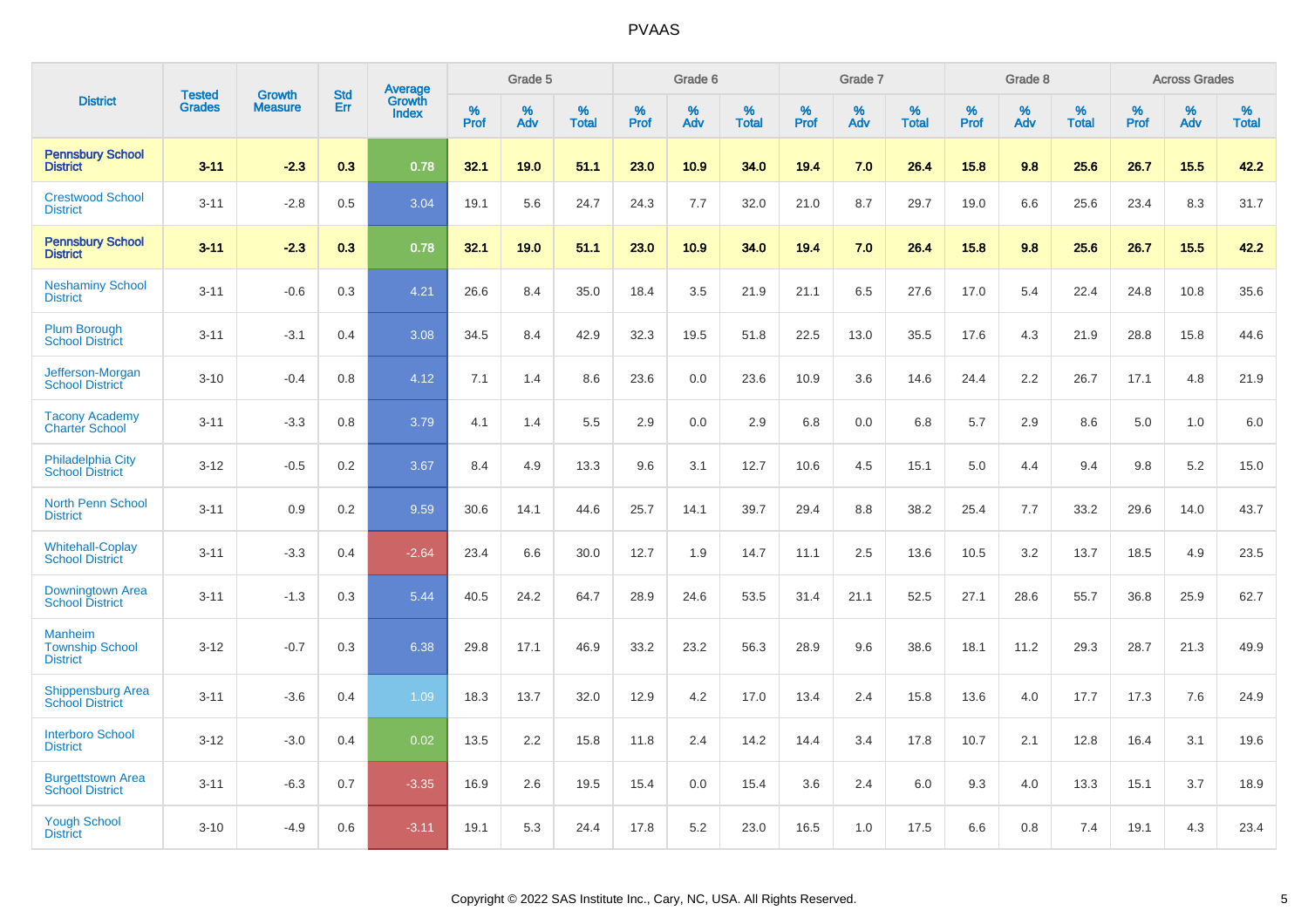# PVAAS

| District | Tested Grades | Growth Measure | Std Err | Average Growth Index | Grade 5 | | | Grade 6 | | | Grade 7 | | | Grade 8 | | | Across Grades | | |
|---|---|---|---|---|---|---|---|---|---|---|---|---|---|---|---|---|---|---|---|
| | | | | | % Prof | % Adv | % Total | % Prof | % Adv | % Total | % Prof | % Adv | % Total | % Prof | % Adv | % Total | % Prof | % Adv | % Total |
| **Pennsbury School District** | **3-11** | **-2.3** | **0.3** | **0.78** | **32.1** | **19.0** | **51.1** | **23.0** | **10.9** | **34.0** | **19.4** | **7.0** | **26.4** | **15.8** | **9.8** | **25.6** | **26.7** | **15.5** | **42.2** |
| Crestwood School District | 3-11 | -2.8 | 0.5 | 3.04 | 19.1 | 5.6 | 24.7 | 24.3 | 7.7 | 32.0 | 21.0 | 8.7 | 29.7 | 19.0 | 6.6 | 25.6 | 23.4 | 8.3 | 31.7 |
| **Pennsbury School District** | **3-11** | **-2.3** | **0.3** | **0.78** | **32.1** | **19.0** | **51.1** | **23.0** | **10.9** | **34.0** | **19.4** | **7.0** | **26.4** | **15.8** | **9.8** | **25.6** | **26.7** | **15.5** | **42.2** |
| Neshaminy School District | 3-11 | -0.6 | 0.3 | 4.21 | 26.6 | 8.4 | 35.0 | 18.4 | 3.5 | 21.9 | 21.1 | 6.5 | 27.6 | 17.0 | 5.4 | 22.4 | 24.8 | 10.8 | 35.6 |
| Plum Borough School District | 3-11 | -3.1 | 0.4 | 3.08 | 34.5 | 8.4 | 42.9 | 32.3 | 19.5 | 51.8 | 22.5 | 13.0 | 35.5 | 17.6 | 4.3 | 21.9 | 28.8 | 15.8 | 44.6 |
| Jefferson-Morgan School District | 3-10 | -0.4 | 0.8 | 4.12 | 7.1 | 1.4 | 8.6 | 23.6 | 0.0 | 23.6 | 10.9 | 3.6 | 14.6 | 24.4 | 2.2 | 26.7 | 17.1 | 4.8 | 21.9 |
| Tacony Academy Charter School | 3-11 | -3.3 | 0.8 | 3.79 | 4.1 | 1.4 | 5.5 | 2.9 | 0.0 | 2.9 | 6.8 | 0.0 | 6.8 | 5.7 | 2.9 | 8.6 | 5.0 | 1.0 | 6.0 |
| Philadelphia City School District | 3-12 | -0.5 | 0.2 | 3.67 | 8.4 | 4.9 | 13.3 | 9.6 | 3.1 | 12.7 | 10.6 | 4.5 | 15.1 | 5.0 | 4.4 | 9.4 | 9.8 | 5.2 | 15.0 |
| North Penn School District | 3-11 | 0.9 | 0.2 | 9.59 | 30.6 | 14.1 | 44.6 | 25.7 | 14.1 | 39.7 | 29.4 | 8.8 | 38.2 | 25.4 | 7.7 | 33.2 | 29.6 | 14.0 | 43.7 |
| Whitehall-Coplay School District | 3-11 | -3.3 | 0.4 | -2.64 | 23.4 | 6.6 | 30.0 | 12.7 | 1.9 | 14.7 | 11.1 | 2.5 | 13.6 | 10.5 | 3.2 | 13.7 | 18.5 | 4.9 | 23.5 |
| Downingtown Area School District | 3-11 | -1.3 | 0.3 | 5.44 | 40.5 | 24.2 | 64.7 | 28.9 | 24.6 | 53.5 | 31.4 | 21.1 | 52.5 | 27.1 | 28.6 | 55.7 | 36.8 | 25.9 | 62.7 |
| Manheim Township School District | 3-12 | -0.7 | 0.3 | 6.38 | 29.8 | 17.1 | 46.9 | 33.2 | 23.2 | 56.3 | 28.9 | 9.6 | 38.6 | 18.1 | 11.2 | 29.3 | 28.7 | 21.3 | 49.9 |
| Shippensburg Area School District | 3-11 | -3.6 | 0.4 | 1.09 | 18.3 | 13.7 | 32.0 | 12.9 | 4.2 | 17.0 | 13.4 | 2.4 | 15.8 | 13.6 | 4.0 | 17.7 | 17.3 | 7.6 | 24.9 |
| Interboro School District | 3-12 | -3.0 | 0.4 | 0.02 | 13.5 | 2.2 | 15.8 | 11.8 | 2.4 | 14.2 | 14.4 | 3.4 | 17.8 | 10.7 | 2.1 | 12.8 | 16.4 | 3.1 | 19.6 |
| Burgettstown Area School District | 3-11 | -6.3 | 0.7 | -3.35 | 16.9 | 2.6 | 19.5 | 15.4 | 0.0 | 15.4 | 3.6 | 2.4 | 6.0 | 9.3 | 4.0 | 13.3 | 15.1 | 3.7 | 18.9 |
| Yough School District | 3-10 | -4.9 | 0.6 | -3.11 | 19.1 | 5.3 | 24.4 | 17.8 | 5.2 | 23.0 | 16.5 | 1.0 | 17.5 | 6.6 | 0.8 | 7.4 | 19.1 | 4.3 | 23.4 |

Copyright © 2022 SAS Institute Inc., Cary, NC, USA. All Rights Reserved.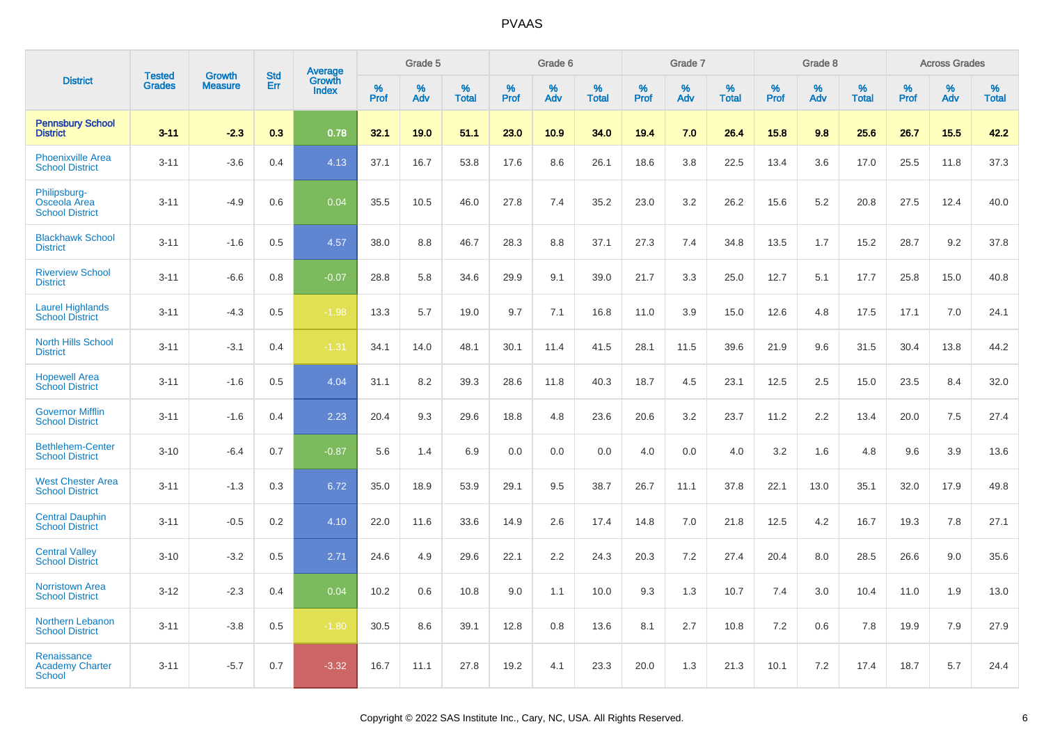| District | Tested Grades | Growth Measure | Std Err | Average Growth Index | Grade 5 | | | Grade 6 | | | Grade 7 | | | Grade 8 | | | Across Grades | | |
|---|---|---|---|---|---|---|---|---|---|---|---|---|---|---|---|---|---|---|---|
| | | | | | % Prof | % Adv | % Total | % Prof | % Adv | % Total | % Prof | % Adv | % Total | % Prof | % Adv | % Total | % Prof | % Adv | % Total |
| **Pennsbury School District** | **3-11** | **-2.3** | **0.3** | **0.78** | **32.1** | **19.0** | **51.1** | **23.0** | **10.9** | **34.0** | **19.4** | **7.0** | **26.4** | **15.8** | **9.8** | **25.6** | **26.7** | **15.5** | **42.2** |
| Phoenixville Area School District | 3-11 | -3.6 | 0.4 | 4.13 | 37.1 | 16.7 | 53.8 | 17.6 | 8.6 | 26.1 | 18.6 | 3.8 | 22.5 | 13.4 | 3.6 | 17.0 | 25.5 | 11.8 | 37.3 |
| Philipsburg-Osceola Area School District | 3-11 | -4.9 | 0.6 | 0.04 | 35.5 | 10.5 | 46.0 | 27.8 | 7.4 | 35.2 | 23.0 | 3.2 | 26.2 | 15.6 | 5.2 | 20.8 | 27.5 | 12.4 | 40.0 |
| Blackhawk School District | 3-11 | -1.6 | 0.5 | 4.57 | 38.0 | 8.8 | 46.7 | 28.3 | 8.8 | 37.1 | 27.3 | 7.4 | 34.8 | 13.5 | 1.7 | 15.2 | 28.7 | 9.2 | 37.8 |
| Riverview School District | 3-11 | -6.6 | 0.8 | -0.07 | 28.8 | 5.8 | 34.6 | 29.9 | 9.1 | 39.0 | 21.7 | 3.3 | 25.0 | 12.7 | 5.1 | 17.7 | 25.8 | 15.0 | 40.8 |
| Laurel Highlands School District | 3-11 | -4.3 | 0.5 | -1.98 | 13.3 | 5.7 | 19.0 | 9.7 | 7.1 | 16.8 | 11.0 | 3.9 | 15.0 | 12.6 | 4.8 | 17.5 | 17.1 | 7.0 | 24.1 |
| North Hills School District | 3-11 | -3.1 | 0.4 | -1.31 | 34.1 | 14.0 | 48.1 | 30.1 | 11.4 | 41.5 | 28.1 | 11.5 | 39.6 | 21.9 | 9.6 | 31.5 | 30.4 | 13.8 | 44.2 |
| Hopewell Area School District | 3-11 | -1.6 | 0.5 | 4.04 | 31.1 | 8.2 | 39.3 | 28.6 | 11.8 | 40.3 | 18.7 | 4.5 | 23.1 | 12.5 | 2.5 | 15.0 | 23.5 | 8.4 | 32.0 |
| Governor Mifflin School District | 3-11 | -1.6 | 0.4 | 2.23 | 20.4 | 9.3 | 29.6 | 18.8 | 4.8 | 23.6 | 20.6 | 3.2 | 23.7 | 11.2 | 2.2 | 13.4 | 20.0 | 7.5 | 27.4 |
| Bethlehem-Center School District | 3-10 | -6.4 | 0.7 | -0.87 | 5.6 | 1.4 | 6.9 | 0.0 | 0.0 | 0.0 | 4.0 | 0.0 | 4.0 | 3.2 | 1.6 | 4.8 | 9.6 | 3.9 | 13.6 |
| West Chester Area School District | 3-11 | -1.3 | 0.3 | 6.72 | 35.0 | 18.9 | 53.9 | 29.1 | 9.5 | 38.7 | 26.7 | 11.1 | 37.8 | 22.1 | 13.0 | 35.1 | 32.0 | 17.9 | 49.8 |
| Central Dauphin School District | 3-11 | -0.5 | 0.2 | 4.10 | 22.0 | 11.6 | 33.6 | 14.9 | 2.6 | 17.4 | 14.8 | 7.0 | 21.8 | 12.5 | 4.2 | 16.7 | 19.3 | 7.8 | 27.1 |
| Central Valley School District | 3-10 | -3.2 | 0.5 | 2.71 | 24.6 | 4.9 | 29.6 | 22.1 | 2.2 | 24.3 | 20.3 | 7.2 | 27.4 | 20.4 | 8.0 | 28.5 | 26.6 | 9.0 | 35.6 |
| Norristown Area School District | 3-12 | -2.3 | 0.4 | 0.04 | 10.2 | 0.6 | 10.8 | 9.0 | 1.1 | 10.0 | 9.3 | 1.3 | 10.7 | 7.4 | 3.0 | 10.4 | 11.0 | 1.9 | 13.0 |
| Northern Lebanon School District | 3-11 | -3.8 | 0.5 | -1.80 | 30.5 | 8.6 | 39.1 | 12.8 | 0.8 | 13.6 | 8.1 | 2.7 | 10.8 | 7.2 | 0.6 | 7.8 | 19.9 | 7.9 | 27.9 |
| Renaissance Academy Charter School | 3-11 | -5.7 | 0.7 | -3.32 | 16.7 | 11.1 | 27.8 | 19.2 | 4.1 | 23.3 | 20.0 | 1.3 | 21.3 | 10.1 | 7.2 | 17.4 | 18.7 | 5.7 | 24.4 |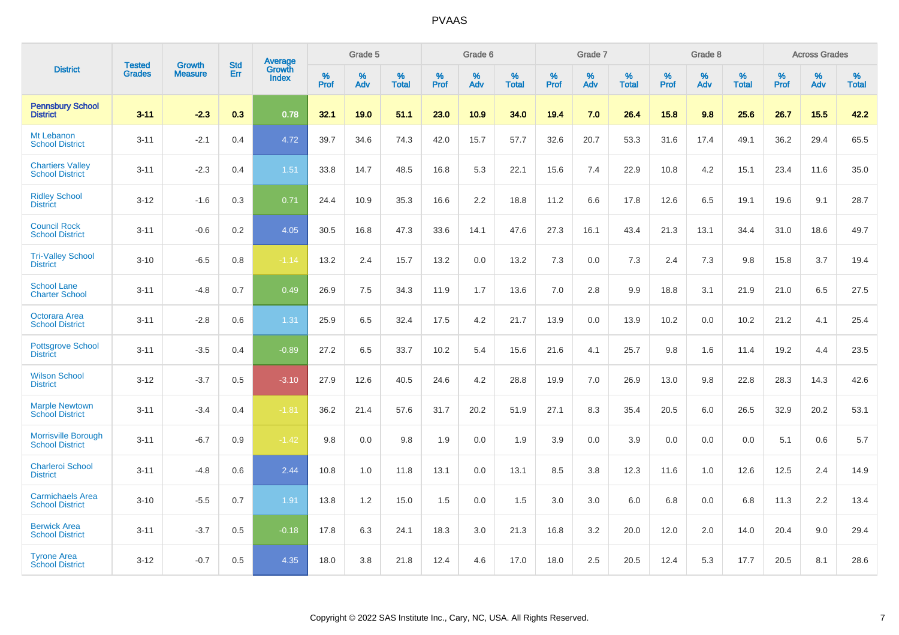# PVAAS

| District | Tested Grades | Growth Measure | Std Err | Average Growth Index | Grade 5 | | | Grade 6 | | | Grade 7 | | | Grade 8 | | | Across Grades | | |
|---|---|---|---|---|---|---|---|---|---|---|---|---|---|---|---|---|---|---|---|
| | | | | | % Prof | % Adv | % Total | % Prof | % Adv | % Total | % Prof | % Adv | % Total | % Prof | % Adv | % Total | % Prof | % Adv | % Total |
| **Pennsbury School District** | **3-11** | **-2.3** | **0.3** | **0.78** | **32.1** | **19.0** | **51.1** | **23.0** | **10.9** | **34.0** | **19.4** | **7.0** | **26.4** | **15.8** | **9.8** | **25.6** | **26.7** | **15.5** | **42.2** |
| Mt Lebanon School District | 3-11 | -2.1 | 0.4 | 4.72 | 39.7 | 34.6 | 74.3 | 42.0 | 15.7 | 57.7 | 32.6 | 20.7 | 53.3 | 31.6 | 17.4 | 49.1 | 36.2 | 29.4 | 65.5 |
| Chartiers Valley School District | 3-11 | -2.3 | 0.4 | 1.51 | 33.8 | 14.7 | 48.5 | 16.8 | 5.3 | 22.1 | 15.6 | 7.4 | 22.9 | 10.8 | 4.2 | 15.1 | 23.4 | 11.6 | 35.0 |
| Ridley School District | 3-12 | -1.6 | 0.3 | 0.71 | 24.4 | 10.9 | 35.3 | 16.6 | 2.2 | 18.8 | 11.2 | 6.6 | 17.8 | 12.6 | 6.5 | 19.1 | 19.6 | 9.1 | 28.7 |
| Council Rock School District | 3-11 | -0.6 | 0.2 | 4.05 | 30.5 | 16.8 | 47.3 | 33.6 | 14.1 | 47.6 | 27.3 | 16.1 | 43.4 | 21.3 | 13.1 | 34.4 | 31.0 | 18.6 | 49.7 |
| Tri-Valley School District | 3-10 | -6.5 | 0.8 | -1.14 | 13.2 | 2.4 | 15.7 | 13.2 | 0.0 | 13.2 | 7.3 | 0.0 | 7.3 | 2.4 | 7.3 | 9.8 | 15.8 | 3.7 | 19.4 |
| School Lane Charter School | 3-11 | -4.8 | 0.7 | 0.49 | 26.9 | 7.5 | 34.3 | 11.9 | 1.7 | 13.6 | 7.0 | 2.8 | 9.9 | 18.8 | 3.1 | 21.9 | 21.0 | 6.5 | 27.5 |
| Octorara Area School District | 3-11 | -2.8 | 0.6 | 1.31 | 25.9 | 6.5 | 32.4 | 17.5 | 4.2 | 21.7 | 13.9 | 0.0 | 13.9 | 10.2 | 0.0 | 10.2 | 21.2 | 4.1 | 25.4 |
| Pottsgrove School District | 3-11 | -3.5 | 0.4 | -0.89 | 27.2 | 6.5 | 33.7 | 10.2 | 5.4 | 15.6 | 21.6 | 4.1 | 25.7 | 9.8 | 1.6 | 11.4 | 19.2 | 4.4 | 23.5 |
| Wilson School District | 3-12 | -3.7 | 0.5 | -3.10 | 27.9 | 12.6 | 40.5 | 24.6 | 4.2 | 28.8 | 19.9 | 7.0 | 26.9 | 13.0 | 9.8 | 22.8 | 28.3 | 14.3 | 42.6 |
| Marple Newtown School District | 3-11 | -3.4 | 0.4 | -1.81 | 36.2 | 21.4 | 57.6 | 31.7 | 20.2 | 51.9 | 27.1 | 8.3 | 35.4 | 20.5 | 6.0 | 26.5 | 32.9 | 20.2 | 53.1 |
| Morrisville Borough School District | 3-11 | -6.7 | 0.9 | -1.42 | 9.8 | 0.0 | 9.8 | 1.9 | 0.0 | 1.9 | 3.9 | 0.0 | 3.9 | 0.0 | 0.0 | 0.0 | 5.1 | 0.6 | 5.7 |
| Charleroi School District | 3-11 | -4.8 | 0.6 | 2.44 | 10.8 | 1.0 | 11.8 | 13.1 | 0.0 | 13.1 | 8.5 | 3.8 | 12.3 | 11.6 | 1.0 | 12.6 | 12.5 | 2.4 | 14.9 |
| Carmichaels Area School District | 3-10 | -5.5 | 0.7 | 1.91 | 13.8 | 1.2 | 15.0 | 1.5 | 0.0 | 1.5 | 3.0 | 3.0 | 6.0 | 6.8 | 0.0 | 6.8 | 11.3 | 2.2 | 13.4 |
| Berwick Area School District | 3-11 | -3.7 | 0.5 | -0.18 | 17.8 | 6.3 | 24.1 | 18.3 | 3.0 | 21.3 | 16.8 | 3.2 | 20.0 | 12.0 | 2.0 | 14.0 | 20.4 | 9.0 | 29.4 |
| Tyrone Area School District | 3-12 | -0.7 | 0.5 | 4.35 | 18.0 | 3.8 | 21.8 | 12.4 | 4.6 | 17.0 | 18.0 | 2.5 | 20.5 | 12.4 | 5.3 | 17.7 | 20.5 | 8.1 | 28.6 |

Copyright © 2022 SAS Institute Inc., Cary, NC, USA. All Rights Reserved.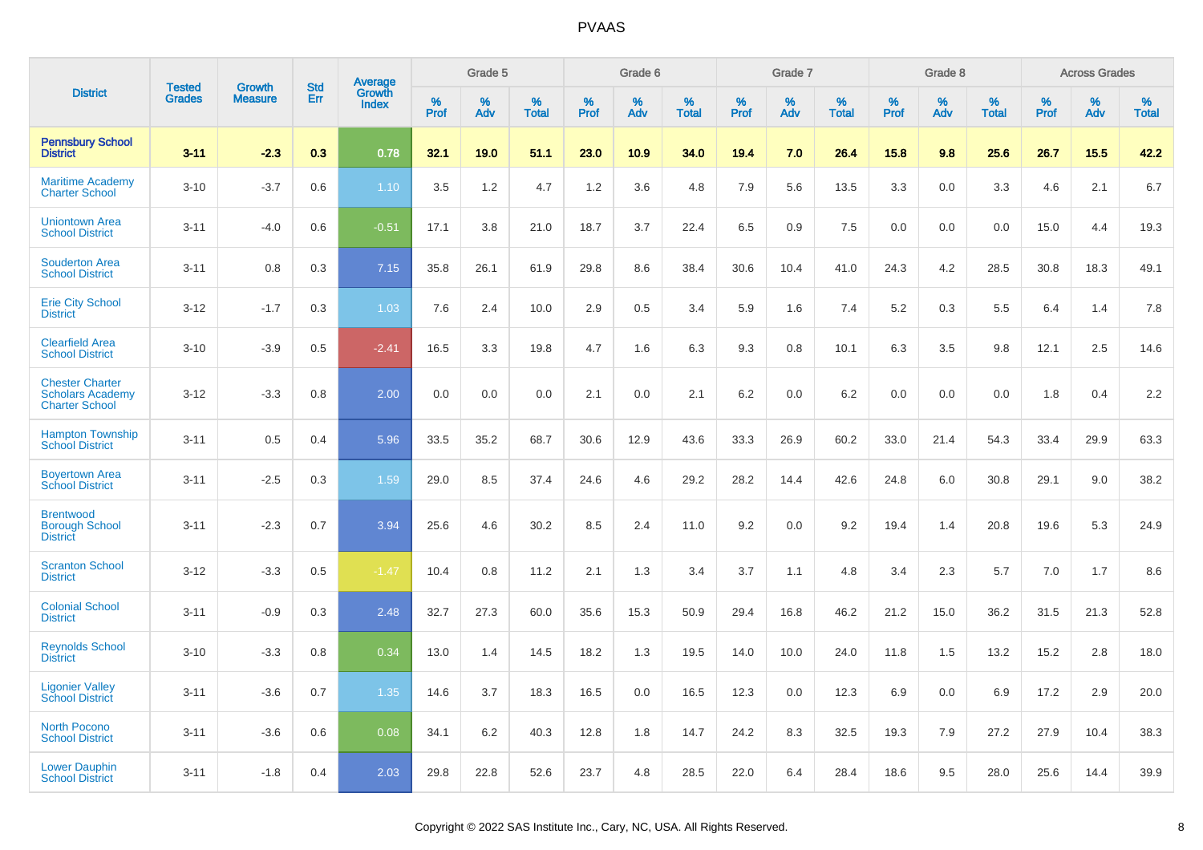# PVAAS

| District | Tested Grades | Growth Measure | Std Err | Average Growth Index | Grade 5 | | | Grade 6 | | | Grade 7 | | | Grade 8 | | | Across Grades | | |
|---|---|---|---|---|---|---|---|---|---|---|---|---|---|---|---|---|---|---|---|
| | | | | | % Prof | % Adv | % Total | % Prof | % Adv | % Total | % Prof | % Adv | % Total | % Prof | % Adv | % Total | % Prof | % Adv | % Total |
| **Pennsbury School District** | **3-11** | **-2.3** | **0.3** | **0.78** | **32.1** | **19.0** | **51.1** | **23.0** | **10.9** | **34.0** | **19.4** | **7.0** | **26.4** | **15.8** | **9.8** | **25.6** | **26.7** | **15.5** | **42.2** |
| Maritime Academy Charter School | 3-10 | -3.7 | 0.6 | 1.10 | 3.5 | 1.2 | 4.7 | 1.2 | 3.6 | 4.8 | 7.9 | 5.6 | 13.5 | 3.3 | 0.0 | 3.3 | 4.6 | 2.1 | 6.7 |
| Uniontown Area School District | 3-11 | -4.0 | 0.6 | -0.51 | 17.1 | 3.8 | 21.0 | 18.7 | 3.7 | 22.4 | 6.5 | 0.9 | 7.5 | 0.0 | 0.0 | 0.0 | 15.0 | 4.4 | 19.3 |
| Souderton Area School District | 3-11 | 0.8 | 0.3 | 7.15 | 35.8 | 26.1 | 61.9 | 29.8 | 8.6 | 38.4 | 30.6 | 10.4 | 41.0 | 24.3 | 4.2 | 28.5 | 30.8 | 18.3 | 49.1 |
| Erie City School District | 3-12 | -1.7 | 0.3 | 1.03 | 7.6 | 2.4 | 10.0 | 2.9 | 0.5 | 3.4 | 5.9 | 1.6 | 7.4 | 5.2 | 0.3 | 5.5 | 6.4 | 1.4 | 7.8 |
| Clearfield Area School District | 3-10 | -3.9 | 0.5 | -2.41 | 16.5 | 3.3 | 19.8 | 4.7 | 1.6 | 6.3 | 9.3 | 0.8 | 10.1 | 6.3 | 3.5 | 9.8 | 12.1 | 2.5 | 14.6 |
| Chester Charter Scholars Academy Charter School | 3-12 | -3.3 | 0.8 | 2.00 | 0.0 | 0.0 | 0.0 | 2.1 | 0.0 | 2.1 | 6.2 | 0.0 | 6.2 | 0.0 | 0.0 | 0.0 | 1.8 | 0.4 | 2.2 |
| Hampton Township School District | 3-11 | 0.5 | 0.4 | 5.96 | 33.5 | 35.2 | 68.7 | 30.6 | 12.9 | 43.6 | 33.3 | 26.9 | 60.2 | 33.0 | 21.4 | 54.3 | 33.4 | 29.9 | 63.3 |
| Boyertown Area School District | 3-11 | -2.5 | 0.3 | 1.59 | 29.0 | 8.5 | 37.4 | 24.6 | 4.6 | 29.2 | 28.2 | 14.4 | 42.6 | 24.8 | 6.0 | 30.8 | 29.1 | 9.0 | 38.2 |
| Brentwood Borough School District | 3-11 | -2.3 | 0.7 | 3.94 | 25.6 | 4.6 | 30.2 | 8.5 | 2.4 | 11.0 | 9.2 | 0.0 | 9.2 | 19.4 | 1.4 | 20.8 | 19.6 | 5.3 | 24.9 |
| Scranton School District | 3-12 | -3.3 | 0.5 | -1.47 | 10.4 | 0.8 | 11.2 | 2.1 | 1.3 | 3.4 | 3.7 | 1.1 | 4.8 | 3.4 | 2.3 | 5.7 | 7.0 | 1.7 | 8.6 |
| Colonial School District | 3-11 | -0.9 | 0.3 | 2.48 | 32.7 | 27.3 | 60.0 | 35.6 | 15.3 | 50.9 | 29.4 | 16.8 | 46.2 | 21.2 | 15.0 | 36.2 | 31.5 | 21.3 | 52.8 |
| Reynolds School District | 3-10 | -3.3 | 0.8 | 0.34 | 13.0 | 1.4 | 14.5 | 18.2 | 1.3 | 19.5 | 14.0 | 10.0 | 24.0 | 11.8 | 1.5 | 13.2 | 15.2 | 2.8 | 18.0 |
| Ligonier Valley School District | 3-11 | -3.6 | 0.7 | 1.35 | 14.6 | 3.7 | 18.3 | 16.5 | 0.0 | 16.5 | 12.3 | 0.0 | 12.3 | 6.9 | 0.0 | 6.9 | 17.2 | 2.9 | 20.0 |
| North Pocono School District | 3-11 | -3.6 | 0.6 | 0.08 | 34.1 | 6.2 | 40.3 | 12.8 | 1.8 | 14.7 | 24.2 | 8.3 | 32.5 | 19.3 | 7.9 | 27.2 | 27.9 | 10.4 | 38.3 |
| Lower Dauphin School District | 3-11 | -1.8 | 0.4 | 2.03 | 29.8 | 22.8 | 52.6 | 23.7 | 4.8 | 28.5 | 22.0 | 6.4 | 28.4 | 18.6 | 9.5 | 28.0 | 25.6 | 14.4 | 39.9 |

Copyright © 2022 SAS Institute Inc., Cary, NC, USA. All Rights Reserved.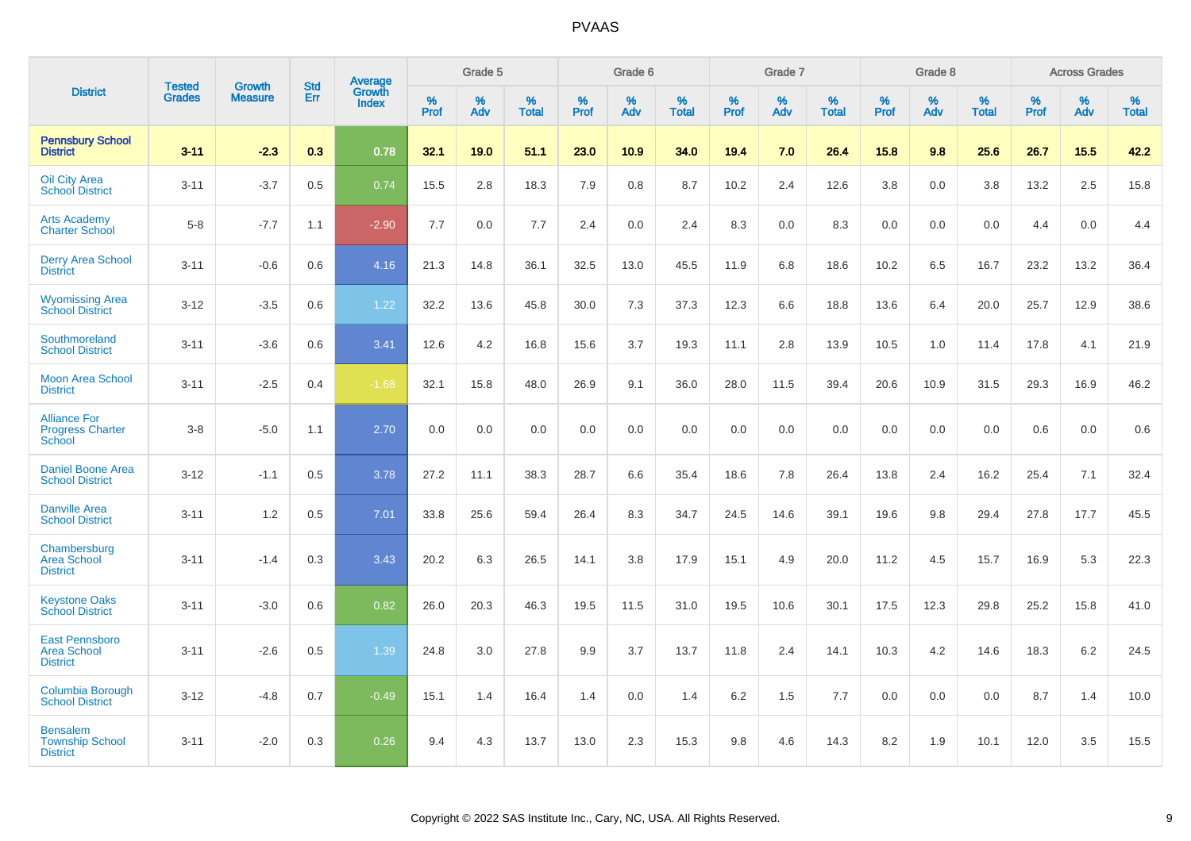| District | Tested Grades | Growth Measure | Std Err | Average Growth Index | Grade 5 | | | Grade 6 | | | Grade 7 | | | Grade 8 | | | Across Grades | | |
|---|---|---|---|---|---|---|---|---|---|---|---|---|---|---|---|---|---|---|---|
| | | | | | % Prof | % Adv | % Total | % Prof | % Adv | % Total | % Prof | % Adv | % Total | % Prof | % Adv | % Total | % Prof | % Adv | % Total |
| **Pennsbury School District** | **3-11** | **-2.3** | **0.3** | **0.78** | **32.1** | **19.0** | **51.1** | **23.0** | **10.9** | **34.0** | **19.4** | **7.0** | **26.4** | **15.8** | **9.8** | **25.6** | **26.7** | **15.5** | **42.2** |
| Oil City Area School District | 3-11 | -3.7 | 0.5 | 0.74 | 15.5 | 2.8 | 18.3 | 7.9 | 0.8 | 8.7 | 10.2 | 2.4 | 12.6 | 3.8 | 0.0 | 3.8 | 13.2 | 2.5 | 15.8 |
| Arts Academy Charter School | 5-8 | -7.7 | 1.1 | -2.90 | 7.7 | 0.0 | 7.7 | 2.4 | 0.0 | 2.4 | 8.3 | 0.0 | 8.3 | 0.0 | 0.0 | 0.0 | 4.4 | 0.0 | 4.4 |
| Derry Area School District | 3-11 | -0.6 | 0.6 | 4.16 | 21.3 | 14.8 | 36.1 | 32.5 | 13.0 | 45.5 | 11.9 | 6.8 | 18.6 | 10.2 | 6.5 | 16.7 | 23.2 | 13.2 | 36.4 |
| Wyomissing Area School District | 3-12 | -3.5 | 0.6 | 1.22 | 32.2 | 13.6 | 45.8 | 30.0 | 7.3 | 37.3 | 12.3 | 6.6 | 18.8 | 13.6 | 6.4 | 20.0 | 25.7 | 12.9 | 38.6 |
| Southmoreland School District | 3-11 | -3.6 | 0.6 | 3.41 | 12.6 | 4.2 | 16.8 | 15.6 | 3.7 | 19.3 | 11.1 | 2.8 | 13.9 | 10.5 | 1.0 | 11.4 | 17.8 | 4.1 | 21.9 |
| Moon Area School District | 3-11 | -2.5 | 0.4 | -1.68 | 32.1 | 15.8 | 48.0 | 26.9 | 9.1 | 36.0 | 28.0 | 11.5 | 39.4 | 20.6 | 10.9 | 31.5 | 29.3 | 16.9 | 46.2 |
| Alliance For Progress Charter School | 3-8 | -5.0 | 1.1 | 2.70 | 0.0 | 0.0 | 0.0 | 0.0 | 0.0 | 0.0 | 0.0 | 0.0 | 0.0 | 0.0 | 0.0 | 0.0 | 0.6 | 0.0 | 0.6 |
| Daniel Boone Area School District | 3-12 | -1.1 | 0.5 | 3.78 | 27.2 | 11.1 | 38.3 | 28.7 | 6.6 | 35.4 | 18.6 | 7.8 | 26.4 | 13.8 | 2.4 | 16.2 | 25.4 | 7.1 | 32.4 |
| Danville Area School District | 3-11 | 1.2 | 0.5 | 7.01 | 33.8 | 25.6 | 59.4 | 26.4 | 8.3 | 34.7 | 24.5 | 14.6 | 39.1 | 19.6 | 9.8 | 29.4 | 27.8 | 17.7 | 45.5 |
| Chambersburg Area School District | 3-11 | -1.4 | 0.3 | 3.43 | 20.2 | 6.3 | 26.5 | 14.1 | 3.8 | 17.9 | 15.1 | 4.9 | 20.0 | 11.2 | 4.5 | 15.7 | 16.9 | 5.3 | 22.3 |
| Keystone Oaks School District | 3-11 | -3.0 | 0.6 | 0.82 | 26.0 | 20.3 | 46.3 | 19.5 | 11.5 | 31.0 | 19.5 | 10.6 | 30.1 | 17.5 | 12.3 | 29.8 | 25.2 | 15.8 | 41.0 |
| East Pennsboro Area School District | 3-11 | -2.6 | 0.5 | 1.39 | 24.8 | 3.0 | 27.8 | 9.9 | 3.7 | 13.7 | 11.8 | 2.4 | 14.1 | 10.3 | 4.2 | 14.6 | 18.3 | 6.2 | 24.5 |
| Columbia Borough School District | 3-12 | -4.8 | 0.7 | -0.49 | 15.1 | 1.4 | 16.4 | 1.4 | 0.0 | 1.4 | 6.2 | 1.5 | 7.7 | 0.0 | 0.0 | 0.0 | 8.7 | 1.4 | 10.0 |
| Bensalem Township School District | 3-11 | -2.0 | 0.3 | 0.26 | 9.4 | 4.3 | 13.7 | 13.0 | 2.3 | 15.3 | 9.8 | 4.6 | 14.3 | 8.2 | 1.9 | 10.1 | 12.0 | 3.5 | 15.5 |

Copyright © 2022 SAS Institute Inc., Cary, NC, USA. All Rights Reserved.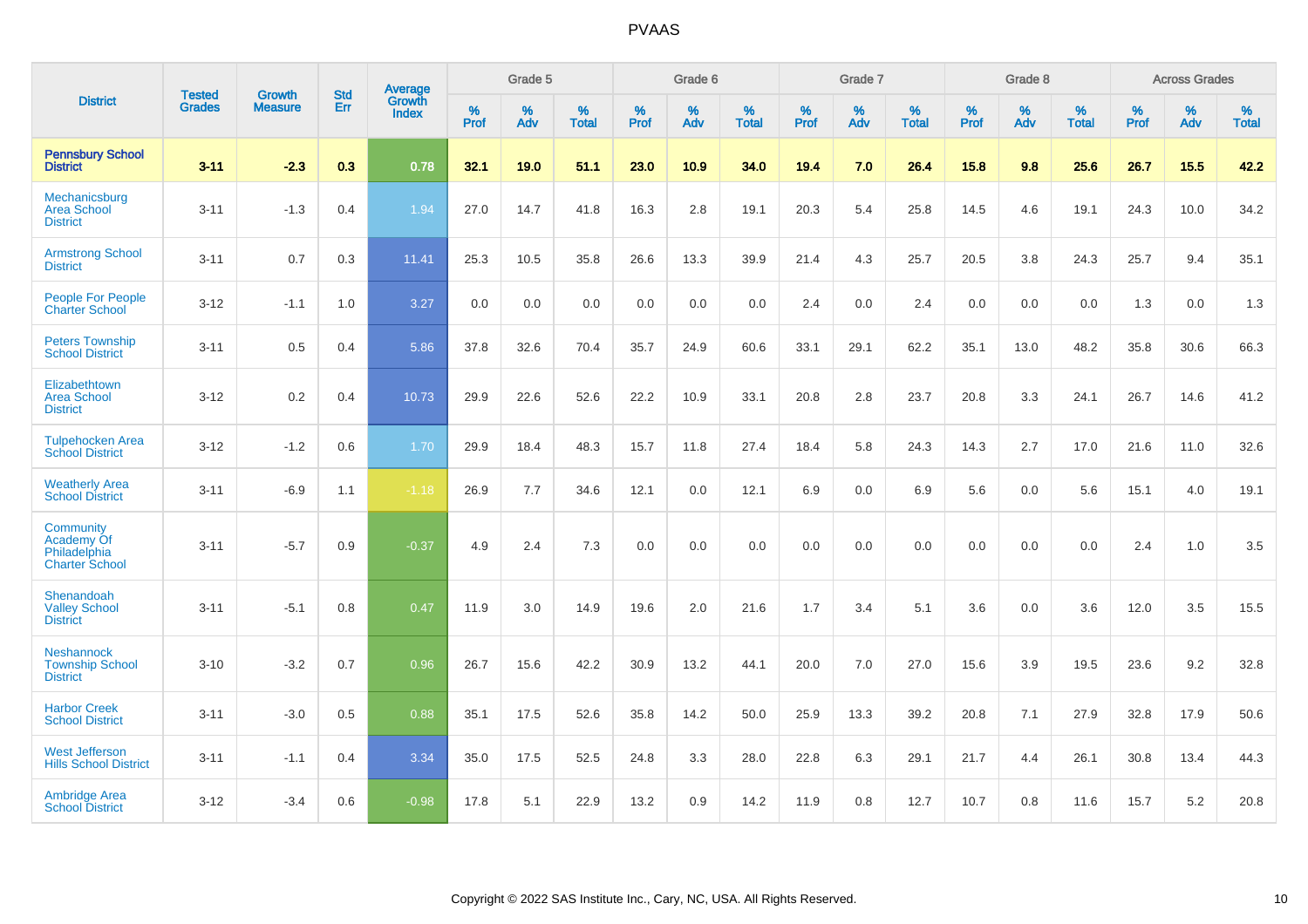# PVAAS

| District | Tested Grades | Growth Measure | Std Err | Average Growth Index | Grade 5 | | | Grade 6 | | | Grade 7 | | | Grade 8 | | | Across Grades | | |
|---|---|---|---|---|---|---|---|---|---|---|---|---|---|---|---|---|---|---|---|
| | | | | | % Prof | % Adv | % Total | % Prof | % Adv | % Total | % Prof | % Adv | % Total | % Prof | % Adv | % Total | % Prof | % Adv | % Total |
| **Pennsbury School District** | **3-11** | **-2.3** | **0.3** | **0.78** | **32.1** | **19.0** | **51.1** | **23.0** | **10.9** | **34.0** | **19.4** | **7.0** | **26.4** | **15.8** | **9.8** | **25.6** | **26.7** | **15.5** | **42.2** |
| Mechanicsburg Area School District | 3-11 | -1.3 | 0.4 | 1.94 | 27.0 | 14.7 | 41.8 | 16.3 | 2.8 | 19.1 | 20.3 | 5.4 | 25.8 | 14.5 | 4.6 | 19.1 | 24.3 | 10.0 | 34.2 |
| Armstrong School District | 3-11 | 0.7 | 0.3 | 11.41 | 25.3 | 10.5 | 35.8 | 26.6 | 13.3 | 39.9 | 21.4 | 4.3 | 25.7 | 20.5 | 3.8 | 24.3 | 25.7 | 9.4 | 35.1 |
| People For People Charter School | 3-12 | -1.1 | 1.0 | 3.27 | 0.0 | 0.0 | 0.0 | 0.0 | 0.0 | 0.0 | 2.4 | 0.0 | 2.4 | 0.0 | 0.0 | 0.0 | 1.3 | 0.0 | 1.3 |
| Peters Township School District | 3-11 | 0.5 | 0.4 | 5.86 | 37.8 | 32.6 | 70.4 | 35.7 | 24.9 | 60.6 | 33.1 | 29.1 | 62.2 | 35.1 | 13.0 | 48.2 | 35.8 | 30.6 | 66.3 |
| Elizabethtown Area School District | 3-12 | 0.2 | 0.4 | 10.73 | 29.9 | 22.6 | 52.6 | 22.2 | 10.9 | 33.1 | 20.8 | 2.8 | 23.7 | 20.8 | 3.3 | 24.1 | 26.7 | 14.6 | 41.2 |
| Tulpehocken Area School District | 3-12 | -1.2 | 0.6 | 1.70 | 29.9 | 18.4 | 48.3 | 15.7 | 11.8 | 27.4 | 18.4 | 5.8 | 24.3 | 14.3 | 2.7 | 17.0 | 21.6 | 11.0 | 32.6 |
| Weatherly Area School District | 3-11 | -6.9 | 1.1 | -1.18 | 26.9 | 7.7 | 34.6 | 12.1 | 0.0 | 12.1 | 6.9 | 0.0 | 6.9 | 5.6 | 0.0 | 5.6 | 15.1 | 4.0 | 19.1 |
| Community Academy Of Philadelphia Charter School | 3-11 | -5.7 | 0.9 | -0.37 | 4.9 | 2.4 | 7.3 | 0.0 | 0.0 | 0.0 | 0.0 | 0.0 | 0.0 | 0.0 | 0.0 | 0.0 | 2.4 | 1.0 | 3.5 |
| Shenandoah Valley School District | 3-11 | -5.1 | 0.8 | 0.47 | 11.9 | 3.0 | 14.9 | 19.6 | 2.0 | 21.6 | 1.7 | 3.4 | 5.1 | 3.6 | 0.0 | 3.6 | 12.0 | 3.5 | 15.5 |
| Neshannock Township School District | 3-10 | -3.2 | 0.7 | 0.96 | 26.7 | 15.6 | 42.2 | 30.9 | 13.2 | 44.1 | 20.0 | 7.0 | 27.0 | 15.6 | 3.9 | 19.5 | 23.6 | 9.2 | 32.8 |
| Harbor Creek School District | 3-11 | -3.0 | 0.5 | 0.88 | 35.1 | 17.5 | 52.6 | 35.8 | 14.2 | 50.0 | 25.9 | 13.3 | 39.2 | 20.8 | 7.1 | 27.9 | 32.8 | 17.9 | 50.6 |
| West Jefferson Hills School District | 3-11 | -1.1 | 0.4 | 3.34 | 35.0 | 17.5 | 52.5 | 24.8 | 3.3 | 28.0 | 22.8 | 6.3 | 29.1 | 21.7 | 4.4 | 26.1 | 30.8 | 13.4 | 44.3 |
| Ambridge Area School District | 3-12 | -3.4 | 0.6 | -0.98 | 17.8 | 5.1 | 22.9 | 13.2 | 0.9 | 14.2 | 11.9 | 0.8 | 12.7 | 10.7 | 0.8 | 11.6 | 15.7 | 5.2 | 20.8 |

Copyright © 2022 SAS Institute Inc., Cary, NC, USA. All Rights Reserved.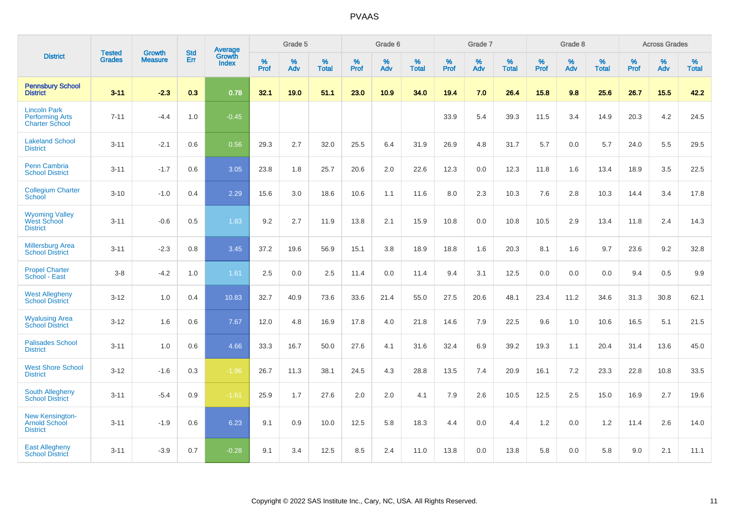# PVAAS

| District | Tested Grades | Growth Measure | Std Err | Average Growth Index | Grade 5 | | | Grade 6 | | | Grade 7 | | | Grade 8 | | | Across Grades | | |
|---|---|---|---|---|---|---|---|---|---|---|---|---|---|---|---|---|---|---|---|
| | | | | | % Prof | % Adv | % Total | % Prof | % Adv | % Total | % Prof | % Adv | % Total | % Prof | % Adv | % Total | % Prof | % Adv | % Total |
| **Pennsbury School District** | **3-11** | **-2.3** | **0.3** | **0.78** | **32.1** | **19.0** | **51.1** | **23.0** | **10.9** | **34.0** | **19.4** | **7.0** | **26.4** | **15.8** | **9.8** | **25.6** | **26.7** | **15.5** | **42.2** |
| Lincoln Park Performing Arts Charter School | 7-11 | -4.4 | 1.0 | -0.45 | | | | | | | 33.9 | 5.4 | 39.3 | 11.5 | 3.4 | 14.9 | 20.3 | 4.2 | 24.5 |
| Lakeland School District | 3-11 | -2.1 | 0.6 | 0.56 | 29.3 | 2.7 | 32.0 | 25.5 | 6.4 | 31.9 | 26.9 | 4.8 | 31.7 | 5.7 | 0.0 | 5.7 | 24.0 | 5.5 | 29.5 |
| Penn Cambria School District | 3-11 | -1.7 | 0.6 | 3.05 | 23.8 | 1.8 | 25.7 | 20.6 | 2.0 | 22.6 | 12.3 | 0.0 | 12.3 | 11.8 | 1.6 | 13.4 | 18.9 | 3.5 | 22.5 |
| Collegium Charter School | 3-10 | -1.0 | 0.4 | 2.29 | 15.6 | 3.0 | 18.6 | 10.6 | 1.1 | 11.6 | 8.0 | 2.3 | 10.3 | 7.6 | 2.8 | 10.3 | 14.4 | 3.4 | 17.8 |
| Wyoming Valley West School District | 3-11 | -0.6 | 0.5 | 1.83 | 9.2 | 2.7 | 11.9 | 13.8 | 2.1 | 15.9 | 10.8 | 0.0 | 10.8 | 10.5 | 2.9 | 13.4 | 11.8 | 2.4 | 14.3 |
| Millersburg Area School District | 3-11 | -2.3 | 0.8 | 3.45 | 37.2 | 19.6 | 56.9 | 15.1 | 3.8 | 18.9 | 18.8 | 1.6 | 20.3 | 8.1 | 1.6 | 9.7 | 23.6 | 9.2 | 32.8 |
| Propel Charter School - East | 3-8 | -4.2 | 1.0 | 1.61 | 2.5 | 0.0 | 2.5 | 11.4 | 0.0 | 11.4 | 9.4 | 3.1 | 12.5 | 0.0 | 0.0 | 0.0 | 9.4 | 0.5 | 9.9 |
| West Allegheny School District | 3-12 | 1.0 | 0.4 | 10.83 | 32.7 | 40.9 | 73.6 | 33.6 | 21.4 | 55.0 | 27.5 | 20.6 | 48.1 | 23.4 | 11.2 | 34.6 | 31.3 | 30.8 | 62.1 |
| Wyalusing Area School District | 3-12 | 1.6 | 0.6 | 7.67 | 12.0 | 4.8 | 16.9 | 17.8 | 4.0 | 21.8 | 14.6 | 7.9 | 22.5 | 9.6 | 1.0 | 10.6 | 16.5 | 5.1 | 21.5 |
| Palisades School District | 3-11 | 1.0 | 0.6 | 4.66 | 33.3 | 16.7 | 50.0 | 27.6 | 4.1 | 31.6 | 32.4 | 6.9 | 39.2 | 19.3 | 1.1 | 20.4 | 31.4 | 13.6 | 45.0 |
| West Shore School District | 3-12 | -1.6 | 0.3 | -1.96 | 26.7 | 11.3 | 38.1 | 24.5 | 4.3 | 28.8 | 13.5 | 7.4 | 20.9 | 16.1 | 7.2 | 23.3 | 22.8 | 10.8 | 33.5 |
| South Allegheny School District | 3-11 | -5.4 | 0.9 | -1.61 | 25.9 | 1.7 | 27.6 | 2.0 | 2.0 | 4.1 | 7.9 | 2.6 | 10.5 | 12.5 | 2.5 | 15.0 | 16.9 | 2.7 | 19.6 |
| New Kensington-Arnold School District | 3-11 | -1.9 | 0.6 | 6.23 | 9.1 | 0.9 | 10.0 | 12.5 | 5.8 | 18.3 | 4.4 | 0.0 | 4.4 | 1.2 | 0.0 | 1.2 | 11.4 | 2.6 | 14.0 |
| East Allegheny School District | 3-11 | -3.9 | 0.7 | -0.28 | 9.1 | 3.4 | 12.5 | 8.5 | 2.4 | 11.0 | 13.8 | 0.0 | 13.8 | 5.8 | 0.0 | 5.8 | 9.0 | 2.1 | 11.1 |

Copyright © 2022 SAS Institute Inc., Cary, NC, USA. All Rights Reserved.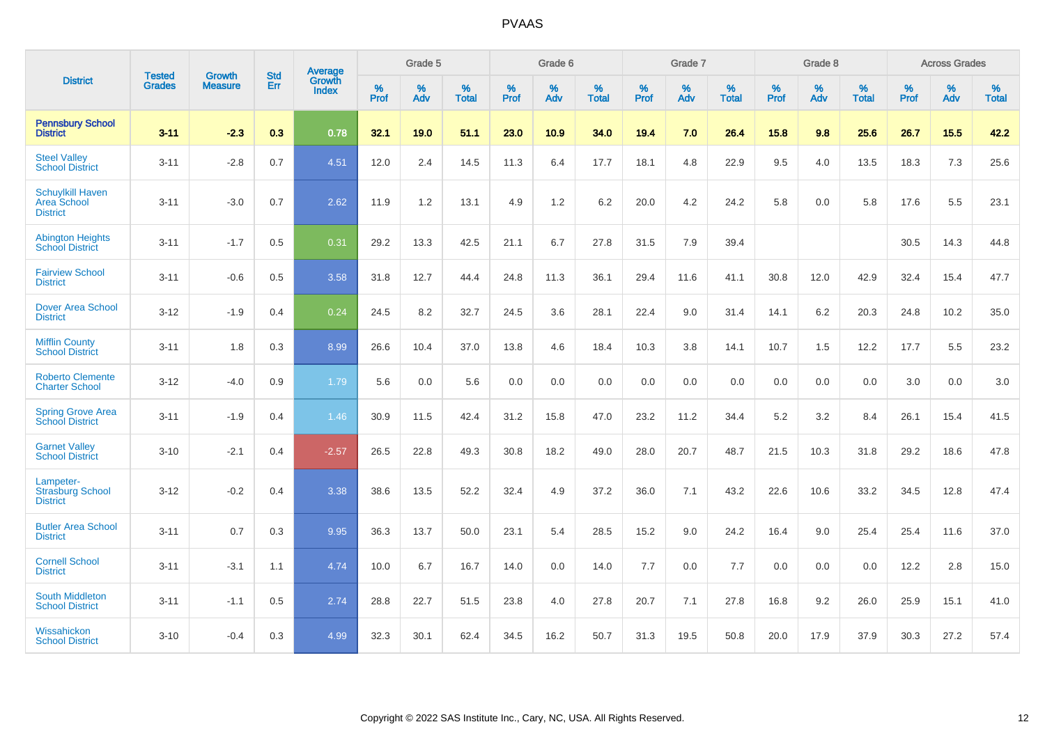# PVAAS

| District | Tested Grades | Growth Measure | Std Err | Average Growth Index | Grade 5 | | | Grade 6 | | | Grade 7 | | | Grade 8 | | | Across Grades | | |
|---|---|---|---|---|---|---|---|---|---|---|---|---|---|---|---|---|---|---|---|
| | | | | | % Prof | % Adv | % Total | % Prof | % Adv | % Total | % Prof | % Adv | % Total | % Prof | % Adv | % Total | % Prof | % Adv | % Total |
| **Pennsbury School District** | **3-11** | **-2.3** | **0.3** | **0.78** | **32.1** | **19.0** | **51.1** | **23.0** | **10.9** | **34.0** | **19.4** | **7.0** | **26.4** | **15.8** | **9.8** | **25.6** | **26.7** | **15.5** | **42.2** |
| Steel Valley School District | 3-11 | -2.8 | 0.7 | 4.51 | 12.0 | 2.4 | 14.5 | 11.3 | 6.4 | 17.7 | 18.1 | 4.8 | 22.9 | 9.5 | 4.0 | 13.5 | 18.3 | 7.3 | 25.6 |
| Schuylkill Haven Area School District | 3-11 | -3.0 | 0.7 | 2.62 | 11.9 | 1.2 | 13.1 | 4.9 | 1.2 | 6.2 | 20.0 | 4.2 | 24.2 | 5.8 | 0.0 | 5.8 | 17.6 | 5.5 | 23.1 |
| Abington Heights School District | 3-11 | -1.7 | 0.5 | 0.31 | 29.2 | 13.3 | 42.5 | 21.1 | 6.7 | 27.8 | 31.5 | 7.9 | 39.4 | | | | 30.5 | 14.3 | 44.8 |
| Fairview School District | 3-11 | -0.6 | 0.5 | 3.58 | 31.8 | 12.7 | 44.4 | 24.8 | 11.3 | 36.1 | 29.4 | 11.6 | 41.1 | 30.8 | 12.0 | 42.9 | 32.4 | 15.4 | 47.7 |
| Dover Area School District | 3-12 | -1.9 | 0.4 | 0.24 | 24.5 | 8.2 | 32.7 | 24.5 | 3.6 | 28.1 | 22.4 | 9.0 | 31.4 | 14.1 | 6.2 | 20.3 | 24.8 | 10.2 | 35.0 |
| Mifflin County School District | 3-11 | 1.8 | 0.3 | 8.99 | 26.6 | 10.4 | 37.0 | 13.8 | 4.6 | 18.4 | 10.3 | 3.8 | 14.1 | 10.7 | 1.5 | 12.2 | 17.7 | 5.5 | 23.2 |
| Roberto Clemente Charter School | 3-12 | -4.0 | 0.9 | 1.79 | 5.6 | 0.0 | 5.6 | 0.0 | 0.0 | 0.0 | 0.0 | 0.0 | 0.0 | 0.0 | 0.0 | 0.0 | 3.0 | 0.0 | 3.0 |
| Spring Grove Area School District | 3-11 | -1.9 | 0.4 | 1.46 | 30.9 | 11.5 | 42.4 | 31.2 | 15.8 | 47.0 | 23.2 | 11.2 | 34.4 | 5.2 | 3.2 | 8.4 | 26.1 | 15.4 | 41.5 |
| Garnet Valley School District | 3-10 | -2.1 | 0.4 | -2.57 | 26.5 | 22.8 | 49.3 | 30.8 | 18.2 | 49.0 | 28.0 | 20.7 | 48.7 | 21.5 | 10.3 | 31.8 | 29.2 | 18.6 | 47.8 |
| Lampeter-Strasburg School District | 3-12 | -0.2 | 0.4 | 3.38 | 38.6 | 13.5 | 52.2 | 32.4 | 4.9 | 37.2 | 36.0 | 7.1 | 43.2 | 22.6 | 10.6 | 33.2 | 34.5 | 12.8 | 47.4 |
| Butler Area School District | 3-11 | 0.7 | 0.3 | 9.95 | 36.3 | 13.7 | 50.0 | 23.1 | 5.4 | 28.5 | 15.2 | 9.0 | 24.2 | 16.4 | 9.0 | 25.4 | 25.4 | 11.6 | 37.0 |
| Cornell School District | 3-11 | -3.1 | 1.1 | 4.74 | 10.0 | 6.7 | 16.7 | 14.0 | 0.0 | 14.0 | 7.7 | 0.0 | 7.7 | 0.0 | 0.0 | 0.0 | 12.2 | 2.8 | 15.0 |
| South Middleton School District | 3-11 | -1.1 | 0.5 | 2.74 | 28.8 | 22.7 | 51.5 | 23.8 | 4.0 | 27.8 | 20.7 | 7.1 | 27.8 | 16.8 | 9.2 | 26.0 | 25.9 | 15.1 | 41.0 |
| Wissahickon School District | 3-10 | -0.4 | 0.3 | 4.99 | 32.3 | 30.1 | 62.4 | 34.5 | 16.2 | 50.7 | 31.3 | 19.5 | 50.8 | 20.0 | 17.9 | 37.9 | 30.3 | 27.2 | 57.4 |

Copyright © 2022 SAS Institute Inc., Cary, NC, USA. All Rights Reserved.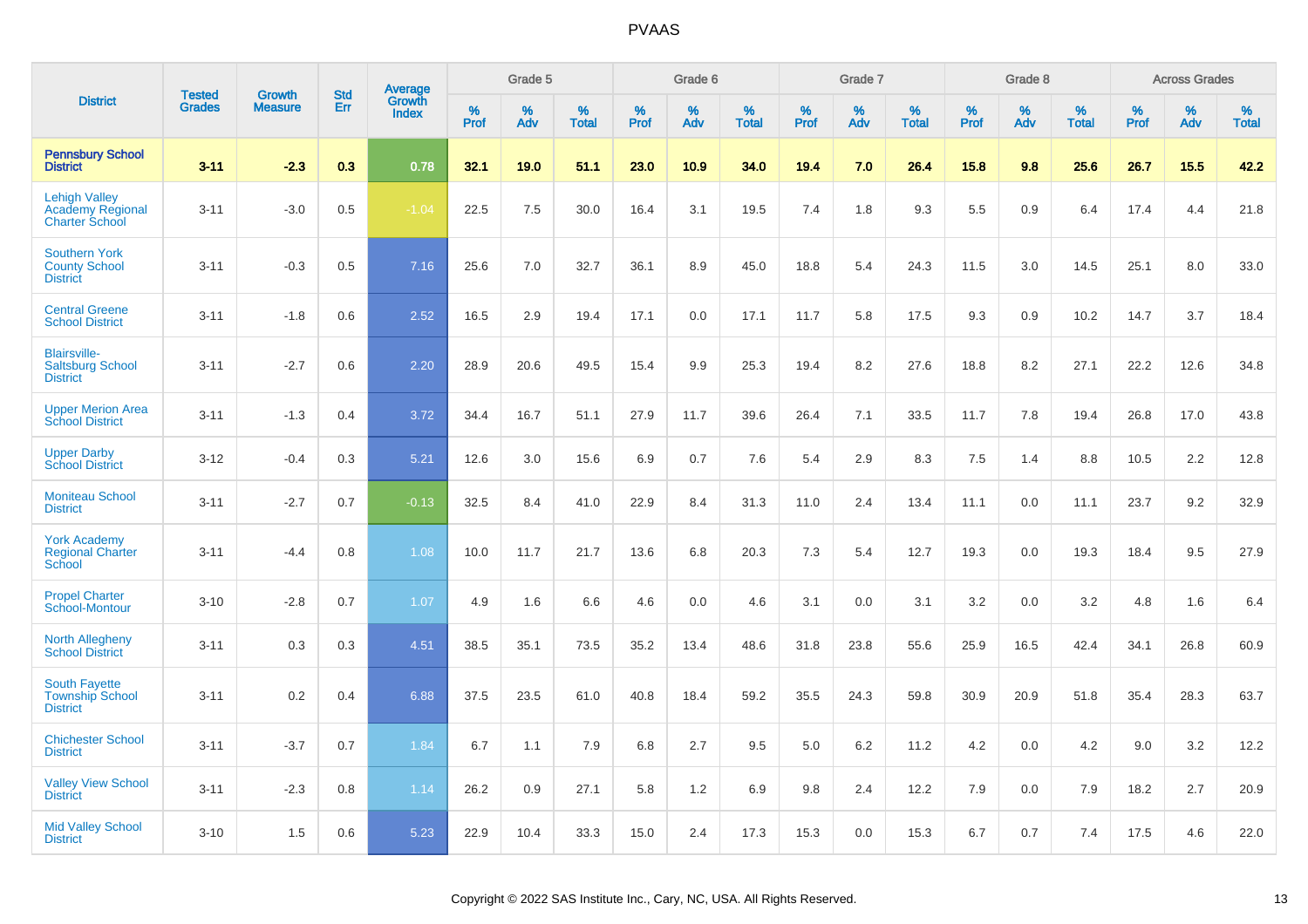# PVAAS

| District | Tested Grades | Growth Measure | Std Err | Average Growth Index | Grade 5 | | | Grade 6 | | | Grade 7 | | | Grade 8 | | | Across Grades | | |
|---|---|---|---|---|---|---|---|---|---|---|---|---|---|---|---|---|---|---|---|
| | | | | | % Prof | % Adv | % Total | % Prof | % Adv | % Total | % Prof | % Adv | % Total | % Prof | % Adv | % Total | % Prof | % Adv | % Total |
| **Pennsbury School District** | **3-11** | **-2.3** | **0.3** | **0.78** | **32.1** | **19.0** | **51.1** | **23.0** | **10.9** | **34.0** | **19.4** | **7.0** | **26.4** | **15.8** | **9.8** | **25.6** | **26.7** | **15.5** | **42.2** |
| Lehigh Valley Academy Regional Charter School | 3-11 | -3.0 | 0.5 | -1.04 | 22.5 | 7.5 | 30.0 | 16.4 | 3.1 | 19.5 | 7.4 | 1.8 | 9.3 | 5.5 | 0.9 | 6.4 | 17.4 | 4.4 | 21.8 |
| Southern York County School District | 3-11 | -0.3 | 0.5 | 7.16 | 25.6 | 7.0 | 32.7 | 36.1 | 8.9 | 45.0 | 18.8 | 5.4 | 24.3 | 11.5 | 3.0 | 14.5 | 25.1 | 8.0 | 33.0 |
| Central Greene School District | 3-11 | -1.8 | 0.6 | 2.52 | 16.5 | 2.9 | 19.4 | 17.1 | 0.0 | 17.1 | 11.7 | 5.8 | 17.5 | 9.3 | 0.9 | 10.2 | 14.7 | 3.7 | 18.4 |
| Blairsville-Saltsburg School District | 3-11 | -2.7 | 0.6 | 2.20 | 28.9 | 20.6 | 49.5 | 15.4 | 9.9 | 25.3 | 19.4 | 8.2 | 27.6 | 18.8 | 8.2 | 27.1 | 22.2 | 12.6 | 34.8 |
| Upper Merion Area School District | 3-11 | -1.3 | 0.4 | 3.72 | 34.4 | 16.7 | 51.1 | 27.9 | 11.7 | 39.6 | 26.4 | 7.1 | 33.5 | 11.7 | 7.8 | 19.4 | 26.8 | 17.0 | 43.8 |
| Upper Darby School District | 3-12 | -0.4 | 0.3 | 5.21 | 12.6 | 3.0 | 15.6 | 6.9 | 0.7 | 7.6 | 5.4 | 2.9 | 8.3 | 7.5 | 1.4 | 8.8 | 10.5 | 2.2 | 12.8 |
| Moniteau School District | 3-11 | -2.7 | 0.7 | -0.13 | 32.5 | 8.4 | 41.0 | 22.9 | 8.4 | 31.3 | 11.0 | 2.4 | 13.4 | 11.1 | 0.0 | 11.1 | 23.7 | 9.2 | 32.9 |
| York Academy Regional Charter School | 3-11 | -4.4 | 0.8 | 1.08 | 10.0 | 11.7 | 21.7 | 13.6 | 6.8 | 20.3 | 7.3 | 5.4 | 12.7 | 19.3 | 0.0 | 19.3 | 18.4 | 9.5 | 27.9 |
| Propel Charter School-Montour | 3-10 | -2.8 | 0.7 | 1.07 | 4.9 | 1.6 | 6.6 | 4.6 | 0.0 | 4.6 | 3.1 | 0.0 | 3.1 | 3.2 | 0.0 | 3.2 | 4.8 | 1.6 | 6.4 |
| North Allegheny School District | 3-11 | 0.3 | 0.3 | 4.51 | 38.5 | 35.1 | 73.5 | 35.2 | 13.4 | 48.6 | 31.8 | 23.8 | 55.6 | 25.9 | 16.5 | 42.4 | 34.1 | 26.8 | 60.9 |
| South Fayette Township School District | 3-11 | 0.2 | 0.4 | 6.88 | 37.5 | 23.5 | 61.0 | 40.8 | 18.4 | 59.2 | 35.5 | 24.3 | 59.8 | 30.9 | 20.9 | 51.8 | 35.4 | 28.3 | 63.7 |
| Chichester School District | 3-11 | -3.7 | 0.7 | 1.84 | 6.7 | 1.1 | 7.9 | 6.8 | 2.7 | 9.5 | 5.0 | 6.2 | 11.2 | 4.2 | 0.0 | 4.2 | 9.0 | 3.2 | 12.2 |
| Valley View School District | 3-11 | -2.3 | 0.8 | 1.14 | 26.2 | 0.9 | 27.1 | 5.8 | 1.2 | 6.9 | 9.8 | 2.4 | 12.2 | 7.9 | 0.0 | 7.9 | 18.2 | 2.7 | 20.9 |
| Mid Valley School District | 3-10 | 1.5 | 0.6 | 5.23 | 22.9 | 10.4 | 33.3 | 15.0 | 2.4 | 17.3 | 15.3 | 0.0 | 15.3 | 6.7 | 0.7 | 7.4 | 17.5 | 4.6 | 22.0 |

Copyright © 2022 SAS Institute Inc., Cary, NC, USA. All Rights Reserved.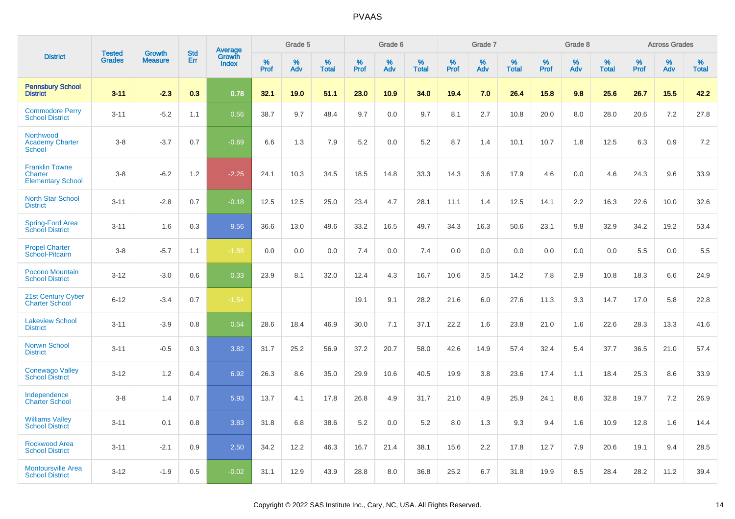# PVAAS

| District | Tested Grades | Growth Measure | Std Err | Average Growth Index | Grade 5 | | | Grade 6 | | | Grade 7 | | | Grade 8 | | | Across Grades | | |
|---|---|---|---|---|---|---|---|---|---|---|---|---|---|---|---|---|---|---|---|
| | | | | | % Prof | % Adv | % Total | % Prof | % Adv | % Total | % Prof | % Adv | % Total | % Prof | % Adv | % Total | % Prof | % Adv | % Total |
| **Pennsbury School District** | **3-11** | **-2.3** | **0.3** | **0.78** | **32.1** | **19.0** | **51.1** | **23.0** | **10.9** | **34.0** | **19.4** | **7.0** | **26.4** | **15.8** | **9.8** | **25.6** | **26.7** | **15.5** | **42.2** |
| Commodore Perry School District | 3-11 | -5.2 | 1.1 | 0.56 | 38.7 | 9.7 | 48.4 | 9.7 | 0.0 | 9.7 | 8.1 | 2.7 | 10.8 | 20.0 | 8.0 | 28.0 | 20.6 | 7.2 | 27.8 |
| Northwood Academy Charter School | 3-8 | -3.7 | 0.7 | -0.69 | 6.6 | 1.3 | 7.9 | 5.2 | 0.0 | 5.2 | 8.7 | 1.4 | 10.1 | 10.7 | 1.8 | 12.5 | 6.3 | 0.9 | 7.2 |
| Franklin Towne Charter Elementary School | 3-8 | -6.2 | 1.2 | -2.25 | 24.1 | 10.3 | 34.5 | 18.5 | 14.8 | 33.3 | 14.3 | 3.6 | 17.9 | 4.6 | 0.0 | 4.6 | 24.3 | 9.6 | 33.9 |
| North Star School District | 3-11 | -2.8 | 0.7 | -0.18 | 12.5 | 12.5 | 25.0 | 23.4 | 4.7 | 28.1 | 11.1 | 1.4 | 12.5 | 14.1 | 2.2 | 16.3 | 22.6 | 10.0 | 32.6 |
| Spring-Ford Area School District | 3-11 | 1.6 | 0.3 | 9.56 | 36.6 | 13.0 | 49.6 | 33.2 | 16.5 | 49.7 | 34.3 | 16.3 | 50.6 | 23.1 | 9.8 | 32.9 | 34.2 | 19.2 | 53.4 |
| Propel Charter School-Pitcairn | 3-8 | -5.7 | 1.1 | -1.88 | 0.0 | 0.0 | 0.0 | 7.4 | 0.0 | 7.4 | 0.0 | 0.0 | 0.0 | 0.0 | 0.0 | 0.0 | 5.5 | 0.0 | 5.5 |
| Pocono Mountain School District | 3-12 | -3.0 | 0.6 | 0.33 | 23.9 | 8.1 | 32.0 | 12.4 | 4.3 | 16.7 | 10.6 | 3.5 | 14.2 | 7.8 | 2.9 | 10.8 | 18.3 | 6.6 | 24.9 |
| 21st Century Cyber Charter School | 6-12 | -3.4 | 0.7 | -1.54 | | | | 19.1 | 9.1 | 28.2 | 21.6 | 6.0 | 27.6 | 11.3 | 3.3 | 14.7 | 17.0 | 5.8 | 22.8 |
| Lakeview School District | 3-11 | -3.9 | 0.8 | 0.54 | 28.6 | 18.4 | 46.9 | 30.0 | 7.1 | 37.1 | 22.2 | 1.6 | 23.8 | 21.0 | 1.6 | 22.6 | 28.3 | 13.3 | 41.6 |
| Norwin School District | 3-11 | -0.5 | 0.3 | 3.82 | 31.7 | 25.2 | 56.9 | 37.2 | 20.7 | 58.0 | 42.6 | 14.9 | 57.4 | 32.4 | 5.4 | 37.7 | 36.5 | 21.0 | 57.4 |
| Conewago Valley School District | 3-12 | 1.2 | 0.4 | 6.92 | 26.3 | 8.6 | 35.0 | 29.9 | 10.6 | 40.5 | 19.9 | 3.8 | 23.6 | 17.4 | 1.1 | 18.4 | 25.3 | 8.6 | 33.9 |
| Independence Charter School | 3-8 | 1.4 | 0.7 | 5.93 | 13.7 | 4.1 | 17.8 | 26.8 | 4.9 | 31.7 | 21.0 | 4.9 | 25.9 | 24.1 | 8.6 | 32.8 | 19.7 | 7.2 | 26.9 |
| Williams Valley School District | 3-11 | 0.1 | 0.8 | 3.83 | 31.8 | 6.8 | 38.6 | 5.2 | 0.0 | 5.2 | 8.0 | 1.3 | 9.3 | 9.4 | 1.6 | 10.9 | 12.8 | 1.6 | 14.4 |
| Rockwood Area School District | 3-11 | -2.1 | 0.9 | 2.50 | 34.2 | 12.2 | 46.3 | 16.7 | 21.4 | 38.1 | 15.6 | 2.2 | 17.8 | 12.7 | 7.9 | 20.6 | 19.1 | 9.4 | 28.5 |
| Montoursville Area School District | 3-12 | -1.9 | 0.5 | -0.02 | 31.1 | 12.9 | 43.9 | 28.8 | 8.0 | 36.8 | 25.2 | 6.7 | 31.8 | 19.9 | 8.5 | 28.4 | 28.2 | 11.2 | 39.4 |

Copyright © 2022 SAS Institute Inc., Cary, NC, USA. All Rights Reserved.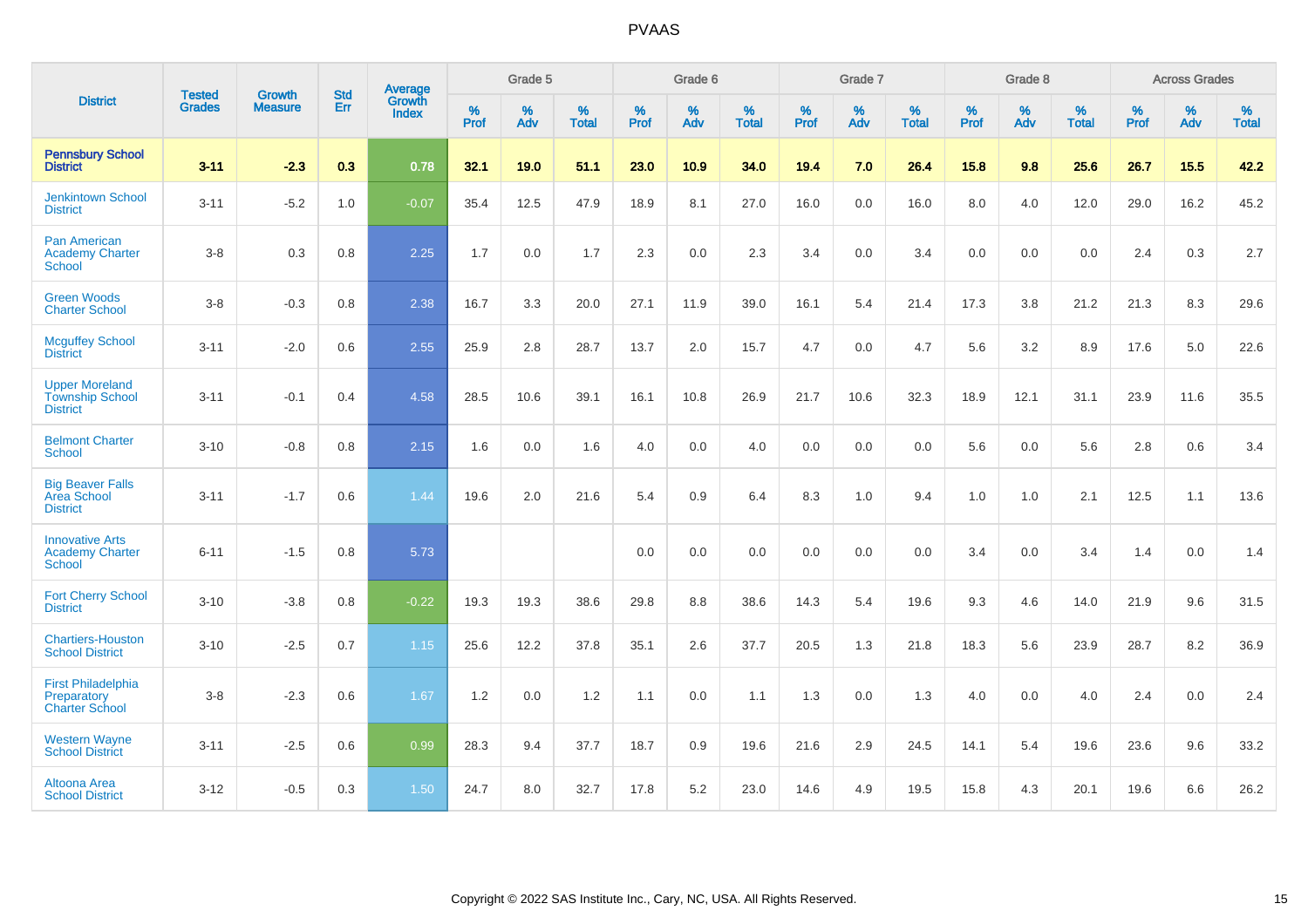# PVAAS

| District | Tested Grades | Growth Measure | Std Err | Average Growth Index | Grade 5 | | | Grade 6 | | | Grade 7 | | | Grade 8 | | | Across Grades | | |
|---|---|---|---|---|---|---|---|---|---|---|---|---|---|---|---|---|---|---|---|
| | | | | | % Prof | % Adv | % Total | % Prof | % Adv | % Total | % Prof | % Adv | % Total | % Prof | % Adv | % Total | % Prof | % Adv | % Total |
| **Pennsbury School District** | **3-11** | **-2.3** | **0.3** | **0.78** | **32.1** | **19.0** | **51.1** | **23.0** | **10.9** | **34.0** | **19.4** | **7.0** | **26.4** | **15.8** | **9.8** | **25.6** | **26.7** | **15.5** | **42.2** |
| Jenkintown School District | 3-11 | -5.2 | 1.0 | -0.07 | 35.4 | 12.5 | 47.9 | 18.9 | 8.1 | 27.0 | 16.0 | 0.0 | 16.0 | 8.0 | 4.0 | 12.0 | 29.0 | 16.2 | 45.2 |
| Pan American Academy Charter School | 3-8 | 0.3 | 0.8 | 2.25 | 1.7 | 0.0 | 1.7 | 2.3 | 0.0 | 2.3 | 3.4 | 0.0 | 3.4 | 0.0 | 0.0 | 0.0 | 2.4 | 0.3 | 2.7 |
| Green Woods Charter School | 3-8 | -0.3 | 0.8 | 2.38 | 16.7 | 3.3 | 20.0 | 27.1 | 11.9 | 39.0 | 16.1 | 5.4 | 21.4 | 17.3 | 3.8 | 21.2 | 21.3 | 8.3 | 29.6 |
| Mcguffey School District | 3-11 | -2.0 | 0.6 | 2.55 | 25.9 | 2.8 | 28.7 | 13.7 | 2.0 | 15.7 | 4.7 | 0.0 | 4.7 | 5.6 | 3.2 | 8.9 | 17.6 | 5.0 | 22.6 |
| Upper Moreland Township School District | 3-11 | -0.1 | 0.4 | 4.58 | 28.5 | 10.6 | 39.1 | 16.1 | 10.8 | 26.9 | 21.7 | 10.6 | 32.3 | 18.9 | 12.1 | 31.1 | 23.9 | 11.6 | 35.5 |
| Belmont Charter School | 3-10 | -0.8 | 0.8 | 2.15 | 1.6 | 0.0 | 1.6 | 4.0 | 0.0 | 4.0 | 0.0 | 0.0 | 0.0 | 5.6 | 0.0 | 5.6 | 2.8 | 0.6 | 3.4 |
| Big Beaver Falls Area School District | 3-11 | -1.7 | 0.6 | 1.44 | 19.6 | 2.0 | 21.6 | 5.4 | 0.9 | 6.4 | 8.3 | 1.0 | 9.4 | 1.0 | 1.0 | 2.1 | 12.5 | 1.1 | 13.6 |
| Innovative Arts Academy Charter School | 6-11 | -1.5 | 0.8 | 5.73 | | | | 0.0 | 0.0 | 0.0 | 0.0 | 0.0 | 0.0 | 3.4 | 0.0 | 3.4 | 1.4 | 0.0 | 1.4 |
| Fort Cherry School District | 3-10 | -3.8 | 0.8 | -0.22 | 19.3 | 19.3 | 38.6 | 29.8 | 8.8 | 38.6 | 14.3 | 5.4 | 19.6 | 9.3 | 4.6 | 14.0 | 21.9 | 9.6 | 31.5 |
| Chartiers-Houston School District | 3-10 | -2.5 | 0.7 | 1.15 | 25.6 | 12.2 | 37.8 | 35.1 | 2.6 | 37.7 | 20.5 | 1.3 | 21.8 | 18.3 | 5.6 | 23.9 | 28.7 | 8.2 | 36.9 |
| First Philadelphia Preparatory Charter School | 3-8 | -2.3 | 0.6 | 1.67 | 1.2 | 0.0 | 1.2 | 1.1 | 0.0 | 1.1 | 1.3 | 0.0 | 1.3 | 4.0 | 0.0 | 4.0 | 2.4 | 0.0 | 2.4 |
| Western Wayne School District | 3-11 | -2.5 | 0.6 | 0.99 | 28.3 | 9.4 | 37.7 | 18.7 | 0.9 | 19.6 | 21.6 | 2.9 | 24.5 | 14.1 | 5.4 | 19.6 | 23.6 | 9.6 | 33.2 |
| Altoona Area School District | 3-12 | -0.5 | 0.3 | 1.50 | 24.7 | 8.0 | 32.7 | 17.8 | 5.2 | 23.0 | 14.6 | 4.9 | 19.5 | 15.8 | 4.3 | 20.1 | 19.6 | 6.6 | 26.2 |

Copyright © 2022 SAS Institute Inc., Cary, NC, USA. All Rights Reserved.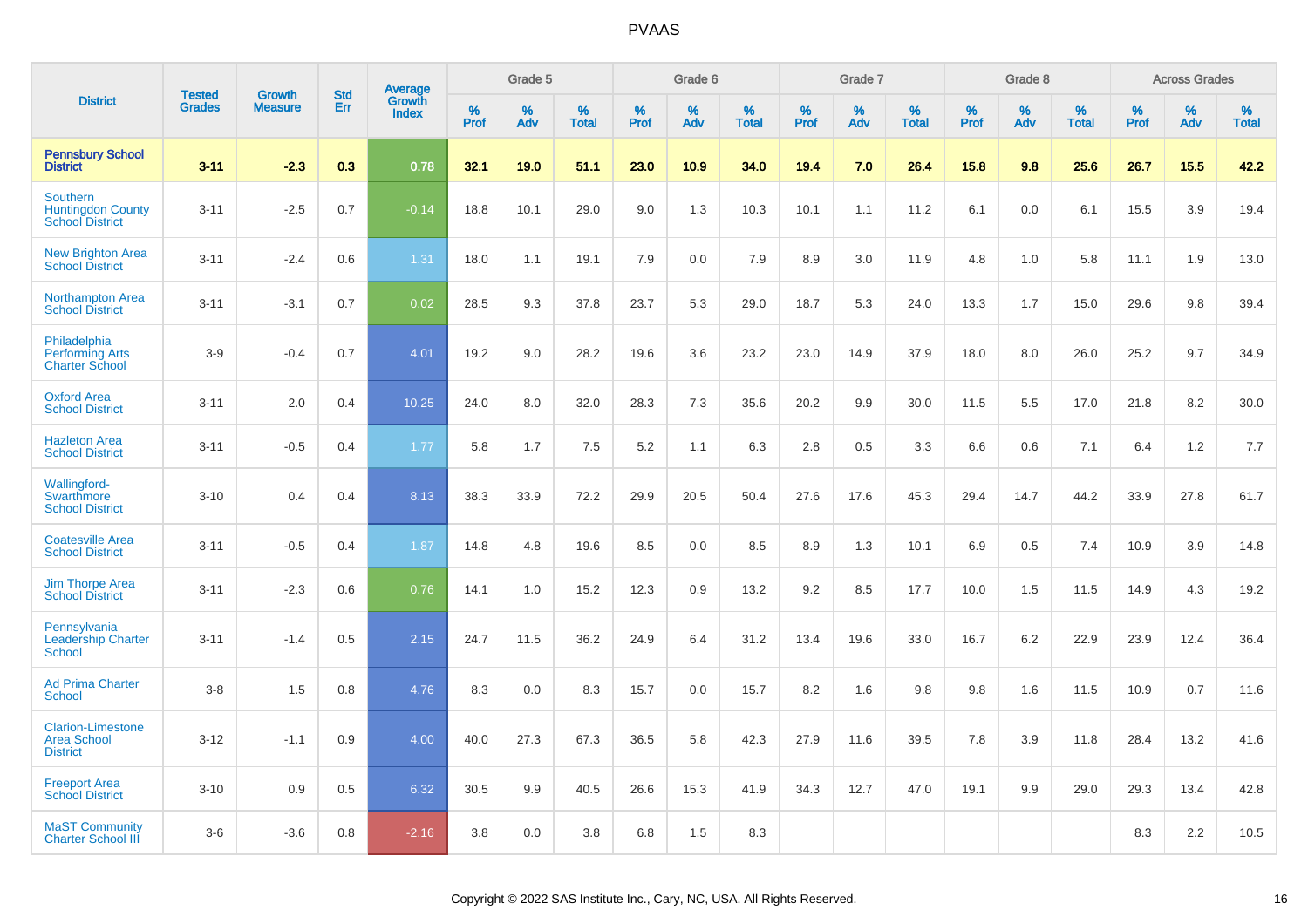# PVAAS

| District | Tested Grades | Growth Measure | Std Err | Average Growth Index | Grade 5 | | | Grade 6 | | | Grade 7 | | | Grade 8 | | | Across Grades | | |
|---|---|---|---|---|---|---|---|---|---|---|---|---|---|---|---|---|---|---|---|
| | | | | | % Prof | % Adv | % Total | % Prof | % Adv | % Total | % Prof | % Adv | % Total | % Prof | % Adv | % Total | % Prof | % Adv | % Total |
| **Pennsbury School District** | **3-11** | **-2.3** | **0.3** | **0.78** | **32.1** | **19.0** | **51.1** | **23.0** | **10.9** | **34.0** | **19.4** | **7.0** | **26.4** | **15.8** | **9.8** | **25.6** | **26.7** | **15.5** | **42.2** |
| Southern Huntingdon County School District | 3-11 | -2.5 | 0.7 | -0.14 | 18.8 | 10.1 | 29.0 | 9.0 | 1.3 | 10.3 | 10.1 | 1.1 | 11.2 | 6.1 | 0.0 | 6.1 | 15.5 | 3.9 | 19.4 |
| New Brighton Area School District | 3-11 | -2.4 | 0.6 | 1.31 | 18.0 | 1.1 | 19.1 | 7.9 | 0.0 | 7.9 | 8.9 | 3.0 | 11.9 | 4.8 | 1.0 | 5.8 | 11.1 | 1.9 | 13.0 |
| Northampton Area School District | 3-11 | -3.1 | 0.7 | 0.02 | 28.5 | 9.3 | 37.8 | 23.7 | 5.3 | 29.0 | 18.7 | 5.3 | 24.0 | 13.3 | 1.7 | 15.0 | 29.6 | 9.8 | 39.4 |
| Philadelphia Performing Arts Charter School | 3-9 | -0.4 | 0.7 | 4.01 | 19.2 | 9.0 | 28.2 | 19.6 | 3.6 | 23.2 | 23.0 | 14.9 | 37.9 | 18.0 | 8.0 | 26.0 | 25.2 | 9.7 | 34.9 |
| Oxford Area School District | 3-11 | 2.0 | 0.4 | 10.25 | 24.0 | 8.0 | 32.0 | 28.3 | 7.3 | 35.6 | 20.2 | 9.9 | 30.0 | 11.5 | 5.5 | 17.0 | 21.8 | 8.2 | 30.0 |
| Hazleton Area School District | 3-11 | -0.5 | 0.4 | 1.77 | 5.8 | 1.7 | 7.5 | 5.2 | 1.1 | 6.3 | 2.8 | 0.5 | 3.3 | 6.6 | 0.6 | 7.1 | 6.4 | 1.2 | 7.7 |
| Wallingford-Swarthmore School District | 3-10 | 0.4 | 0.4 | 8.13 | 38.3 | 33.9 | 72.2 | 29.9 | 20.5 | 50.4 | 27.6 | 17.6 | 45.3 | 29.4 | 14.7 | 44.2 | 33.9 | 27.8 | 61.7 |
| Coatesville Area School District | 3-11 | -0.5 | 0.4 | 1.87 | 14.8 | 4.8 | 19.6 | 8.5 | 0.0 | 8.5 | 8.9 | 1.3 | 10.1 | 6.9 | 0.5 | 7.4 | 10.9 | 3.9 | 14.8 |
| Jim Thorpe Area School District | 3-11 | -2.3 | 0.6 | 0.76 | 14.1 | 1.0 | 15.2 | 12.3 | 0.9 | 13.2 | 9.2 | 8.5 | 17.7 | 10.0 | 1.5 | 11.5 | 14.9 | 4.3 | 19.2 |
| Pennsylvania Leadership Charter School | 3-11 | -1.4 | 0.5 | 2.15 | 24.7 | 11.5 | 36.2 | 24.9 | 6.4 | 31.2 | 13.4 | 19.6 | 33.0 | 16.7 | 6.2 | 22.9 | 23.9 | 12.4 | 36.4 |
| Ad Prima Charter School | 3-8 | 1.5 | 0.8 | 4.76 | 8.3 | 0.0 | 8.3 | 15.7 | 0.0 | 15.7 | 8.2 | 1.6 | 9.8 | 9.8 | 1.6 | 11.5 | 10.9 | 0.7 | 11.6 |
| Clarion-Limestone Area School District | 3-12 | -1.1 | 0.9 | 4.00 | 40.0 | 27.3 | 67.3 | 36.5 | 5.8 | 42.3 | 27.9 | 11.6 | 39.5 | 7.8 | 3.9 | 11.8 | 28.4 | 13.2 | 41.6 |
| Freeport Area School District | 3-10 | 0.9 | 0.5 | 6.32 | 30.5 | 9.9 | 40.5 | 26.6 | 15.3 | 41.9 | 34.3 | 12.7 | 47.0 | 19.1 | 9.9 | 29.0 | 29.3 | 13.4 | 42.8 |
| MaST Community Charter School III | 3-6 | -3.6 | 0.8 | -2.16 | 3.8 | 0.0 | 3.8 | 6.8 | 1.5 | 8.3 | | | | | | | 8.3 | 2.2 | 10.5 |

Copyright © 2022 SAS Institute Inc., Cary, NC, USA. All Rights Reserved.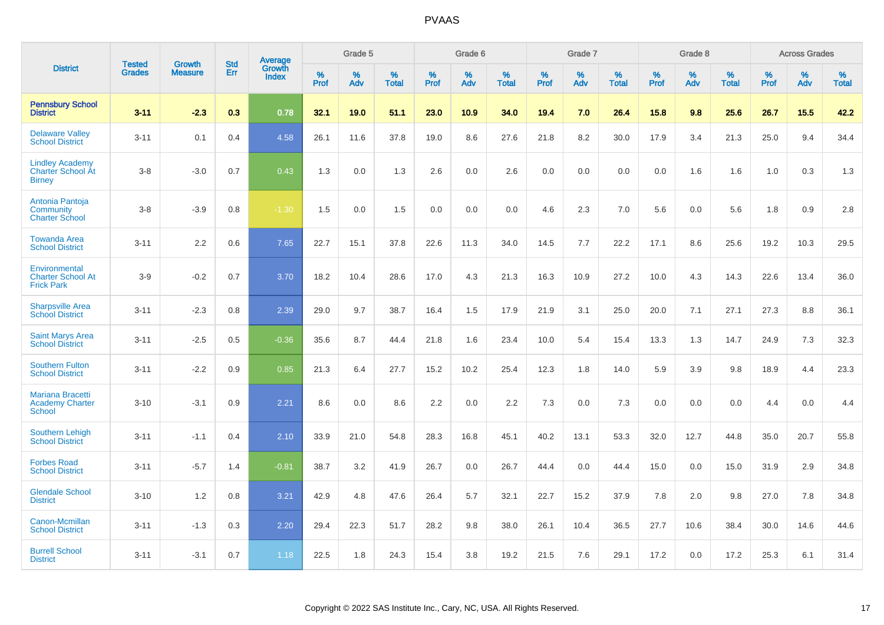# PVAAS

| District | Tested Grades | Growth Measure | Std Err | Average Growth Index | Grade 5 | | | Grade 6 | | | Grade 7 | | | Grade 8 | | | Across Grades | | |
|---|---|---|---|---|---|---|---|---|---|---|---|---|---|---|---|---|---|---|---|
| | | | | | % Prof | % Adv | % Total | % Prof | % Adv | % Total | % Prof | % Adv | % Total | % Prof | % Adv | % Total | % Prof | % Adv | % Total |
| **Pennsbury School District** | **3-11** | **-2.3** | **0.3** | **0.78** | **32.1** | **19.0** | **51.1** | **23.0** | **10.9** | **34.0** | **19.4** | **7.0** | **26.4** | **15.8** | **9.8** | **25.6** | **26.7** | **15.5** | **42.2** |
| Delaware Valley School District | 3-11 | 0.1 | 0.4 | 4.58 | 26.1 | 11.6 | 37.8 | 19.0 | 8.6 | 27.6 | 21.8 | 8.2 | 30.0 | 17.9 | 3.4 | 21.3 | 25.0 | 9.4 | 34.4 |
| Lindley Academy Charter School At Birney | 3-8 | -3.0 | 0.7 | 0.43 | 1.3 | 0.0 | 1.3 | 2.6 | 0.0 | 2.6 | 0.0 | 0.0 | 0.0 | 0.0 | 1.6 | 1.6 | 1.0 | 0.3 | 1.3 |
| Antonia Pantoja Community Charter School | 3-8 | -3.9 | 0.8 | -1.30 | 1.5 | 0.0 | 1.5 | 0.0 | 0.0 | 0.0 | 4.6 | 2.3 | 7.0 | 5.6 | 0.0 | 5.6 | 1.8 | 0.9 | 2.8 |
| Towanda Area School District | 3-11 | 2.2 | 0.6 | 7.65 | 22.7 | 15.1 | 37.8 | 22.6 | 11.3 | 34.0 | 14.5 | 7.7 | 22.2 | 17.1 | 8.6 | 25.6 | 19.2 | 10.3 | 29.5 |
| Environmental Charter School At Frick Park | 3-9 | -0.2 | 0.7 | 3.70 | 18.2 | 10.4 | 28.6 | 17.0 | 4.3 | 21.3 | 16.3 | 10.9 | 27.2 | 10.0 | 4.3 | 14.3 | 22.6 | 13.4 | 36.0 |
| Sharpsville Area School District | 3-11 | -2.3 | 0.8 | 2.39 | 29.0 | 9.7 | 38.7 | 16.4 | 1.5 | 17.9 | 21.9 | 3.1 | 25.0 | 20.0 | 7.1 | 27.1 | 27.3 | 8.8 | 36.1 |
| Saint Marys Area School District | 3-11 | -2.5 | 0.5 | -0.36 | 35.6 | 8.7 | 44.4 | 21.8 | 1.6 | 23.4 | 10.0 | 5.4 | 15.4 | 13.3 | 1.3 | 14.7 | 24.9 | 7.3 | 32.3 |
| Southern Fulton School District | 3-11 | -2.2 | 0.9 | 0.85 | 21.3 | 6.4 | 27.7 | 15.2 | 10.2 | 25.4 | 12.3 | 1.8 | 14.0 | 5.9 | 3.9 | 9.8 | 18.9 | 4.4 | 23.3 |
| Mariana Bracetti Academy Charter School | 3-10 | -3.1 | 0.9 | 2.21 | 8.6 | 0.0 | 8.6 | 2.2 | 0.0 | 2.2 | 7.3 | 0.0 | 7.3 | 0.0 | 0.0 | 0.0 | 4.4 | 0.0 | 4.4 |
| Southern Lehigh School District | 3-11 | -1.1 | 0.4 | 2.10 | 33.9 | 21.0 | 54.8 | 28.3 | 16.8 | 45.1 | 40.2 | 13.1 | 53.3 | 32.0 | 12.7 | 44.8 | 35.0 | 20.7 | 55.8 |
| Forbes Road School District | 3-11 | -5.7 | 1.4 | -0.81 | 38.7 | 3.2 | 41.9 | 26.7 | 0.0 | 26.7 | 44.4 | 0.0 | 44.4 | 15.0 | 0.0 | 15.0 | 31.9 | 2.9 | 34.8 |
| Glendale School District | 3-10 | 1.2 | 0.8 | 3.21 | 42.9 | 4.8 | 47.6 | 26.4 | 5.7 | 32.1 | 22.7 | 15.2 | 37.9 | 7.8 | 2.0 | 9.8 | 27.0 | 7.8 | 34.8 |
| Canon-Mcmillan School District | 3-11 | -1.3 | 0.3 | 2.20 | 29.4 | 22.3 | 51.7 | 28.2 | 9.8 | 38.0 | 26.1 | 10.4 | 36.5 | 27.7 | 10.6 | 38.4 | 30.0 | 14.6 | 44.6 |
| Burrell School District | 3-11 | -3.1 | 0.7 | 1.18 | 22.5 | 1.8 | 24.3 | 15.4 | 3.8 | 19.2 | 21.5 | 7.6 | 29.1 | 17.2 | 0.0 | 17.2 | 25.3 | 6.1 | 31.4 |

Copyright © 2022 SAS Institute Inc., Cary, NC, USA. All Rights Reserved.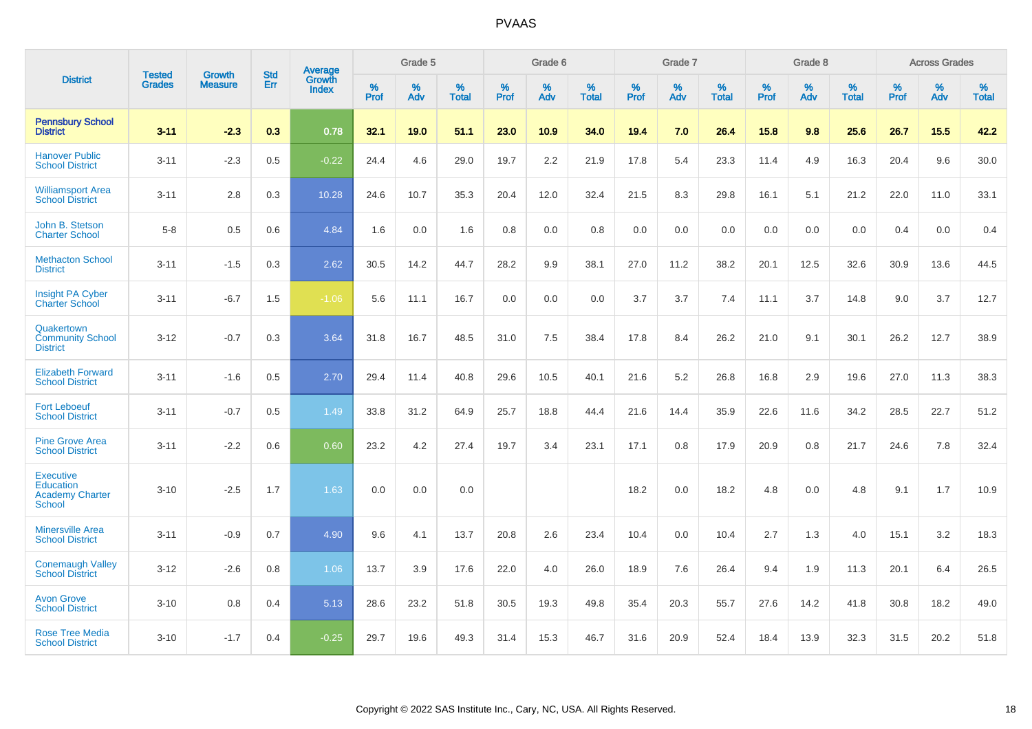# PVAAS

| District | Tested Grades | Growth Measure | Std Err | Average Growth Index | Grade 5 | | | Grade 6 | | | Grade 7 | | | Grade 8 | | | Across Grades | | |
|---|---|---|---|---|---|---|---|---|---|---|---|---|---|---|---|---|---|---|---|
| | | | | | % Prof | % Adv | % Total | % Prof | % Adv | % Total | % Prof | % Adv | % Total | % Prof | % Adv | % Total | % Prof | % Adv | % Total |
| **Pennsbury School District** | **3-11** | **-2.3** | **0.3** | **0.78** | **32.1** | **19.0** | **51.1** | **23.0** | **10.9** | **34.0** | **19.4** | **7.0** | **26.4** | **15.8** | **9.8** | **25.6** | **26.7** | **15.5** | **42.2** |
| Hanover Public School District | 3-11 | -2.3 | 0.5 | -0.22 | 24.4 | 4.6 | 29.0 | 19.7 | 2.2 | 21.9 | 17.8 | 5.4 | 23.3 | 11.4 | 4.9 | 16.3 | 20.4 | 9.6 | 30.0 |
| Williamsport Area School District | 3-11 | 2.8 | 0.3 | 10.28 | 24.6 | 10.7 | 35.3 | 20.4 | 12.0 | 32.4 | 21.5 | 8.3 | 29.8 | 16.1 | 5.1 | 21.2 | 22.0 | 11.0 | 33.1 |
| John B. Stetson Charter School | 5-8 | 0.5 | 0.6 | 4.84 | 1.6 | 0.0 | 1.6 | 0.8 | 0.0 | 0.8 | 0.0 | 0.0 | 0.0 | 0.0 | 0.0 | 0.0 | 0.4 | 0.0 | 0.4 |
| Methacton School District | 3-11 | -1.5 | 0.3 | 2.62 | 30.5 | 14.2 | 44.7 | 28.2 | 9.9 | 38.1 | 27.0 | 11.2 | 38.2 | 20.1 | 12.5 | 32.6 | 30.9 | 13.6 | 44.5 |
| Insight PA Cyber Charter School | 3-11 | -6.7 | 1.5 | -1.06 | 5.6 | 11.1 | 16.7 | 0.0 | 0.0 | 0.0 | 3.7 | 3.7 | 7.4 | 11.1 | 3.7 | 14.8 | 9.0 | 3.7 | 12.7 |
| Quakertown Community School District | 3-12 | -0.7 | 0.3 | 3.64 | 31.8 | 16.7 | 48.5 | 31.0 | 7.5 | 38.4 | 17.8 | 8.4 | 26.2 | 21.0 | 9.1 | 30.1 | 26.2 | 12.7 | 38.9 |
| Elizabeth Forward School District | 3-11 | -1.6 | 0.5 | 2.70 | 29.4 | 11.4 | 40.8 | 29.6 | 10.5 | 40.1 | 21.6 | 5.2 | 26.8 | 16.8 | 2.9 | 19.6 | 27.0 | 11.3 | 38.3 |
| Fort Leboeuf School District | 3-11 | -0.7 | 0.5 | 1.49 | 33.8 | 31.2 | 64.9 | 25.7 | 18.8 | 44.4 | 21.6 | 14.4 | 35.9 | 22.6 | 11.6 | 34.2 | 28.5 | 22.7 | 51.2 |
| Pine Grove Area School District | 3-11 | -2.2 | 0.6 | 0.60 | 23.2 | 4.2 | 27.4 | 19.7 | 3.4 | 23.1 | 17.1 | 0.8 | 17.9 | 20.9 | 0.8 | 21.7 | 24.6 | 7.8 | 32.4 |
| Executive Education Academy Charter School | 3-10 | -2.5 | 1.7 | 1.63 | 0.0 | 0.0 | 0.0 | | | | 18.2 | 0.0 | 18.2 | 4.8 | 0.0 | 4.8 | 9.1 | 1.7 | 10.9 |
| Minersville Area School District | 3-11 | -0.9 | 0.7 | 4.90 | 9.6 | 4.1 | 13.7 | 20.8 | 2.6 | 23.4 | 10.4 | 0.0 | 10.4 | 2.7 | 1.3 | 4.0 | 15.1 | 3.2 | 18.3 |
| Conemaugh Valley School District | 3-12 | -2.6 | 0.8 | 1.06 | 13.7 | 3.9 | 17.6 | 22.0 | 4.0 | 26.0 | 18.9 | 7.6 | 26.4 | 9.4 | 1.9 | 11.3 | 20.1 | 6.4 | 26.5 |
| Avon Grove School District | 3-10 | 0.8 | 0.4 | 5.13 | 28.6 | 23.2 | 51.8 | 30.5 | 19.3 | 49.8 | 35.4 | 20.3 | 55.7 | 27.6 | 14.2 | 41.8 | 30.8 | 18.2 | 49.0 |
| Rose Tree Media School District | 3-10 | -1.7 | 0.4 | -0.25 | 29.7 | 19.6 | 49.3 | 31.4 | 15.3 | 46.7 | 31.6 | 20.9 | 52.4 | 18.4 | 13.9 | 32.3 | 31.5 | 20.2 | 51.8 |

Copyright © 2022 SAS Institute Inc., Cary, NC, USA. All Rights Reserved.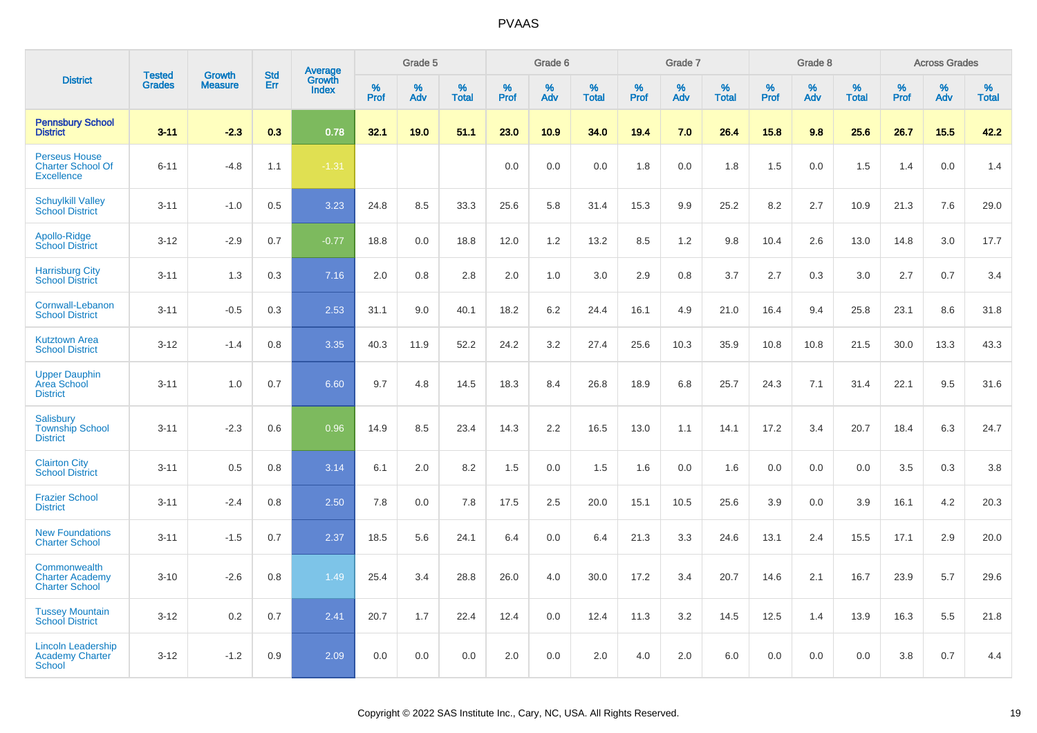# PVAAS

| District | Tested Grades | Growth Measure | Std Err | Average Growth Index | Grade 5 | | | Grade 6 | | | Grade 7 | | | Grade 8 | | | Across Grades | | |
|---|---|---|---|---|---|---|---|---|---|---|---|---|---|---|---|---|---|---|---|
| | | | | | % Prof | % Adv | % Total | % Prof | % Adv | % Total | % Prof | % Adv | % Total | % Prof | % Adv | % Total | % Prof | % Adv | % Total |
| **Pennsbury School District** | **3-11** | **-2.3** | **0.3** | **0.78** | **32.1** | **19.0** | **51.1** | **23.0** | **10.9** | **34.0** | **19.4** | **7.0** | **26.4** | **15.8** | **9.8** | **25.6** | **26.7** | **15.5** | **42.2** |
| Perseus House Charter School Of Excellence | 6-11 | -4.8 | 1.1 | -1.31 | | | | 0.0 | 0.0 | 0.0 | 1.8 | 0.0 | 1.8 | 1.5 | 0.0 | 1.5 | 1.4 | 0.0 | 1.4 |
| Schuylkill Valley School District | 3-11 | -1.0 | 0.5 | 3.23 | 24.8 | 8.5 | 33.3 | 25.6 | 5.8 | 31.4 | 15.3 | 9.9 | 25.2 | 8.2 | 2.7 | 10.9 | 21.3 | 7.6 | 29.0 |
| Apollo-Ridge School District | 3-12 | -2.9 | 0.7 | -0.77 | 18.8 | 0.0 | 18.8 | 12.0 | 1.2 | 13.2 | 8.5 | 1.2 | 9.8 | 10.4 | 2.6 | 13.0 | 14.8 | 3.0 | 17.7 |
| Harrisburg City School District | 3-11 | 1.3 | 0.3 | 7.16 | 2.0 | 0.8 | 2.8 | 2.0 | 1.0 | 3.0 | 2.9 | 0.8 | 3.7 | 2.7 | 0.3 | 3.0 | 2.7 | 0.7 | 3.4 |
| Cornwall-Lebanon School District | 3-11 | -0.5 | 0.3 | 2.53 | 31.1 | 9.0 | 40.1 | 18.2 | 6.2 | 24.4 | 16.1 | 4.9 | 21.0 | 16.4 | 9.4 | 25.8 | 23.1 | 8.6 | 31.8 |
| Kutztown Area School District | 3-12 | -1.4 | 0.8 | 3.35 | 40.3 | 11.9 | 52.2 | 24.2 | 3.2 | 27.4 | 25.6 | 10.3 | 35.9 | 10.8 | 10.8 | 21.5 | 30.0 | 13.3 | 43.3 |
| Upper Dauphin Area School District | 3-11 | 1.0 | 0.7 | 6.60 | 9.7 | 4.8 | 14.5 | 18.3 | 8.4 | 26.8 | 18.9 | 6.8 | 25.7 | 24.3 | 7.1 | 31.4 | 22.1 | 9.5 | 31.6 |
| Salisbury Township School District | 3-11 | -2.3 | 0.6 | 0.96 | 14.9 | 8.5 | 23.4 | 14.3 | 2.2 | 16.5 | 13.0 | 1.1 | 14.1 | 17.2 | 3.4 | 20.7 | 18.4 | 6.3 | 24.7 |
| Clairton City School District | 3-11 | 0.5 | 0.8 | 3.14 | 6.1 | 2.0 | 8.2 | 1.5 | 0.0 | 1.5 | 1.6 | 0.0 | 1.6 | 0.0 | 0.0 | 0.0 | 3.5 | 0.3 | 3.8 |
| Frazier School District | 3-11 | -2.4 | 0.8 | 2.50 | 7.8 | 0.0 | 7.8 | 17.5 | 2.5 | 20.0 | 15.1 | 10.5 | 25.6 | 3.9 | 0.0 | 3.9 | 16.1 | 4.2 | 20.3 |
| New Foundations Charter School | 3-11 | -1.5 | 0.7 | 2.37 | 18.5 | 5.6 | 24.1 | 6.4 | 0.0 | 6.4 | 21.3 | 3.3 | 24.6 | 13.1 | 2.4 | 15.5 | 17.1 | 2.9 | 20.0 |
| Commonwealth Charter Academy Charter School | 3-10 | -2.6 | 0.8 | 1.49 | 25.4 | 3.4 | 28.8 | 26.0 | 4.0 | 30.0 | 17.2 | 3.4 | 20.7 | 14.6 | 2.1 | 16.7 | 23.9 | 5.7 | 29.6 |
| Tussey Mountain School District | 3-12 | 0.2 | 0.7 | 2.41 | 20.7 | 1.7 | 22.4 | 12.4 | 0.0 | 12.4 | 11.3 | 3.2 | 14.5 | 12.5 | 1.4 | 13.9 | 16.3 | 5.5 | 21.8 |
| Lincoln Leadership Academy Charter School | 3-12 | -1.2 | 0.9 | 2.09 | 0.0 | 0.0 | 0.0 | 2.0 | 0.0 | 2.0 | 4.0 | 2.0 | 6.0 | 0.0 | 0.0 | 0.0 | 3.8 | 0.7 | 4.4 |

Copyright © 2022 SAS Institute Inc., Cary, NC, USA. All Rights Reserved.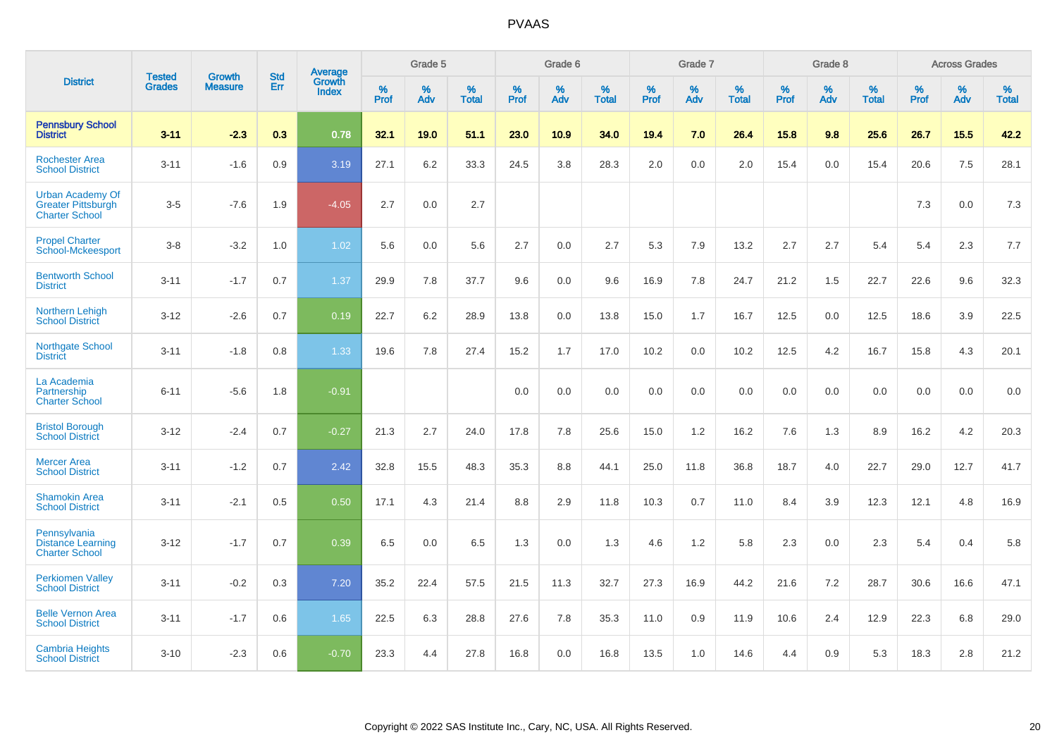# PVAAS

| District | Tested Grades | Growth Measure | Std Err | Average Growth Index | Grade 5 | | | Grade 6 | | | Grade 7 | | | Grade 8 | | | Across Grades | | |
|---|---|---|---|---|---|---|---|---|---|---|---|---|---|---|---|---|---|---|---|
| | | | | | % Prof | % Adv | % Total | % Prof | % Adv | % Total | % Prof | % Adv | % Total | % Prof | % Adv | % Total | % Prof | % Adv | % Total |
| **Pennsbury School District** | **3-11** | **-2.3** | **0.3** | **0.78** | **32.1** | **19.0** | **51.1** | **23.0** | **10.9** | **34.0** | **19.4** | **7.0** | **26.4** | **15.8** | **9.8** | **25.6** | **26.7** | **15.5** | **42.2** |
| Rochester Area School District | 3-11 | -1.6 | 0.9 | 3.19 | 27.1 | 6.2 | 33.3 | 24.5 | 3.8 | 28.3 | 2.0 | 0.0 | 2.0 | 15.4 | 0.0 | 15.4 | 20.6 | 7.5 | 28.1 |
| Urban Academy Of Greater Pittsburgh Charter School | 3-5 | -7.6 | 1.9 | -4.05 | 2.7 | 0.0 | 2.7 | | | | | | | | | | 7.3 | 0.0 | 7.3 |
| Propel Charter School-Mckeesport | 3-8 | -3.2 | 1.0 | 1.02 | 5.6 | 0.0 | 5.6 | 2.7 | 0.0 | 2.7 | 5.3 | 7.9 | 13.2 | 2.7 | 2.7 | 5.4 | 5.4 | 2.3 | 7.7 |
| Bentworth School District | 3-11 | -1.7 | 0.7 | 1.37 | 29.9 | 7.8 | 37.7 | 9.6 | 0.0 | 9.6 | 16.9 | 7.8 | 24.7 | 21.2 | 1.5 | 22.7 | 22.6 | 9.6 | 32.3 |
| Northern Lehigh School District | 3-12 | -2.6 | 0.7 | 0.19 | 22.7 | 6.2 | 28.9 | 13.8 | 0.0 | 13.8 | 15.0 | 1.7 | 16.7 | 12.5 | 0.0 | 12.5 | 18.6 | 3.9 | 22.5 |
| Northgate School District | 3-11 | -1.8 | 0.8 | 1.33 | 19.6 | 7.8 | 27.4 | 15.2 | 1.7 | 17.0 | 10.2 | 0.0 | 10.2 | 12.5 | 4.2 | 16.7 | 15.8 | 4.3 | 20.1 |
| La Academia Partnership Charter School | 6-11 | -5.6 | 1.8 | -0.91 | | | | 0.0 | 0.0 | 0.0 | 0.0 | 0.0 | 0.0 | 0.0 | 0.0 | 0.0 | 0.0 | 0.0 | 0.0 |
| Bristol Borough School District | 3-12 | -2.4 | 0.7 | -0.27 | 21.3 | 2.7 | 24.0 | 17.8 | 7.8 | 25.6 | 15.0 | 1.2 | 16.2 | 7.6 | 1.3 | 8.9 | 16.2 | 4.2 | 20.3 |
| Mercer Area School District | 3-11 | -1.2 | 0.7 | 2.42 | 32.8 | 15.5 | 48.3 | 35.3 | 8.8 | 44.1 | 25.0 | 11.8 | 36.8 | 18.7 | 4.0 | 22.7 | 29.0 | 12.7 | 41.7 |
| Shamokin Area School District | 3-11 | -2.1 | 0.5 | 0.50 | 17.1 | 4.3 | 21.4 | 8.8 | 2.9 | 11.8 | 10.3 | 0.7 | 11.0 | 8.4 | 3.9 | 12.3 | 12.1 | 4.8 | 16.9 |
| Pennsylvania Distance Learning Charter School | 3-12 | -1.7 | 0.7 | 0.39 | 6.5 | 0.0 | 6.5 | 1.3 | 0.0 | 1.3 | 4.6 | 1.2 | 5.8 | 2.3 | 0.0 | 2.3 | 5.4 | 0.4 | 5.8 |
| Perkiomen Valley School District | 3-11 | -0.2 | 0.3 | 7.20 | 35.2 | 22.4 | 57.5 | 21.5 | 11.3 | 32.7 | 27.3 | 16.9 | 44.2 | 21.6 | 7.2 | 28.7 | 30.6 | 16.6 | 47.1 |
| Belle Vernon Area School District | 3-11 | -1.7 | 0.6 | 1.65 | 22.5 | 6.3 | 28.8 | 27.6 | 7.8 | 35.3 | 11.0 | 0.9 | 11.9 | 10.6 | 2.4 | 12.9 | 22.3 | 6.8 | 29.0 |
| Cambria Heights School District | 3-10 | -2.3 | 0.6 | -0.70 | 23.3 | 4.4 | 27.8 | 16.8 | 0.0 | 16.8 | 13.5 | 1.0 | 14.6 | 4.4 | 0.9 | 5.3 | 18.3 | 2.8 | 21.2 |

Copyright © 2022 SAS Institute Inc., Cary, NC, USA. All Rights Reserved.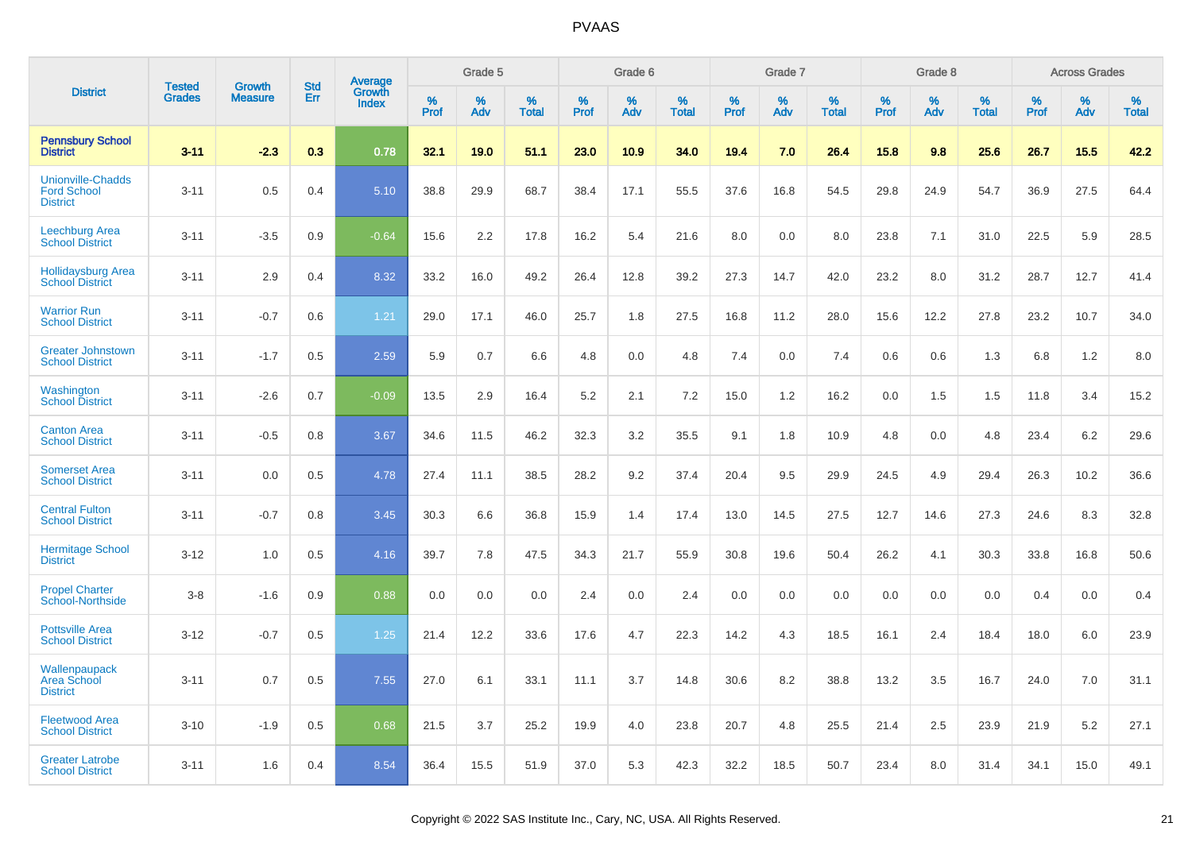# PVAAS

| District | Tested Grades | Growth Measure | Std Err | Average Growth Index | Grade 5 | | | Grade 6 | | | Grade 7 | | | Grade 8 | | | Across Grades | | |
|---|---|---|---|---|---|---|---|---|---|---|---|---|---|---|---|---|---|---|---|
| | | | | | % Prof | % Adv | % Total | % Prof | % Adv | % Total | % Prof | % Adv | % Total | % Prof | % Adv | % Total | % Prof | % Adv | % Total |
| **Pennsbury School District** | **3-11** | **-2.3** | **0.3** | **0.78** | **32.1** | **19.0** | **51.1** | **23.0** | **10.9** | **34.0** | **19.4** | **7.0** | **26.4** | **15.8** | **9.8** | **25.6** | **26.7** | **15.5** | **42.2** |
| Unionville-Chadds Ford School District | 3-11 | 0.5 | 0.4 | 5.10 | 38.8 | 29.9 | 68.7 | 38.4 | 17.1 | 55.5 | 37.6 | 16.8 | 54.5 | 29.8 | 24.9 | 54.7 | 36.9 | 27.5 | 64.4 |
| Leechburg Area School District | 3-11 | -3.5 | 0.9 | -0.64 | 15.6 | 2.2 | 17.8 | 16.2 | 5.4 | 21.6 | 8.0 | 0.0 | 8.0 | 23.8 | 7.1 | 31.0 | 22.5 | 5.9 | 28.5 |
| Hollidaysburg Area School District | 3-11 | 2.9 | 0.4 | 8.32 | 33.2 | 16.0 | 49.2 | 26.4 | 12.8 | 39.2 | 27.3 | 14.7 | 42.0 | 23.2 | 8.0 | 31.2 | 28.7 | 12.7 | 41.4 |
| Warrior Run School District | 3-11 | -0.7 | 0.6 | 1.21 | 29.0 | 17.1 | 46.0 | 25.7 | 1.8 | 27.5 | 16.8 | 11.2 | 28.0 | 15.6 | 12.2 | 27.8 | 23.2 | 10.7 | 34.0 |
| Greater Johnstown School District | 3-11 | -1.7 | 0.5 | 2.59 | 5.9 | 0.7 | 6.6 | 4.8 | 0.0 | 4.8 | 7.4 | 0.0 | 7.4 | 0.6 | 0.6 | 1.3 | 6.8 | 1.2 | 8.0 |
| Washington School District | 3-11 | -2.6 | 0.7 | -0.09 | 13.5 | 2.9 | 16.4 | 5.2 | 2.1 | 7.2 | 15.0 | 1.2 | 16.2 | 0.0 | 1.5 | 1.5 | 11.8 | 3.4 | 15.2 |
| Canton Area School District | 3-11 | -0.5 | 0.8 | 3.67 | 34.6 | 11.5 | 46.2 | 32.3 | 3.2 | 35.5 | 9.1 | 1.8 | 10.9 | 4.8 | 0.0 | 4.8 | 23.4 | 6.2 | 29.6 |
| Somerset Area School District | 3-11 | 0.0 | 0.5 | 4.78 | 27.4 | 11.1 | 38.5 | 28.2 | 9.2 | 37.4 | 20.4 | 9.5 | 29.9 | 24.5 | 4.9 | 29.4 | 26.3 | 10.2 | 36.6 |
| Central Fulton School District | 3-11 | -0.7 | 0.8 | 3.45 | 30.3 | 6.6 | 36.8 | 15.9 | 1.4 | 17.4 | 13.0 | 14.5 | 27.5 | 12.7 | 14.6 | 27.3 | 24.6 | 8.3 | 32.8 |
| Hermitage School District | 3-12 | 1.0 | 0.5 | 4.16 | 39.7 | 7.8 | 47.5 | 34.3 | 21.7 | 55.9 | 30.8 | 19.6 | 50.4 | 26.2 | 4.1 | 30.3 | 33.8 | 16.8 | 50.6 |
| Propel Charter School-Northside | 3-8 | -1.6 | 0.9 | 0.88 | 0.0 | 0.0 | 0.0 | 2.4 | 0.0 | 2.4 | 0.0 | 0.0 | 0.0 | 0.0 | 0.0 | 0.0 | 0.4 | 0.0 | 0.4 |
| Pottsville Area School District | 3-12 | -0.7 | 0.5 | 1.25 | 21.4 | 12.2 | 33.6 | 17.6 | 4.7 | 22.3 | 14.2 | 4.3 | 18.5 | 16.1 | 2.4 | 18.4 | 18.0 | 6.0 | 23.9 |
| Wallenpaupack Area School District | 3-11 | 0.7 | 0.5 | 7.55 | 27.0 | 6.1 | 33.1 | 11.1 | 3.7 | 14.8 | 30.6 | 8.2 | 38.8 | 13.2 | 3.5 | 16.7 | 24.0 | 7.0 | 31.1 |
| Fleetwood Area School District | 3-10 | -1.9 | 0.5 | 0.68 | 21.5 | 3.7 | 25.2 | 19.9 | 4.0 | 23.8 | 20.7 | 4.8 | 25.5 | 21.4 | 2.5 | 23.9 | 21.9 | 5.2 | 27.1 |
| Greater Latrobe School District | 3-11 | 1.6 | 0.4 | 8.54 | 36.4 | 15.5 | 51.9 | 37.0 | 5.3 | 42.3 | 32.2 | 18.5 | 50.7 | 23.4 | 8.0 | 31.4 | 34.1 | 15.0 | 49.1 |

Copyright © 2022 SAS Institute Inc., Cary, NC, USA. All Rights Reserved.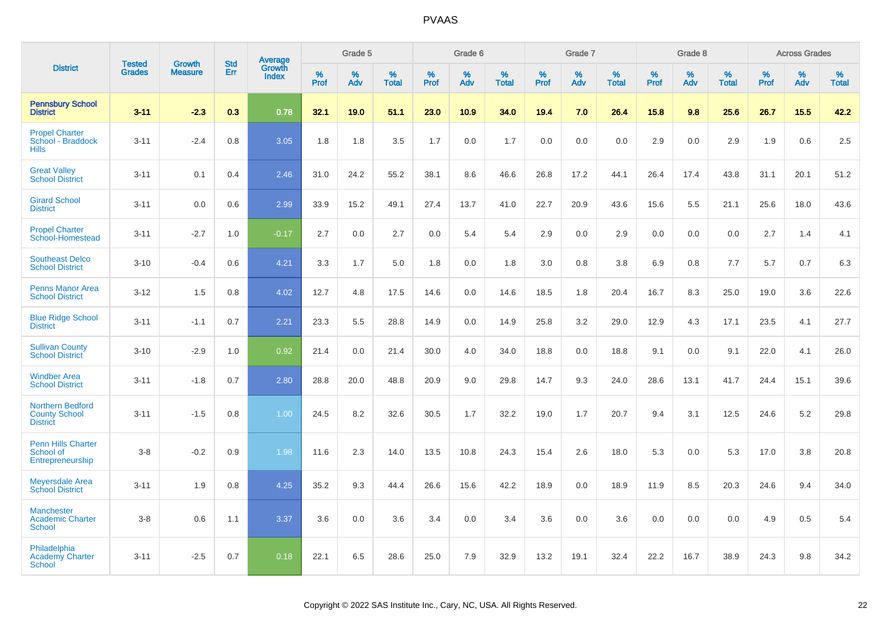# PVAAS

| District | Tested Grades | Growth Measure | Std Err | Average Growth Index | Grade 5 | | | Grade 6 | | | Grade 7 | | | Grade 8 | | | Across Grades | | |
|---|---|---|---|---|---|---|---|---|---|---|---|---|---|---|---|---|---|---|---|
| | | | | | % Prof | % Adv | % Total | % Prof | % Adv | % Total | % Prof | % Adv | % Total | % Prof | % Adv | % Total | % Prof | % Adv | % Total |
| **Pennsbury School District** | **3-11** | **-2.3** | **0.3** | **0.78** | **32.1** | **19.0** | **51.1** | **23.0** | **10.9** | **34.0** | **19.4** | **7.0** | **26.4** | **15.8** | **9.8** | **25.6** | **26.7** | **15.5** | **42.2** |
| Propel Charter School - Braddock Hills | 3-11 | -2.4 | 0.8 | 3.05 | 1.8 | 1.8 | 3.5 | 1.7 | 0.0 | 1.7 | 0.0 | 0.0 | 0.0 | 2.9 | 0.0 | 2.9 | 1.9 | 0.6 | 2.5 |
| Great Valley School District | 3-11 | 0.1 | 0.4 | 2.46 | 31.0 | 24.2 | 55.2 | 38.1 | 8.6 | 46.6 | 26.8 | 17.2 | 44.1 | 26.4 | 17.4 | 43.8 | 31.1 | 20.1 | 51.2 |
| Girard School District | 3-11 | 0.0 | 0.6 | 2.99 | 33.9 | 15.2 | 49.1 | 27.4 | 13.7 | 41.0 | 22.7 | 20.9 | 43.6 | 15.6 | 5.5 | 21.1 | 25.6 | 18.0 | 43.6 |
| Propel Charter School-Homestead | 3-11 | -2.7 | 1.0 | -0.17 | 2.7 | 0.0 | 2.7 | 0.0 | 5.4 | 5.4 | 2.9 | 0.0 | 2.9 | 0.0 | 0.0 | 0.0 | 2.7 | 1.4 | 4.1 |
| Southeast Delco School District | 3-10 | -0.4 | 0.6 | 4.21 | 3.3 | 1.7 | 5.0 | 1.8 | 0.0 | 1.8 | 3.0 | 0.8 | 3.8 | 6.9 | 0.8 | 7.7 | 5.7 | 0.7 | 6.3 |
| Penns Manor Area School District | 3-12 | 1.5 | 0.8 | 4.02 | 12.7 | 4.8 | 17.5 | 14.6 | 0.0 | 14.6 | 18.5 | 1.8 | 20.4 | 16.7 | 8.3 | 25.0 | 19.0 | 3.6 | 22.6 |
| Blue Ridge School District | 3-11 | -1.1 | 0.7 | 2.21 | 23.3 | 5.5 | 28.8 | 14.9 | 0.0 | 14.9 | 25.8 | 3.2 | 29.0 | 12.9 | 4.3 | 17.1 | 23.5 | 4.1 | 27.7 |
| Sullivan County School District | 3-10 | -2.9 | 1.0 | 0.92 | 21.4 | 0.0 | 21.4 | 30.0 | 4.0 | 34.0 | 18.8 | 0.0 | 18.8 | 9.1 | 0.0 | 9.1 | 22.0 | 4.1 | 26.0 |
| Windber Area School District | 3-11 | -1.8 | 0.7 | 2.80 | 28.8 | 20.0 | 48.8 | 20.9 | 9.0 | 29.8 | 14.7 | 9.3 | 24.0 | 28.6 | 13.1 | 41.7 | 24.4 | 15.1 | 39.6 |
| Northern Bedford County School District | 3-11 | -1.5 | 0.8 | 1.00 | 24.5 | 8.2 | 32.6 | 30.5 | 1.7 | 32.2 | 19.0 | 1.7 | 20.7 | 9.4 | 3.1 | 12.5 | 24.6 | 5.2 | 29.8 |
| Penn Hills Charter School of Entrepreneurship | 3-8 | -0.2 | 0.9 | 1.98 | 11.6 | 2.3 | 14.0 | 13.5 | 10.8 | 24.3 | 15.4 | 2.6 | 18.0 | 5.3 | 0.0 | 5.3 | 17.0 | 3.8 | 20.8 |
| Meyersdale Area School District | 3-11 | 1.9 | 0.8 | 4.25 | 35.2 | 9.3 | 44.4 | 26.6 | 15.6 | 42.2 | 18.9 | 0.0 | 18.9 | 11.9 | 8.5 | 20.3 | 24.6 | 9.4 | 34.0 |
| Manchester Academic Charter School | 3-8 | 0.6 | 1.1 | 3.37 | 3.6 | 0.0 | 3.6 | 3.4 | 0.0 | 3.4 | 3.6 | 0.0 | 3.6 | 0.0 | 0.0 | 0.0 | 4.9 | 0.5 | 5.4 |
| Philadelphia Academy Charter School | 3-11 | -2.5 | 0.7 | 0.18 | 22.1 | 6.5 | 28.6 | 25.0 | 7.9 | 32.9 | 13.2 | 19.1 | 32.4 | 22.2 | 16.7 | 38.9 | 24.3 | 9.8 | 34.2 |

Copyright © 2022 SAS Institute Inc., Cary, NC, USA. All Rights Reserved.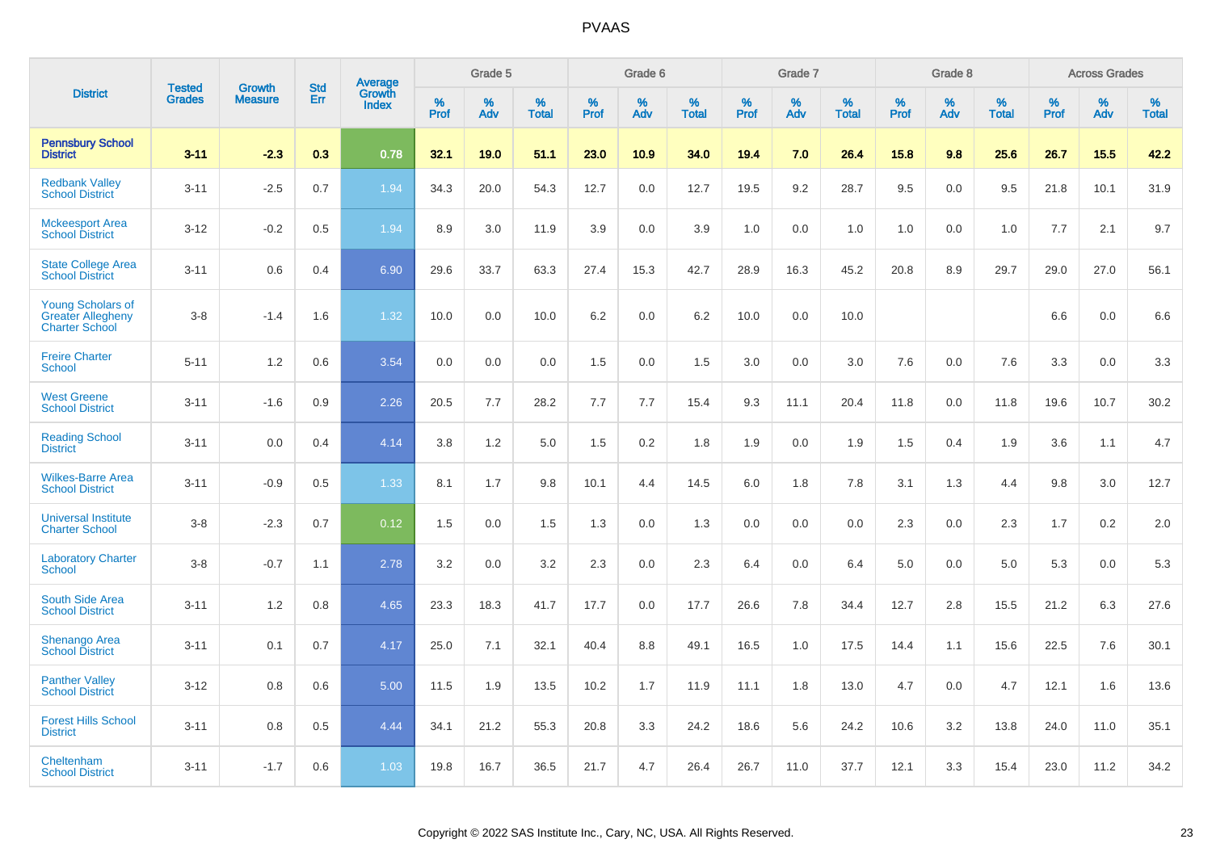# PVAAS

| District | Tested Grades | Growth Measure | Std Err | Average Growth Index | Grade 5 | | | Grade 6 | | | Grade 7 | | | Grade 8 | | | Across Grades | | |
|---|---|---|---|---|---|---|---|---|---|---|---|---|---|---|---|---|---|---|---|
| | | | | | % Prof | % Adv | % Total | % Prof | % Adv | % Total | % Prof | % Adv | % Total | % Prof | % Adv | % Total | % Prof | % Adv | % Total |
| **Pennsbury School District** | **3-11** | **-2.3** | **0.3** | **0.78** | **32.1** | **19.0** | **51.1** | **23.0** | **10.9** | **34.0** | **19.4** | **7.0** | **26.4** | **15.8** | **9.8** | **25.6** | **26.7** | **15.5** | **42.2** |
| Redbank Valley School District | 3-11 | -2.5 | 0.7 | 1.94 | 34.3 | 20.0 | 54.3 | 12.7 | 0.0 | 12.7 | 19.5 | 9.2 | 28.7 | 9.5 | 0.0 | 9.5 | 21.8 | 10.1 | 31.9 |
| Mckeesport Area School District | 3-12 | -0.2 | 0.5 | 1.94 | 8.9 | 3.0 | 11.9 | 3.9 | 0.0 | 3.9 | 1.0 | 0.0 | 1.0 | 1.0 | 0.0 | 1.0 | 7.7 | 2.1 | 9.7 |
| State College Area School District | 3-11 | 0.6 | 0.4 | 6.90 | 29.6 | 33.7 | 63.3 | 27.4 | 15.3 | 42.7 | 28.9 | 16.3 | 45.2 | 20.8 | 8.9 | 29.7 | 29.0 | 27.0 | 56.1 |
| Young Scholars of Greater Allegheny Charter School | 3-8 | -1.4 | 1.6 | 1.32 | 10.0 | 0.0 | 10.0 | 6.2 | 0.0 | 6.2 | 10.0 | 0.0 | 10.0 | | | | 6.6 | 0.0 | 6.6 |
| Freire Charter School | 5-11 | 1.2 | 0.6 | 3.54 | 0.0 | 0.0 | 0.0 | 1.5 | 0.0 | 1.5 | 3.0 | 0.0 | 3.0 | 7.6 | 0.0 | 7.6 | 3.3 | 0.0 | 3.3 |
| West Greene School District | 3-11 | -1.6 | 0.9 | 2.26 | 20.5 | 7.7 | 28.2 | 7.7 | 7.7 | 15.4 | 9.3 | 11.1 | 20.4 | 11.8 | 0.0 | 11.8 | 19.6 | 10.7 | 30.2 |
| Reading School District | 3-11 | 0.0 | 0.4 | 4.14 | 3.8 | 1.2 | 5.0 | 1.5 | 0.2 | 1.8 | 1.9 | 0.0 | 1.9 | 1.5 | 0.4 | 1.9 | 3.6 | 1.1 | 4.7 |
| Wilkes-Barre Area School District | 3-11 | -0.9 | 0.5 | 1.33 | 8.1 | 1.7 | 9.8 | 10.1 | 4.4 | 14.5 | 6.0 | 1.8 | 7.8 | 3.1 | 1.3 | 4.4 | 9.8 | 3.0 | 12.7 |
| Universal Institute Charter School | 3-8 | -2.3 | 0.7 | 0.12 | 1.5 | 0.0 | 1.5 | 1.3 | 0.0 | 1.3 | 0.0 | 0.0 | 0.0 | 2.3 | 0.0 | 2.3 | 1.7 | 0.2 | 2.0 |
| Laboratory Charter School | 3-8 | -0.7 | 1.1 | 2.78 | 3.2 | 0.0 | 3.2 | 2.3 | 0.0 | 2.3 | 6.4 | 0.0 | 6.4 | 5.0 | 0.0 | 5.0 | 5.3 | 0.0 | 5.3 |
| South Side Area School District | 3-11 | 1.2 | 0.8 | 4.65 | 23.3 | 18.3 | 41.7 | 17.7 | 0.0 | 17.7 | 26.6 | 7.8 | 34.4 | 12.7 | 2.8 | 15.5 | 21.2 | 6.3 | 27.6 |
| Shenango Area School District | 3-11 | 0.1 | 0.7 | 4.17 | 25.0 | 7.1 | 32.1 | 40.4 | 8.8 | 49.1 | 16.5 | 1.0 | 17.5 | 14.4 | 1.1 | 15.6 | 22.5 | 7.6 | 30.1 |
| Panther Valley School District | 3-12 | 0.8 | 0.6 | 5.00 | 11.5 | 1.9 | 13.5 | 10.2 | 1.7 | 11.9 | 11.1 | 1.8 | 13.0 | 4.7 | 0.0 | 4.7 | 12.1 | 1.6 | 13.6 |
| Forest Hills School District | 3-11 | 0.8 | 0.5 | 4.44 | 34.1 | 21.2 | 55.3 | 20.8 | 3.3 | 24.2 | 18.6 | 5.6 | 24.2 | 10.6 | 3.2 | 13.8 | 24.0 | 11.0 | 35.1 |
| Cheltenham School District | 3-11 | -1.7 | 0.6 | 1.03 | 19.8 | 16.7 | 36.5 | 21.7 | 4.7 | 26.4 | 26.7 | 11.0 | 37.7 | 12.1 | 3.3 | 15.4 | 23.0 | 11.2 | 34.2 |

Copyright © 2022 SAS Institute Inc., Cary, NC, USA. All Rights Reserved.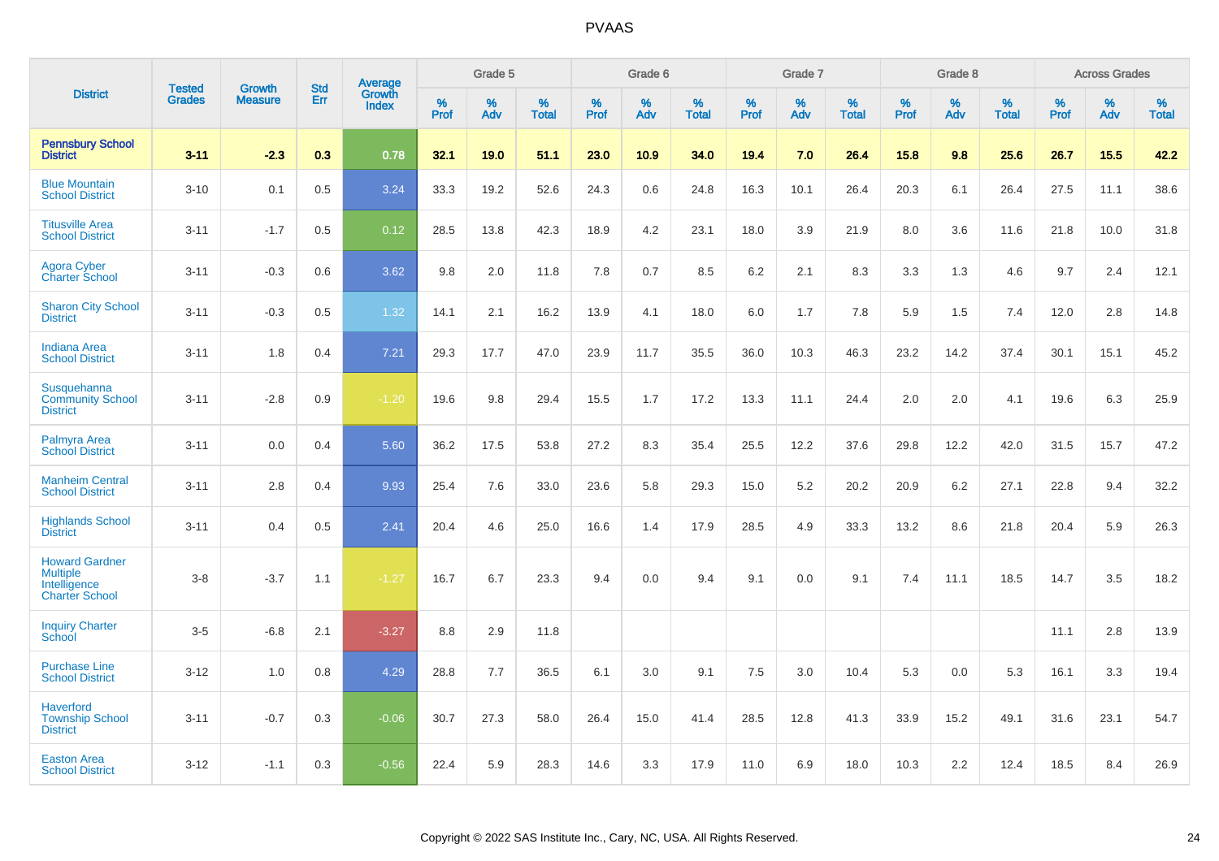# PVAAS

| District | Tested Grades | Growth Measure | Std Err | Average Growth Index | Grade 5 | | | Grade 6 | | | Grade 7 | | | Grade 8 | | | Across Grades | | |
|---|---|---|---|---|---|---|---|---|---|---|---|---|---|---|---|---|---|---|---|
| | | | | | % Prof | % Adv | % Total | % Prof | % Adv | % Total | % Prof | % Adv | % Total | % Prof | % Adv | % Total | % Prof | % Adv | % Total |
| **Pennsbury School District** | **3-11** | **-2.3** | **0.3** | **0.78** | **32.1** | **19.0** | **51.1** | **23.0** | **10.9** | **34.0** | **19.4** | **7.0** | **26.4** | **15.8** | **9.8** | **25.6** | **26.7** | **15.5** | **42.2** |
| Blue Mountain School District | 3-10 | 0.1 | 0.5 | 3.24 | 33.3 | 19.2 | 52.6 | 24.3 | 0.6 | 24.8 | 16.3 | 10.1 | 26.4 | 20.3 | 6.1 | 26.4 | 27.5 | 11.1 | 38.6 |
| Titusville Area School District | 3-11 | -1.7 | 0.5 | 0.12 | 28.5 | 13.8 | 42.3 | 18.9 | 4.2 | 23.1 | 18.0 | 3.9 | 21.9 | 8.0 | 3.6 | 11.6 | 21.8 | 10.0 | 31.8 |
| Agora Cyber Charter School | 3-11 | -0.3 | 0.6 | 3.62 | 9.8 | 2.0 | 11.8 | 7.8 | 0.7 | 8.5 | 6.2 | 2.1 | 8.3 | 3.3 | 1.3 | 4.6 | 9.7 | 2.4 | 12.1 |
| Sharon City School District | 3-11 | -0.3 | 0.5 | 1.32 | 14.1 | 2.1 | 16.2 | 13.9 | 4.1 | 18.0 | 6.0 | 1.7 | 7.8 | 5.9 | 1.5 | 7.4 | 12.0 | 2.8 | 14.8 |
| Indiana Area School District | 3-11 | 1.8 | 0.4 | 7.21 | 29.3 | 17.7 | 47.0 | 23.9 | 11.7 | 35.5 | 36.0 | 10.3 | 46.3 | 23.2 | 14.2 | 37.4 | 30.1 | 15.1 | 45.2 |
| Susquehanna Community School District | 3-11 | -2.8 | 0.9 | -1.20 | 19.6 | 9.8 | 29.4 | 15.5 | 1.7 | 17.2 | 13.3 | 11.1 | 24.4 | 2.0 | 2.0 | 4.1 | 19.6 | 6.3 | 25.9 |
| Palmyra Area School District | 3-11 | 0.0 | 0.4 | 5.60 | 36.2 | 17.5 | 53.8 | 27.2 | 8.3 | 35.4 | 25.5 | 12.2 | 37.6 | 29.8 | 12.2 | 42.0 | 31.5 | 15.7 | 47.2 |
| Manheim Central School District | 3-11 | 2.8 | 0.4 | 9.93 | 25.4 | 7.6 | 33.0 | 23.6 | 5.8 | 29.3 | 15.0 | 5.2 | 20.2 | 20.9 | 6.2 | 27.1 | 22.8 | 9.4 | 32.2 |
| Highlands School District | 3-11 | 0.4 | 0.5 | 2.41 | 20.4 | 4.6 | 25.0 | 16.6 | 1.4 | 17.9 | 28.5 | 4.9 | 33.3 | 13.2 | 8.6 | 21.8 | 20.4 | 5.9 | 26.3 |
| Howard Gardner Multiple Intelligence Charter School | 3-8 | -3.7 | 1.1 | -1.27 | 16.7 | 6.7 | 23.3 | 9.4 | 0.0 | 9.4 | 9.1 | 0.0 | 9.1 | 7.4 | 11.1 | 18.5 | 14.7 | 3.5 | 18.2 |
| Inquiry Charter School | 3-5 | -6.8 | 2.1 | -3.27 | 8.8 | 2.9 | 11.8 | | | | | | | | | | 11.1 | 2.8 | 13.9 |
| Purchase Line School District | 3-12 | 1.0 | 0.8 | 4.29 | 28.8 | 7.7 | 36.5 | 6.1 | 3.0 | 9.1 | 7.5 | 3.0 | 10.4 | 5.3 | 0.0 | 5.3 | 16.1 | 3.3 | 19.4 |
| Haverford Township School District | 3-11 | -0.7 | 0.3 | -0.06 | 30.7 | 27.3 | 58.0 | 26.4 | 15.0 | 41.4 | 28.5 | 12.8 | 41.3 | 33.9 | 15.2 | 49.1 | 31.6 | 23.1 | 54.7 |
| Easton Area School District | 3-12 | -1.1 | 0.3 | -0.56 | 22.4 | 5.9 | 28.3 | 14.6 | 3.3 | 17.9 | 11.0 | 6.9 | 18.0 | 10.3 | 2.2 | 12.4 | 18.5 | 8.4 | 26.9 |

Copyright © 2022 SAS Institute Inc., Cary, NC, USA. All Rights Reserved.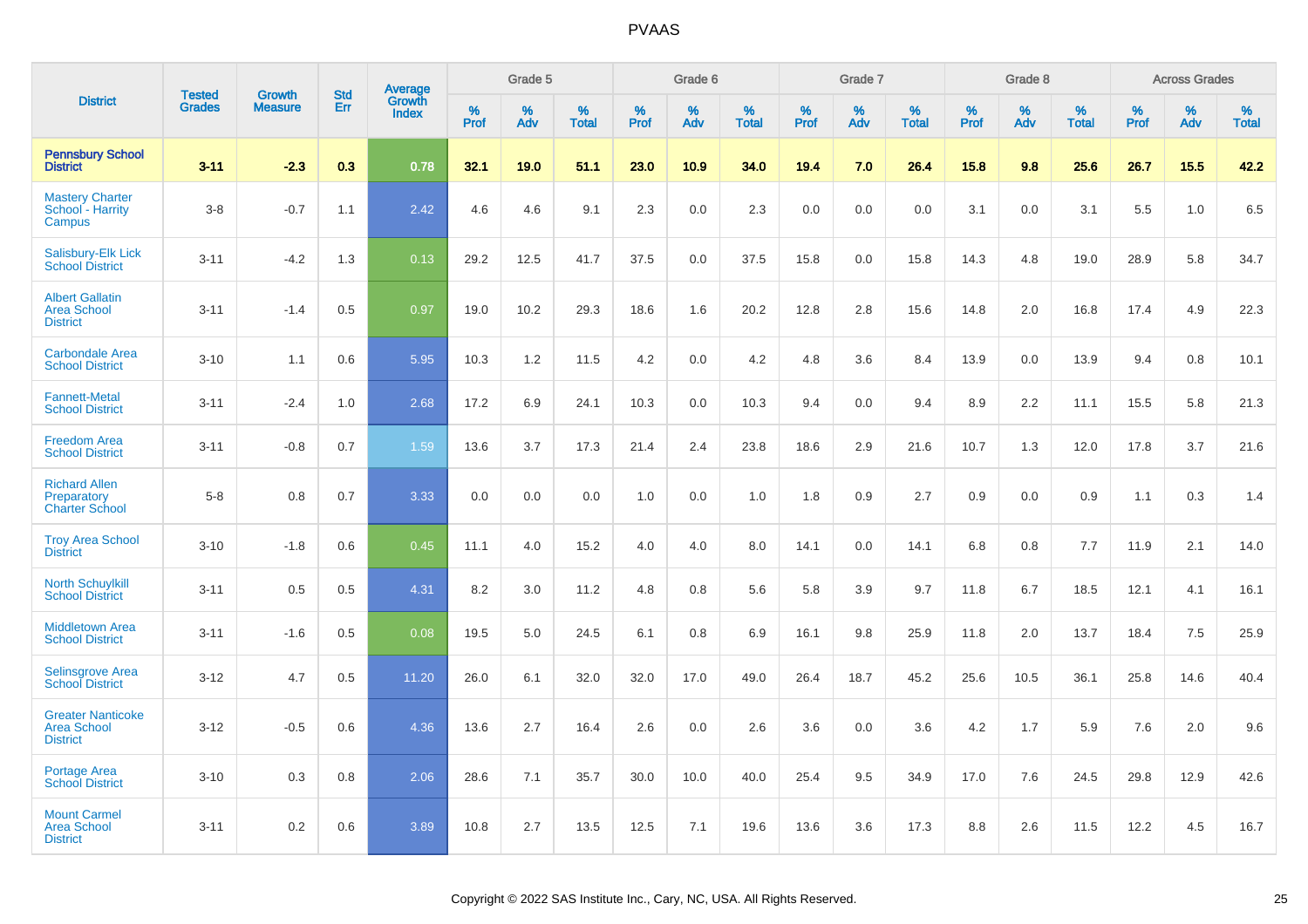# PVAAS

| District | Tested Grades | Growth Measure | Std Err | Average Growth Index | Grade 5 | | | Grade 6 | | | Grade 7 | | | Grade 8 | | | Across Grades | | |
|---|---|---|---|---|---|---|---|---|---|---|---|---|---|---|---|---|---|---|---|
| | | | | | % Prof | % Adv | % Total | % Prof | % Adv | % Total | % Prof | % Adv | % Total | % Prof | % Adv | % Total | % Prof | % Adv | % Total |
| **Pennsbury School District** | **3-11** | **-2.3** | **0.3** | **0.78** | **32.1** | **19.0** | **51.1** | **23.0** | **10.9** | **34.0** | **19.4** | **7.0** | **26.4** | **15.8** | **9.8** | **25.6** | **26.7** | **15.5** | **42.2** |
| Mastery Charter School - Harrity Campus | 3-8 | -0.7 | 1.1 | 2.42 | 4.6 | 4.6 | 9.1 | 2.3 | 0.0 | 2.3 | 0.0 | 0.0 | 0.0 | 3.1 | 0.0 | 3.1 | 5.5 | 1.0 | 6.5 |
| Salisbury-Elk Lick School District | 3-11 | -4.2 | 1.3 | 0.13 | 29.2 | 12.5 | 41.7 | 37.5 | 0.0 | 37.5 | 15.8 | 0.0 | 15.8 | 14.3 | 4.8 | 19.0 | 28.9 | 5.8 | 34.7 |
| Albert Gallatin Area School District | 3-11 | -1.4 | 0.5 | 0.97 | 19.0 | 10.2 | 29.3 | 18.6 | 1.6 | 20.2 | 12.8 | 2.8 | 15.6 | 14.8 | 2.0 | 16.8 | 17.4 | 4.9 | 22.3 |
| Carbondale Area School District | 3-10 | 1.1 | 0.6 | 5.95 | 10.3 | 1.2 | 11.5 | 4.2 | 0.0 | 4.2 | 4.8 | 3.6 | 8.4 | 13.9 | 0.0 | 13.9 | 9.4 | 0.8 | 10.1 |
| Fannett-Metal School District | 3-11 | -2.4 | 1.0 | 2.68 | 17.2 | 6.9 | 24.1 | 10.3 | 0.0 | 10.3 | 9.4 | 0.0 | 9.4 | 8.9 | 2.2 | 11.1 | 15.5 | 5.8 | 21.3 |
| Freedom Area School District | 3-11 | -0.8 | 0.7 | 1.59 | 13.6 | 3.7 | 17.3 | 21.4 | 2.4 | 23.8 | 18.6 | 2.9 | 21.6 | 10.7 | 1.3 | 12.0 | 17.8 | 3.7 | 21.6 |
| Richard Allen Preparatory Charter School | 5-8 | 0.8 | 0.7 | 3.33 | 0.0 | 0.0 | 0.0 | 1.0 | 0.0 | 1.0 | 1.8 | 0.9 | 2.7 | 0.9 | 0.0 | 0.9 | 1.1 | 0.3 | 1.4 |
| Troy Area School District | 3-10 | -1.8 | 0.6 | 0.45 | 11.1 | 4.0 | 15.2 | 4.0 | 4.0 | 8.0 | 14.1 | 0.0 | 14.1 | 6.8 | 0.8 | 7.7 | 11.9 | 2.1 | 14.0 |
| North Schuylkill School District | 3-11 | 0.5 | 0.5 | 4.31 | 8.2 | 3.0 | 11.2 | 4.8 | 0.8 | 5.6 | 5.8 | 3.9 | 9.7 | 11.8 | 6.7 | 18.5 | 12.1 | 4.1 | 16.1 |
| Middletown Area School District | 3-11 | -1.6 | 0.5 | 0.08 | 19.5 | 5.0 | 24.5 | 6.1 | 0.8 | 6.9 | 16.1 | 9.8 | 25.9 | 11.8 | 2.0 | 13.7 | 18.4 | 7.5 | 25.9 |
| Selinsgrove Area School District | 3-12 | 4.7 | 0.5 | 11.20 | 26.0 | 6.1 | 32.0 | 32.0 | 17.0 | 49.0 | 26.4 | 18.7 | 45.2 | 25.6 | 10.5 | 36.1 | 25.8 | 14.6 | 40.4 |
| Greater Nanticoke Area School District | 3-12 | -0.5 | 0.6 | 4.36 | 13.6 | 2.7 | 16.4 | 2.6 | 0.0 | 2.6 | 3.6 | 0.0 | 3.6 | 4.2 | 1.7 | 5.9 | 7.6 | 2.0 | 9.6 |
| Portage Area School District | 3-10 | 0.3 | 0.8 | 2.06 | 28.6 | 7.1 | 35.7 | 30.0 | 10.0 | 40.0 | 25.4 | 9.5 | 34.9 | 17.0 | 7.6 | 24.5 | 29.8 | 12.9 | 42.6 |
| Mount Carmel Area School District | 3-11 | 0.2 | 0.6 | 3.89 | 10.8 | 2.7 | 13.5 | 12.5 | 7.1 | 19.6 | 13.6 | 3.6 | 17.3 | 8.8 | 2.6 | 11.5 | 12.2 | 4.5 | 16.7 |

Copyright © 2022 SAS Institute Inc., Cary, NC, USA. All Rights Reserved.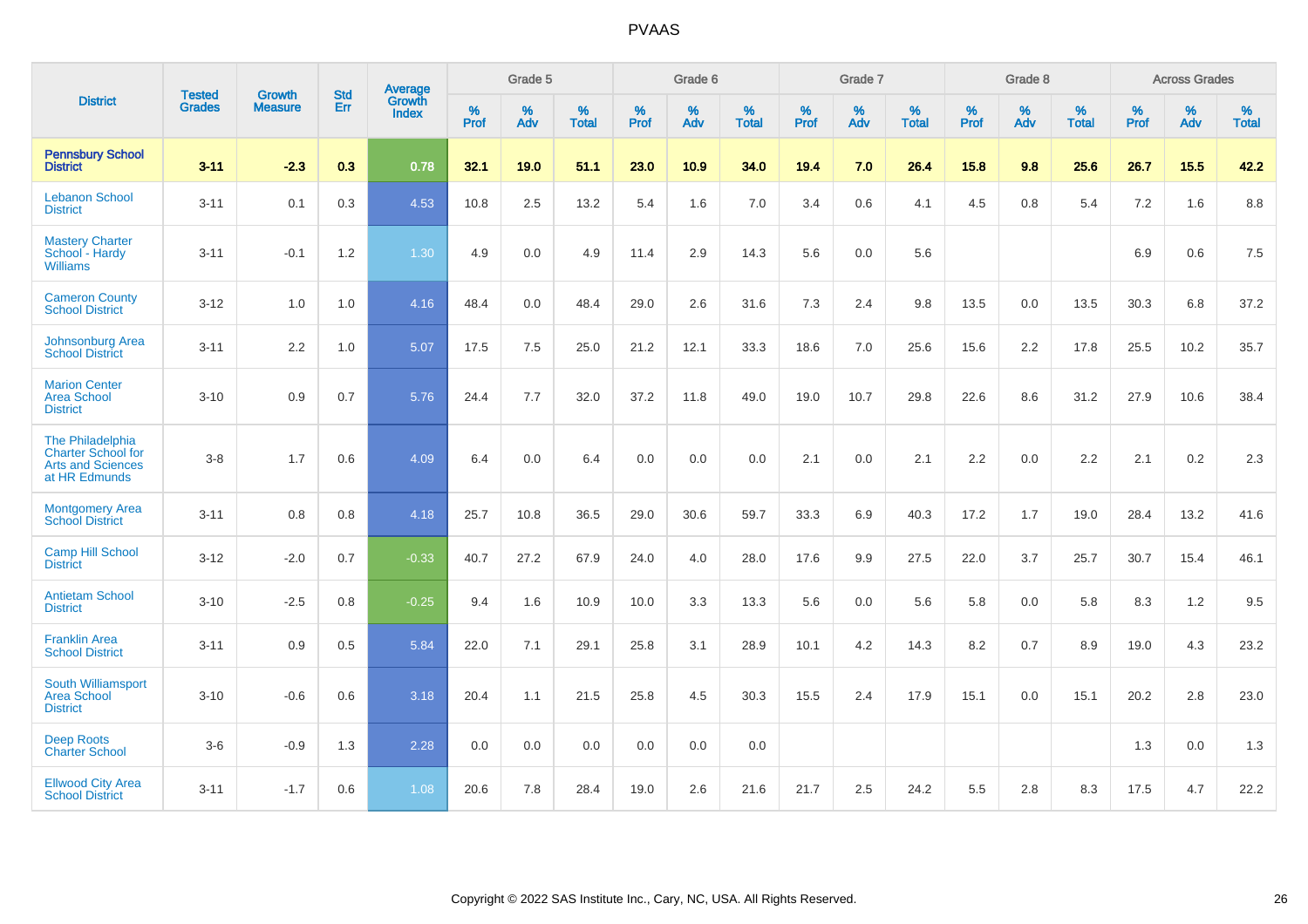# PVAAS

| District | Tested Grades | Growth Measure | Std Err | Average Growth Index | Grade 5 | | | Grade 6 | | | Grade 7 | | | Grade 8 | | | Across Grades | | |
|---|---|---|---|---|---|---|---|---|---|---|---|---|---|---|---|---|---|---|---|
| | | | | | % Prof | % Adv | % Total | % Prof | % Adv | % Total | % Prof | % Adv | % Total | % Prof | % Adv | % Total | % Prof | % Adv | % Total |
| **Pennsbury School District** | **3-11** | **-2.3** | **0.3** | **0.78** | **32.1** | **19.0** | **51.1** | **23.0** | **10.9** | **34.0** | **19.4** | **7.0** | **26.4** | **15.8** | **9.8** | **25.6** | **26.7** | **15.5** | **42.2** |
| Lebanon School District | 3-11 | 0.1 | 0.3 | 4.53 | 10.8 | 2.5 | 13.2 | 5.4 | 1.6 | 7.0 | 3.4 | 0.6 | 4.1 | 4.5 | 0.8 | 5.4 | 7.2 | 1.6 | 8.8 |
| Mastery Charter School - Hardy Williams | 3-11 | -0.1 | 1.2 | 1.30 | 4.9 | 0.0 | 4.9 | 11.4 | 2.9 | 14.3 | 5.6 | 0.0 | 5.6 | | | | 6.9 | 0.6 | 7.5 |
| Cameron County School District | 3-12 | 1.0 | 1.0 | 4.16 | 48.4 | 0.0 | 48.4 | 29.0 | 2.6 | 31.6 | 7.3 | 2.4 | 9.8 | 13.5 | 0.0 | 13.5 | 30.3 | 6.8 | 37.2 |
| Johnsonburg Area School District | 3-11 | 2.2 | 1.0 | 5.07 | 17.5 | 7.5 | 25.0 | 21.2 | 12.1 | 33.3 | 18.6 | 7.0 | 25.6 | 15.6 | 2.2 | 17.8 | 25.5 | 10.2 | 35.7 |
| Marion Center Area School District | 3-10 | 0.9 | 0.7 | 5.76 | 24.4 | 7.7 | 32.0 | 37.2 | 11.8 | 49.0 | 19.0 | 10.7 | 29.8 | 22.6 | 8.6 | 31.2 | 27.9 | 10.6 | 38.4 |
| The Philadelphia Charter School for Arts and Sciences at HR Edmunds | 3-8 | 1.7 | 0.6 | 4.09 | 6.4 | 0.0 | 6.4 | 0.0 | 0.0 | 0.0 | 2.1 | 0.0 | 2.1 | 2.2 | 0.0 | 2.2 | 2.1 | 0.2 | 2.3 |
| Montgomery Area School District | 3-11 | 0.8 | 0.8 | 4.18 | 25.7 | 10.8 | 36.5 | 29.0 | 30.6 | 59.7 | 33.3 | 6.9 | 40.3 | 17.2 | 1.7 | 19.0 | 28.4 | 13.2 | 41.6 |
| Camp Hill School District | 3-12 | -2.0 | 0.7 | -0.33 | 40.7 | 27.2 | 67.9 | 24.0 | 4.0 | 28.0 | 17.6 | 9.9 | 27.5 | 22.0 | 3.7 | 25.7 | 30.7 | 15.4 | 46.1 |
| Antietam School District | 3-10 | -2.5 | 0.8 | -0.25 | 9.4 | 1.6 | 10.9 | 10.0 | 3.3 | 13.3 | 5.6 | 0.0 | 5.6 | 5.8 | 0.0 | 5.8 | 8.3 | 1.2 | 9.5 |
| Franklin Area School District | 3-11 | 0.9 | 0.5 | 5.84 | 22.0 | 7.1 | 29.1 | 25.8 | 3.1 | 28.9 | 10.1 | 4.2 | 14.3 | 8.2 | 0.7 | 8.9 | 19.0 | 4.3 | 23.2 |
| South Williamsport Area School District | 3-10 | -0.6 | 0.6 | 3.18 | 20.4 | 1.1 | 21.5 | 25.8 | 4.5 | 30.3 | 15.5 | 2.4 | 17.9 | 15.1 | 0.0 | 15.1 | 20.2 | 2.8 | 23.0 |
| Deep Roots Charter School | 3-6 | -0.9 | 1.3 | 2.28 | 0.0 | 0.0 | 0.0 | 0.0 | 0.0 | 0.0 | | | | | | | 1.3 | 0.0 | 1.3 |
| Ellwood City Area School District | 3-11 | -1.7 | 0.6 | 1.08 | 20.6 | 7.8 | 28.4 | 19.0 | 2.6 | 21.6 | 21.7 | 2.5 | 24.2 | 5.5 | 2.8 | 8.3 | 17.5 | 4.7 | 22.2 |

Copyright © 2022 SAS Institute Inc., Cary, NC, USA. All Rights Reserved.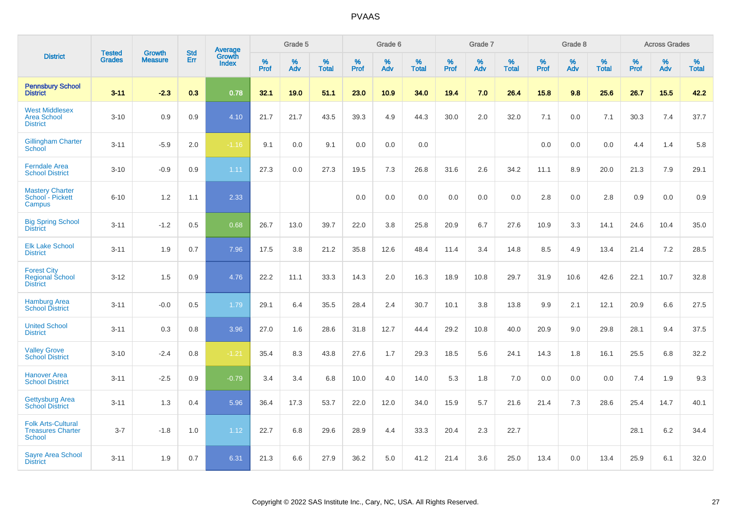# PVAAS

| District | Tested Grades | Growth Measure | Std Err | Average Growth Index | Grade 5 | | | Grade 6 | | | Grade 7 | | | Grade 8 | | | Across Grades | | |
|---|---|---|---|---|---|---|---|---|---|---|---|---|---|---|---|---|---|---|---|
| | | | | | % Prof | % Adv | % Total | % Prof | % Adv | % Total | % Prof | % Adv | % Total | % Prof | % Adv | % Total | % Prof | % Adv | % Total |
| **Pennsbury School District** | **3-11** | **-2.3** | **0.3** | **0.78** | **32.1** | **19.0** | **51.1** | **23.0** | **10.9** | **34.0** | **19.4** | **7.0** | **26.4** | **15.8** | **9.8** | **25.6** | **26.7** | **15.5** | **42.2** |
| West Middlesex Area School District | 3-10 | 0.9 | 0.9 | 4.10 | 21.7 | 21.7 | 43.5 | 39.3 | 4.9 | 44.3 | 30.0 | 2.0 | 32.0 | 7.1 | 0.0 | 7.1 | 30.3 | 7.4 | 37.7 |
| Gillingham Charter School | 3-11 | -5.9 | 2.0 | -1.16 | 9.1 | 0.0 | 9.1 | 0.0 | 0.0 | 0.0 | | | | 0.0 | 0.0 | 0.0 | 4.4 | 1.4 | 5.8 |
| Ferndale Area School District | 3-10 | -0.9 | 0.9 | 1.11 | 27.3 | 0.0 | 27.3 | 19.5 | 7.3 | 26.8 | 31.6 | 2.6 | 34.2 | 11.1 | 8.9 | 20.0 | 21.3 | 7.9 | 29.1 |
| Mastery Charter School - Pickett Campus | 6-10 | 1.2 | 1.1 | 2.33 | | | | 0.0 | 0.0 | 0.0 | 0.0 | 0.0 | 0.0 | 2.8 | 0.0 | 2.8 | 0.9 | 0.0 | 0.9 |
| Big Spring School District | 3-11 | -1.2 | 0.5 | 0.68 | 26.7 | 13.0 | 39.7 | 22.0 | 3.8 | 25.8 | 20.9 | 6.7 | 27.6 | 10.9 | 3.3 | 14.1 | 24.6 | 10.4 | 35.0 |
| Elk Lake School District | 3-11 | 1.9 | 0.7 | 7.96 | 17.5 | 3.8 | 21.2 | 35.8 | 12.6 | 48.4 | 11.4 | 3.4 | 14.8 | 8.5 | 4.9 | 13.4 | 21.4 | 7.2 | 28.5 |
| Forest City Regional School District | 3-12 | 1.5 | 0.9 | 4.76 | 22.2 | 11.1 | 33.3 | 14.3 | 2.0 | 16.3 | 18.9 | 10.8 | 29.7 | 31.9 | 10.6 | 42.6 | 22.1 | 10.7 | 32.8 |
| Hamburg Area School District | 3-11 | -0.0 | 0.5 | 1.79 | 29.1 | 6.4 | 35.5 | 28.4 | 2.4 | 30.7 | 10.1 | 3.8 | 13.8 | 9.9 | 2.1 | 12.1 | 20.9 | 6.6 | 27.5 |
| United School District | 3-11 | 0.3 | 0.8 | 3.96 | 27.0 | 1.6 | 28.6 | 31.8 | 12.7 | 44.4 | 29.2 | 10.8 | 40.0 | 20.9 | 9.0 | 29.8 | 28.1 | 9.4 | 37.5 |
| Valley Grove School District | 3-10 | -2.4 | 0.8 | -1.21 | 35.4 | 8.3 | 43.8 | 27.6 | 1.7 | 29.3 | 18.5 | 5.6 | 24.1 | 14.3 | 1.8 | 16.1 | 25.5 | 6.8 | 32.2 |
| Hanover Area School District | 3-11 | -2.5 | 0.9 | -0.79 | 3.4 | 3.4 | 6.8 | 10.0 | 4.0 | 14.0 | 5.3 | 1.8 | 7.0 | 0.0 | 0.0 | 0.0 | 7.4 | 1.9 | 9.3 |
| Gettysburg Area School District | 3-11 | 1.3 | 0.4 | 5.96 | 36.4 | 17.3 | 53.7 | 22.0 | 12.0 | 34.0 | 15.9 | 5.7 | 21.6 | 21.4 | 7.3 | 28.6 | 25.4 | 14.7 | 40.1 |
| Folk Arts-Cultural Treasures Charter School | 3-7 | -1.8 | 1.0 | 1.12 | 22.7 | 6.8 | 29.6 | 28.9 | 4.4 | 33.3 | 20.4 | 2.3 | 22.7 | | | | 28.1 | 6.2 | 34.4 |
| Sayre Area School District | 3-11 | 1.9 | 0.7 | 6.31 | 21.3 | 6.6 | 27.9 | 36.2 | 5.0 | 41.2 | 21.4 | 3.6 | 25.0 | 13.4 | 0.0 | 13.4 | 25.9 | 6.1 | 32.0 |

Copyright © 2022 SAS Institute Inc., Cary, NC, USA. All Rights Reserved.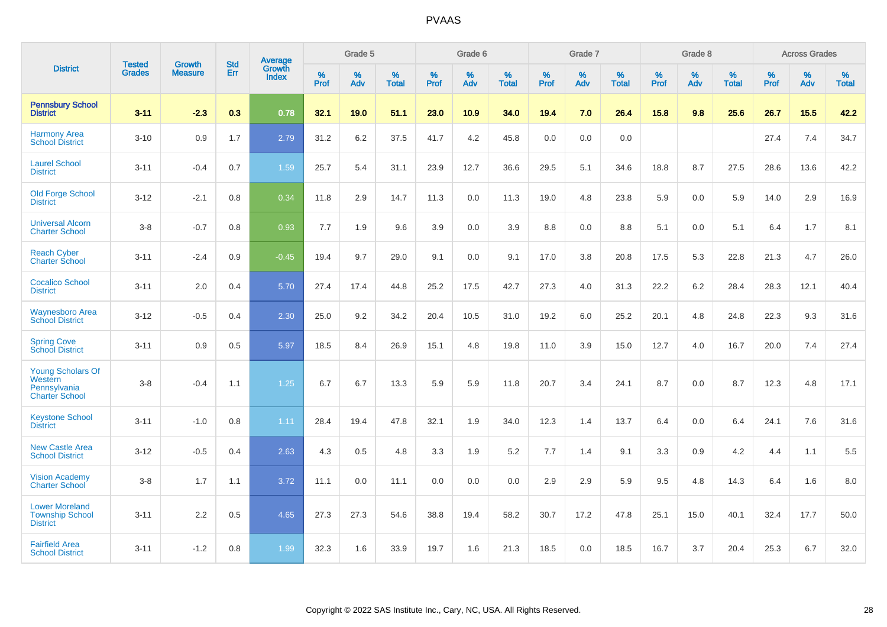# PVAAS

| District | Tested Grades | Growth Measure | Std Err | Average Growth Index | Grade 5 | | | Grade 6 | | | Grade 7 | | | Grade 8 | | | Across Grades | | |
|---|---|---|---|---|---|---|---|---|---|---|---|---|---|---|---|---|---|---|---|
| | | | | | % Prof | % Adv | % Total | % Prof | % Adv | % Total | % Prof | % Adv | % Total | % Prof | % Adv | % Total | % Prof | % Adv | % Total |
| **Pennsbury School District** | **3-11** | **-2.3** | **0.3** | **0.78** | **32.1** | **19.0** | **51.1** | **23.0** | **10.9** | **34.0** | **19.4** | **7.0** | **26.4** | **15.8** | **9.8** | **25.6** | **26.7** | **15.5** | **42.2** |
| Harmony Area School District | 3-10 | 0.9 | 1.7 | 2.79 | 31.2 | 6.2 | 37.5 | 41.7 | 4.2 | 45.8 | 0.0 | 0.0 | 0.0 | | | | 27.4 | 7.4 | 34.7 |
| Laurel School District | 3-11 | -0.4 | 0.7 | 1.59 | 25.7 | 5.4 | 31.1 | 23.9 | 12.7 | 36.6 | 29.5 | 5.1 | 34.6 | 18.8 | 8.7 | 27.5 | 28.6 | 13.6 | 42.2 |
| Old Forge School District | 3-12 | -2.1 | 0.8 | 0.34 | 11.8 | 2.9 | 14.7 | 11.3 | 0.0 | 11.3 | 19.0 | 4.8 | 23.8 | 5.9 | 0.0 | 5.9 | 14.0 | 2.9 | 16.9 |
| Universal Alcorn Charter School | 3-8 | -0.7 | 0.8 | 0.93 | 7.7 | 1.9 | 9.6 | 3.9 | 0.0 | 3.9 | 8.8 | 0.0 | 8.8 | 5.1 | 0.0 | 5.1 | 6.4 | 1.7 | 8.1 |
| Reach Cyber Charter School | 3-11 | -2.4 | 0.9 | -0.45 | 19.4 | 9.7 | 29.0 | 9.1 | 0.0 | 9.1 | 17.0 | 3.8 | 20.8 | 17.5 | 5.3 | 22.8 | 21.3 | 4.7 | 26.0 |
| Cocalico School District | 3-11 | 2.0 | 0.4 | 5.70 | 27.4 | 17.4 | 44.8 | 25.2 | 17.5 | 42.7 | 27.3 | 4.0 | 31.3 | 22.2 | 6.2 | 28.4 | 28.3 | 12.1 | 40.4 |
| Waynesboro Area School District | 3-12 | -0.5 | 0.4 | 2.30 | 25.0 | 9.2 | 34.2 | 20.4 | 10.5 | 31.0 | 19.2 | 6.0 | 25.2 | 20.1 | 4.8 | 24.8 | 22.3 | 9.3 | 31.6 |
| Spring Cove School District | 3-11 | 0.9 | 0.5 | 5.97 | 18.5 | 8.4 | 26.9 | 15.1 | 4.8 | 19.8 | 11.0 | 3.9 | 15.0 | 12.7 | 4.0 | 16.7 | 20.0 | 7.4 | 27.4 |
| Young Scholars Of Western Pennsylvania Charter School | 3-8 | -0.4 | 1.1 | 1.25 | 6.7 | 6.7 | 13.3 | 5.9 | 5.9 | 11.8 | 20.7 | 3.4 | 24.1 | 8.7 | 0.0 | 8.7 | 12.3 | 4.8 | 17.1 |
| Keystone School District | 3-11 | -1.0 | 0.8 | 1.11 | 28.4 | 19.4 | 47.8 | 32.1 | 1.9 | 34.0 | 12.3 | 1.4 | 13.7 | 6.4 | 0.0 | 6.4 | 24.1 | 7.6 | 31.6 |
| New Castle Area School District | 3-12 | -0.5 | 0.4 | 2.63 | 4.3 | 0.5 | 4.8 | 3.3 | 1.9 | 5.2 | 7.7 | 1.4 | 9.1 | 3.3 | 0.9 | 4.2 | 4.4 | 1.1 | 5.5 |
| Vision Academy Charter School | 3-8 | 1.7 | 1.1 | 3.72 | 11.1 | 0.0 | 11.1 | 0.0 | 0.0 | 0.0 | 2.9 | 2.9 | 5.9 | 9.5 | 4.8 | 14.3 | 6.4 | 1.6 | 8.0 |
| Lower Moreland Township School District | 3-11 | 2.2 | 0.5 | 4.65 | 27.3 | 27.3 | 54.6 | 38.8 | 19.4 | 58.2 | 30.7 | 17.2 | 47.8 | 25.1 | 15.0 | 40.1 | 32.4 | 17.7 | 50.0 |
| Fairfield Area School District | 3-11 | -1.2 | 0.8 | 1.99 | 32.3 | 1.6 | 33.9 | 19.7 | 1.6 | 21.3 | 18.5 | 0.0 | 18.5 | 16.7 | 3.7 | 20.4 | 25.3 | 6.7 | 32.0 |

Copyright © 2022 SAS Institute Inc., Cary, NC, USA. All Rights Reserved.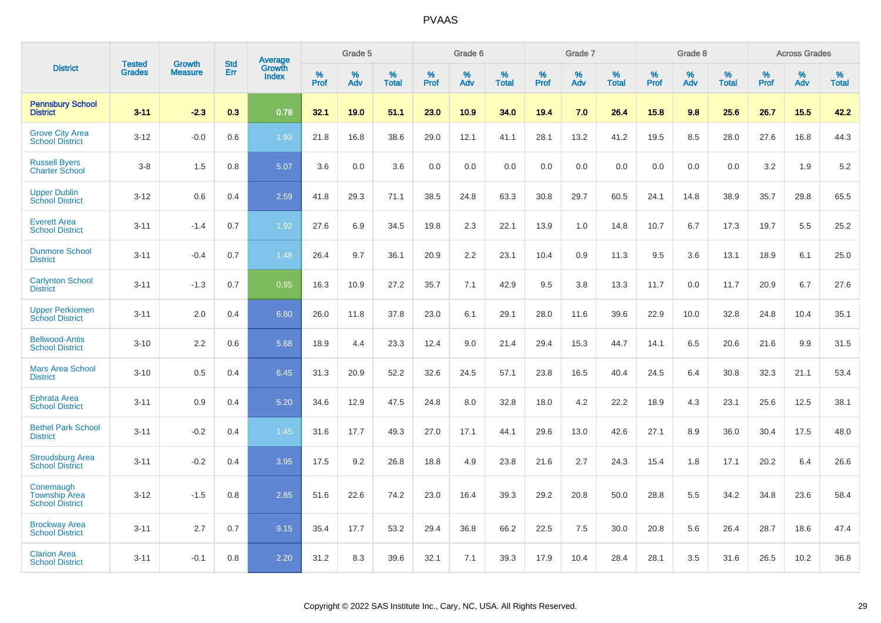# PVAAS

| District | Tested Grades | Growth Measure | Std Err | Average Growth Index | Grade 5 | | | Grade 6 | | | Grade 7 | | | Grade 8 | | | Across Grades | | |
|---|---|---|---|---|---|---|---|---|---|---|---|---|---|---|---|---|---|---|---|
| | | | | | % Prof | % Adv | % Total | % Prof | % Adv | % Total | % Prof | % Adv | % Total | % Prof | % Adv | % Total | % Prof | % Adv | % Total |
| **Pennsbury School District** | **3-11** | **-2.3** | **0.3** | **0.78** | **32.1** | **19.0** | **51.1** | **23.0** | **10.9** | **34.0** | **19.4** | **7.0** | **26.4** | **15.8** | **9.8** | **25.6** | **26.7** | **15.5** | **42.2** |
| Grove City Area School District | 3-12 | -0.0 | 0.6 | 1.93 | 21.8 | 16.8 | 38.6 | 29.0 | 12.1 | 41.1 | 28.1 | 13.2 | 41.2 | 19.5 | 8.5 | 28.0 | 27.6 | 16.8 | 44.3 |
| Russell Byers Charter School | 3-8 | 1.5 | 0.8 | 5.07 | 3.6 | 0.0 | 3.6 | 0.0 | 0.0 | 0.0 | 0.0 | 0.0 | 0.0 | 0.0 | 0.0 | 0.0 | 3.2 | 1.9 | 5.2 |
| Upper Dublin School District | 3-12 | 0.6 | 0.4 | 2.59 | 41.8 | 29.3 | 71.1 | 38.5 | 24.8 | 63.3 | 30.8 | 29.7 | 60.5 | 24.1 | 14.8 | 38.9 | 35.7 | 29.8 | 65.5 |
| Everett Area School District | 3-11 | -1.4 | 0.7 | 1.92 | 27.6 | 6.9 | 34.5 | 19.8 | 2.3 | 22.1 | 13.9 | 1.0 | 14.8 | 10.7 | 6.7 | 17.3 | 19.7 | 5.5 | 25.2 |
| Dunmore School District | 3-11 | -0.4 | 0.7 | 1.48 | 26.4 | 9.7 | 36.1 | 20.9 | 2.2 | 23.1 | 10.4 | 0.9 | 11.3 | 9.5 | 3.6 | 13.1 | 18.9 | 6.1 | 25.0 |
| Carlynton School District | 3-11 | -1.3 | 0.7 | 0.95 | 16.3 | 10.9 | 27.2 | 35.7 | 7.1 | 42.9 | 9.5 | 3.8 | 13.3 | 11.7 | 0.0 | 11.7 | 20.9 | 6.7 | 27.6 |
| Upper Perkiomen School District | 3-11 | 2.0 | 0.4 | 6.80 | 26.0 | 11.8 | 37.8 | 23.0 | 6.1 | 29.1 | 28.0 | 11.6 | 39.6 | 22.9 | 10.0 | 32.8 | 24.8 | 10.4 | 35.1 |
| Bellwood-Antis School District | 3-10 | 2.2 | 0.6 | 5.68 | 18.9 | 4.4 | 23.3 | 12.4 | 9.0 | 21.4 | 29.4 | 15.3 | 44.7 | 14.1 | 6.5 | 20.6 | 21.6 | 9.9 | 31.5 |
| Mars Area School District | 3-10 | 0.5 | 0.4 | 6.45 | 31.3 | 20.9 | 52.2 | 32.6 | 24.5 | 57.1 | 23.8 | 16.5 | 40.4 | 24.5 | 6.4 | 30.8 | 32.3 | 21.1 | 53.4 |
| Ephrata Area School District | 3-11 | 0.9 | 0.4 | 5.20 | 34.6 | 12.9 | 47.5 | 24.8 | 8.0 | 32.8 | 18.0 | 4.2 | 22.2 | 18.9 | 4.3 | 23.1 | 25.6 | 12.5 | 38.1 |
| Bethel Park School District | 3-11 | -0.2 | 0.4 | 1.45 | 31.6 | 17.7 | 49.3 | 27.0 | 17.1 | 44.1 | 29.6 | 13.0 | 42.6 | 27.1 | 8.9 | 36.0 | 30.4 | 17.5 | 48.0 |
| Stroudsburg Area School District | 3-11 | -0.2 | 0.4 | 3.95 | 17.5 | 9.2 | 26.8 | 18.8 | 4.9 | 23.8 | 21.6 | 2.7 | 24.3 | 15.4 | 1.8 | 17.1 | 20.2 | 6.4 | 26.6 |
| Conemaugh Township Area School District | 3-12 | -1.5 | 0.8 | 2.85 | 51.6 | 22.6 | 74.2 | 23.0 | 16.4 | 39.3 | 29.2 | 20.8 | 50.0 | 28.8 | 5.5 | 34.2 | 34.8 | 23.6 | 58.4 |
| Brockway Area School District | 3-11 | 2.7 | 0.7 | 9.15 | 35.4 | 17.7 | 53.2 | 29.4 | 36.8 | 66.2 | 22.5 | 7.5 | 30.0 | 20.8 | 5.6 | 26.4 | 28.7 | 18.6 | 47.4 |
| Clarion Area School District | 3-11 | -0.1 | 0.8 | 2.20 | 31.2 | 8.3 | 39.6 | 32.1 | 7.1 | 39.3 | 17.9 | 10.4 | 28.4 | 28.1 | 3.5 | 31.6 | 26.5 | 10.2 | 36.8 |

Copyright © 2022 SAS Institute Inc., Cary, NC, USA. All Rights Reserved.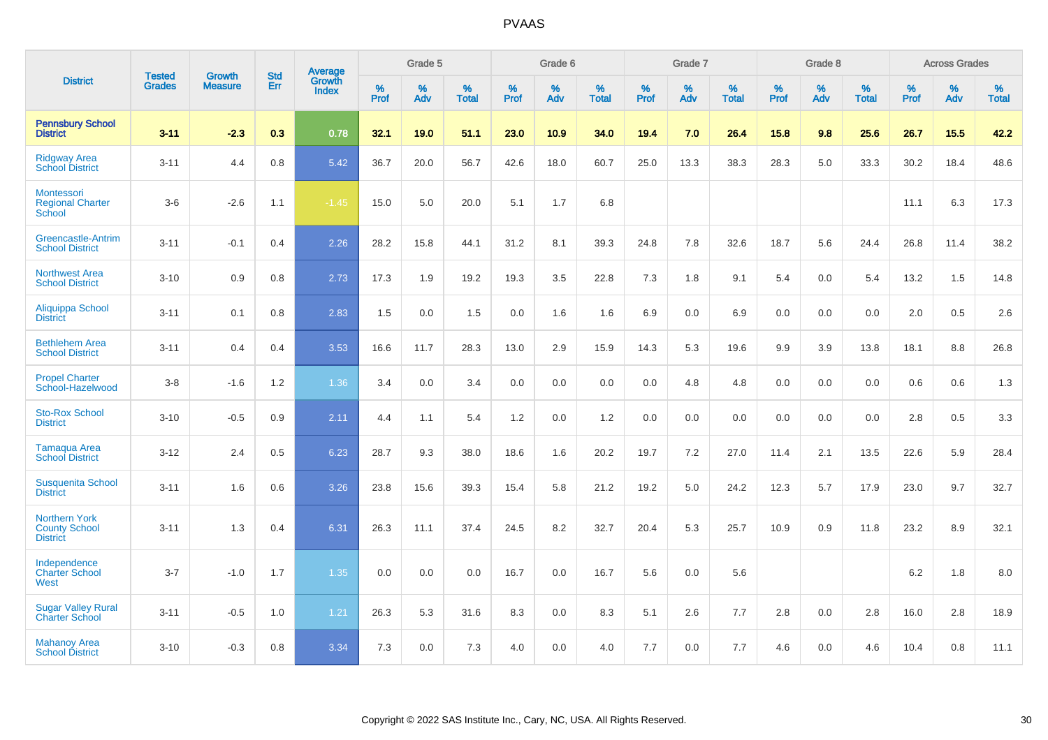# PVAAS

| District | Tested Grades | Growth Measure | Std Err | Average Growth Index | Grade 5 | | | Grade 6 | | | Grade 7 | | | Grade 8 | | | Across Grades | | |
|---|---|---|---|---|---|---|---|---|---|---|---|---|---|---|---|---|---|---|---|
| | | | | | % Prof | % Adv | % Total | % Prof | % Adv | % Total | % Prof | % Adv | % Total | % Prof | % Adv | % Total | % Prof | % Adv | % Total |
| **Pennsbury School District** | **3-11** | **-2.3** | **0.3** | **0.78** | **32.1** | **19.0** | **51.1** | **23.0** | **10.9** | **34.0** | **19.4** | **7.0** | **26.4** | **15.8** | **9.8** | **25.6** | **26.7** | **15.5** | **42.2** |
| Ridgway Area School District | 3-11 | 4.4 | 0.8 | 5.42 | 36.7 | 20.0 | 56.7 | 42.6 | 18.0 | 60.7 | 25.0 | 13.3 | 38.3 | 28.3 | 5.0 | 33.3 | 30.2 | 18.4 | 48.6 |
| Montessori Regional Charter School | 3-6 | -2.6 | 1.1 | -1.45 | 15.0 | 5.0 | 20.0 | 5.1 | 1.7 | 6.8 | | | | | | | 11.1 | 6.3 | 17.3 |
| Greencastle-Antrim School District | 3-11 | -0.1 | 0.4 | 2.26 | 28.2 | 15.8 | 44.1 | 31.2 | 8.1 | 39.3 | 24.8 | 7.8 | 32.6 | 18.7 | 5.6 | 24.4 | 26.8 | 11.4 | 38.2 |
| Northwest Area School District | 3-10 | 0.9 | 0.8 | 2.73 | 17.3 | 1.9 | 19.2 | 19.3 | 3.5 | 22.8 | 7.3 | 1.8 | 9.1 | 5.4 | 0.0 | 5.4 | 13.2 | 1.5 | 14.8 |
| Aliquippa School District | 3-11 | 0.1 | 0.8 | 2.83 | 1.5 | 0.0 | 1.5 | 0.0 | 1.6 | 1.6 | 6.9 | 0.0 | 6.9 | 0.0 | 0.0 | 0.0 | 2.0 | 0.5 | 2.6 |
| Bethlehem Area School District | 3-11 | 0.4 | 0.4 | 3.53 | 16.6 | 11.7 | 28.3 | 13.0 | 2.9 | 15.9 | 14.3 | 5.3 | 19.6 | 9.9 | 3.9 | 13.8 | 18.1 | 8.8 | 26.8 |
| Propel Charter School-Hazelwood | 3-8 | -1.6 | 1.2 | 1.36 | 3.4 | 0.0 | 3.4 | 0.0 | 0.0 | 0.0 | 0.0 | 4.8 | 4.8 | 0.0 | 0.0 | 0.0 | 0.6 | 0.6 | 1.3 |
| Sto-Rox School District | 3-10 | -0.5 | 0.9 | 2.11 | 4.4 | 1.1 | 5.4 | 1.2 | 0.0 | 1.2 | 0.0 | 0.0 | 0.0 | 0.0 | 0.0 | 0.0 | 2.8 | 0.5 | 3.3 |
| Tamaqua Area School District | 3-12 | 2.4 | 0.5 | 6.23 | 28.7 | 9.3 | 38.0 | 18.6 | 1.6 | 20.2 | 19.7 | 7.2 | 27.0 | 11.4 | 2.1 | 13.5 | 22.6 | 5.9 | 28.4 |
| Susquenita School District | 3-11 | 1.6 | 0.6 | 3.26 | 23.8 | 15.6 | 39.3 | 15.4 | 5.8 | 21.2 | 19.2 | 5.0 | 24.2 | 12.3 | 5.7 | 17.9 | 23.0 | 9.7 | 32.7 |
| Northern York County School District | 3-11 | 1.3 | 0.4 | 6.31 | 26.3 | 11.1 | 37.4 | 24.5 | 8.2 | 32.7 | 20.4 | 5.3 | 25.7 | 10.9 | 0.9 | 11.8 | 23.2 | 8.9 | 32.1 |
| Independence Charter School West | 3-7 | -1.0 | 1.7 | 1.35 | 0.0 | 0.0 | 0.0 | 16.7 | 0.0 | 16.7 | 5.6 | 0.0 | 5.6 | | | | 6.2 | 1.8 | 8.0 |
| Sugar Valley Rural Charter School | 3-11 | -0.5 | 1.0 | 1.21 | 26.3 | 5.3 | 31.6 | 8.3 | 0.0 | 8.3 | 5.1 | 2.6 | 7.7 | 2.8 | 0.0 | 2.8 | 16.0 | 2.8 | 18.9 |
| Mahanoy Area School District | 3-10 | -0.3 | 0.8 | 3.34 | 7.3 | 0.0 | 7.3 | 4.0 | 0.0 | 4.0 | 7.7 | 0.0 | 7.7 | 4.6 | 0.0 | 4.6 | 10.4 | 0.8 | 11.1 |

Copyright © 2022 SAS Institute Inc., Cary, NC, USA. All Rights Reserved.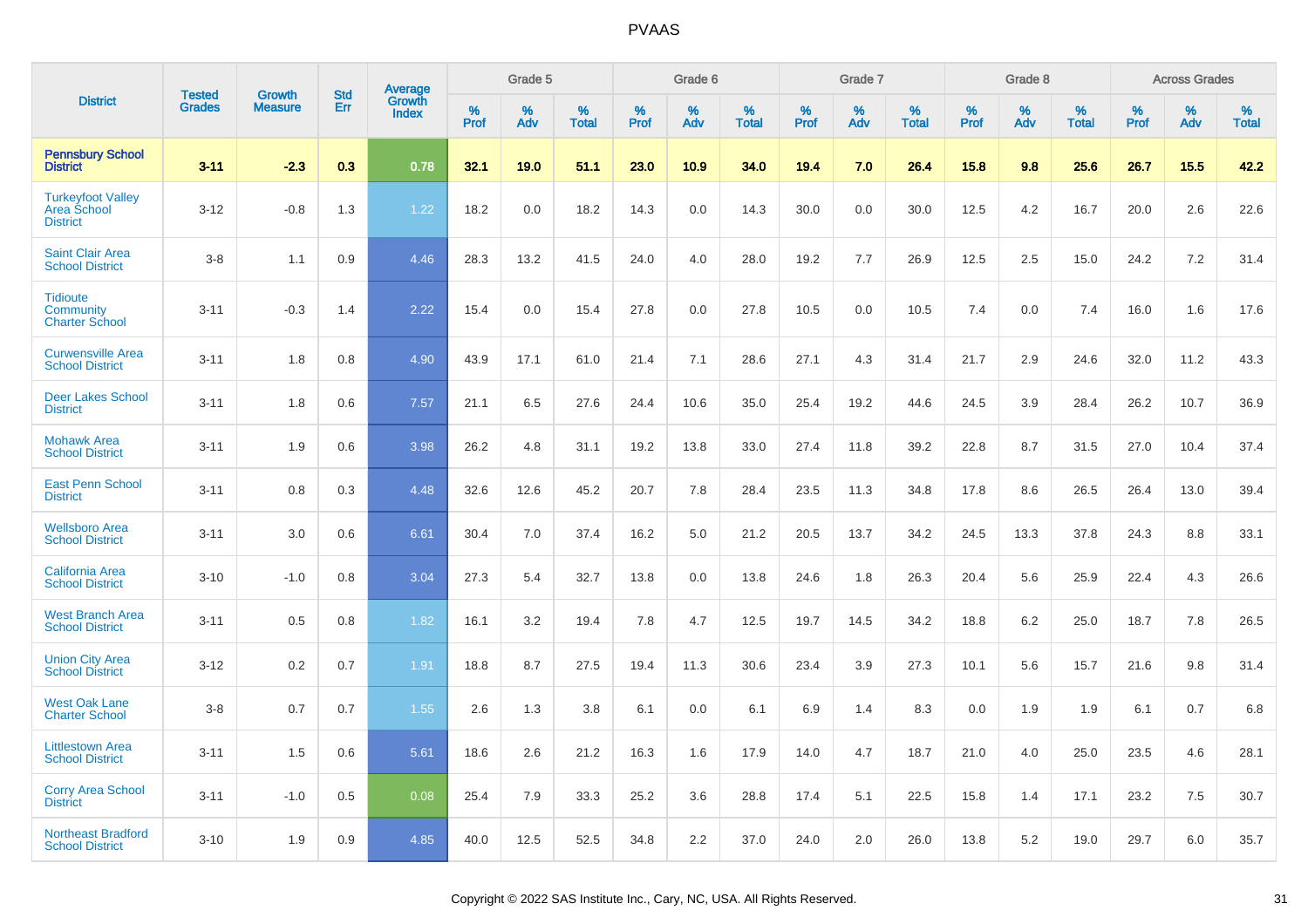# PVAAS

| District | Tested Grades | Growth Measure | Std Err | Average Growth Index | Grade 5 | | | Grade 6 | | | Grade 7 | | | Grade 8 | | | Across Grades | | |
|---|---|---|---|---|---|---|---|---|---|---|---|---|---|---|---|---|---|---|---|
| | | | | | % Prof | % Adv | % Total | % Prof | % Adv | % Total | % Prof | % Adv | % Total | % Prof | % Adv | % Total | % Prof | % Adv | % Total |
| **Pennsbury School District** | **3-11** | **-2.3** | **0.3** | **0.78** | **32.1** | **19.0** | **51.1** | **23.0** | **10.9** | **34.0** | **19.4** | **7.0** | **26.4** | **15.8** | **9.8** | **25.6** | **26.7** | **15.5** | **42.2** |
| Turkeyfoot Valley Area School District | 3-12 | -0.8 | 1.3 | 1.22 | 18.2 | 0.0 | 18.2 | 14.3 | 0.0 | 14.3 | 30.0 | 0.0 | 30.0 | 12.5 | 4.2 | 16.7 | 20.0 | 2.6 | 22.6 |
| Saint Clair Area School District | 3-8 | 1.1 | 0.9 | 4.46 | 28.3 | 13.2 | 41.5 | 24.0 | 4.0 | 28.0 | 19.2 | 7.7 | 26.9 | 12.5 | 2.5 | 15.0 | 24.2 | 7.2 | 31.4 |
| Tidioute Community Charter School | 3-11 | -0.3 | 1.4 | 2.22 | 15.4 | 0.0 | 15.4 | 27.8 | 0.0 | 27.8 | 10.5 | 0.0 | 10.5 | 7.4 | 0.0 | 7.4 | 16.0 | 1.6 | 17.6 |
| Curwensville Area School District | 3-11 | 1.8 | 0.8 | 4.90 | 43.9 | 17.1 | 61.0 | 21.4 | 7.1 | 28.6 | 27.1 | 4.3 | 31.4 | 21.7 | 2.9 | 24.6 | 32.0 | 11.2 | 43.3 |
| Deer Lakes School District | 3-11 | 1.8 | 0.6 | 7.57 | 21.1 | 6.5 | 27.6 | 24.4 | 10.6 | 35.0 | 25.4 | 19.2 | 44.6 | 24.5 | 3.9 | 28.4 | 26.2 | 10.7 | 36.9 |
| Mohawk Area School District | 3-11 | 1.9 | 0.6 | 3.98 | 26.2 | 4.8 | 31.1 | 19.2 | 13.8 | 33.0 | 27.4 | 11.8 | 39.2 | 22.8 | 8.7 | 31.5 | 27.0 | 10.4 | 37.4 |
| East Penn School District | 3-11 | 0.8 | 0.3 | 4.48 | 32.6 | 12.6 | 45.2 | 20.7 | 7.8 | 28.4 | 23.5 | 11.3 | 34.8 | 17.8 | 8.6 | 26.5 | 26.4 | 13.0 | 39.4 |
| Wellsboro Area School District | 3-11 | 3.0 | 0.6 | 6.61 | 30.4 | 7.0 | 37.4 | 16.2 | 5.0 | 21.2 | 20.5 | 13.7 | 34.2 | 24.5 | 13.3 | 37.8 | 24.3 | 8.8 | 33.1 |
| California Area School District | 3-10 | -1.0 | 0.8 | 3.04 | 27.3 | 5.4 | 32.7 | 13.8 | 0.0 | 13.8 | 24.6 | 1.8 | 26.3 | 20.4 | 5.6 | 25.9 | 22.4 | 4.3 | 26.6 |
| West Branch Area School District | 3-11 | 0.5 | 0.8 | 1.82 | 16.1 | 3.2 | 19.4 | 7.8 | 4.7 | 12.5 | 19.7 | 14.5 | 34.2 | 18.8 | 6.2 | 25.0 | 18.7 | 7.8 | 26.5 |
| Union City Area School District | 3-12 | 0.2 | 0.7 | 1.91 | 18.8 | 8.7 | 27.5 | 19.4 | 11.3 | 30.6 | 23.4 | 3.9 | 27.3 | 10.1 | 5.6 | 15.7 | 21.6 | 9.8 | 31.4 |
| West Oak Lane Charter School | 3-8 | 0.7 | 0.7 | 1.55 | 2.6 | 1.3 | 3.8 | 6.1 | 0.0 | 6.1 | 6.9 | 1.4 | 8.3 | 0.0 | 1.9 | 1.9 | 6.1 | 0.7 | 6.8 |
| Littlestown Area School District | 3-11 | 1.5 | 0.6 | 5.61 | 18.6 | 2.6 | 21.2 | 16.3 | 1.6 | 17.9 | 14.0 | 4.7 | 18.7 | 21.0 | 4.0 | 25.0 | 23.5 | 4.6 | 28.1 |
| Corry Area School District | 3-11 | -1.0 | 0.5 | 0.08 | 25.4 | 7.9 | 33.3 | 25.2 | 3.6 | 28.8 | 17.4 | 5.1 | 22.5 | 15.8 | 1.4 | 17.1 | 23.2 | 7.5 | 30.7 |
| Northeast Bradford School District | 3-10 | 1.9 | 0.9 | 4.85 | 40.0 | 12.5 | 52.5 | 34.8 | 2.2 | 37.0 | 24.0 | 2.0 | 26.0 | 13.8 | 5.2 | 19.0 | 29.7 | 6.0 | 35.7 |

Copyright © 2022 SAS Institute Inc., Cary, NC, USA. All Rights Reserved.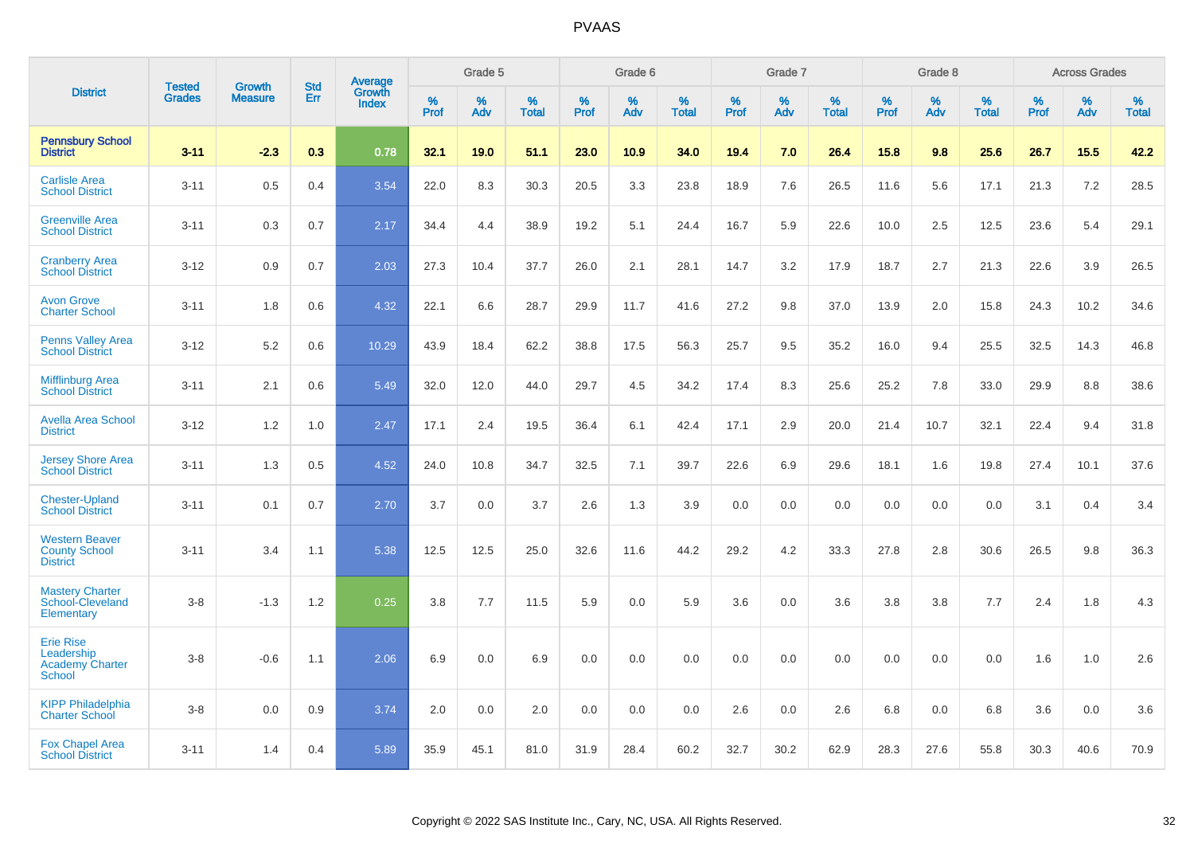| District | Tested Grades | Growth Measure | Std Err | Average Growth Index | Grade 5 | | | Grade 6 | | | Grade 7 | | | Grade 8 | | | Across Grades | | |
|---|---|---|---|---|---|---|---|---|---|---|---|---|---|---|---|---|---|---|---|
| | | | | | % Prof | % Adv | % Total | % Prof | % Adv | % Total | % Prof | % Adv | % Total | % Prof | % Adv | % Total | % Prof | % Adv | % Total |
| **Pennsbury School District** | **3-11** | **-2.3** | **0.3** | **0.78** | **32.1** | **19.0** | **51.1** | **23.0** | **10.9** | **34.0** | **19.4** | **7.0** | **26.4** | **15.8** | **9.8** | **25.6** | **26.7** | **15.5** | **42.2** |
| Carlisle Area School District | 3-11 | 0.5 | 0.4 | 3.54 | 22.0 | 8.3 | 30.3 | 20.5 | 3.3 | 23.8 | 18.9 | 7.6 | 26.5 | 11.6 | 5.6 | 17.1 | 21.3 | 7.2 | 28.5 |
| Greenville Area School District | 3-11 | 0.3 | 0.7 | 2.17 | 34.4 | 4.4 | 38.9 | 19.2 | 5.1 | 24.4 | 16.7 | 5.9 | 22.6 | 10.0 | 2.5 | 12.5 | 23.6 | 5.4 | 29.1 |
| Cranberry Area School District | 3-12 | 0.9 | 0.7 | 2.03 | 27.3 | 10.4 | 37.7 | 26.0 | 2.1 | 28.1 | 14.7 | 3.2 | 17.9 | 18.7 | 2.7 | 21.3 | 22.6 | 3.9 | 26.5 |
| Avon Grove Charter School | 3-11 | 1.8 | 0.6 | 4.32 | 22.1 | 6.6 | 28.7 | 29.9 | 11.7 | 41.6 | 27.2 | 9.8 | 37.0 | 13.9 | 2.0 | 15.8 | 24.3 | 10.2 | 34.6 |
| Penns Valley Area School District | 3-12 | 5.2 | 0.6 | 10.29 | 43.9 | 18.4 | 62.2 | 38.8 | 17.5 | 56.3 | 25.7 | 9.5 | 35.2 | 16.0 | 9.4 | 25.5 | 32.5 | 14.3 | 46.8 |
| Mifflinburg Area School District | 3-11 | 2.1 | 0.6 | 5.49 | 32.0 | 12.0 | 44.0 | 29.7 | 4.5 | 34.2 | 17.4 | 8.3 | 25.6 | 25.2 | 7.8 | 33.0 | 29.9 | 8.8 | 38.6 |
| Avella Area School District | 3-12 | 1.2 | 1.0 | 2.47 | 17.1 | 2.4 | 19.5 | 36.4 | 6.1 | 42.4 | 17.1 | 2.9 | 20.0 | 21.4 | 10.7 | 32.1 | 22.4 | 9.4 | 31.8 |
| Jersey Shore Area School District | 3-11 | 1.3 | 0.5 | 4.52 | 24.0 | 10.8 | 34.7 | 32.5 | 7.1 | 39.7 | 22.6 | 6.9 | 29.6 | 18.1 | 1.6 | 19.8 | 27.4 | 10.1 | 37.6 |
| Chester-Upland School District | 3-11 | 0.1 | 0.7 | 2.70 | 3.7 | 0.0 | 3.7 | 2.6 | 1.3 | 3.9 | 0.0 | 0.0 | 0.0 | 0.0 | 0.0 | 0.0 | 3.1 | 0.4 | 3.4 |
| Western Beaver County School District | 3-11 | 3.4 | 1.1 | 5.38 | 12.5 | 12.5 | 25.0 | 32.6 | 11.6 | 44.2 | 29.2 | 4.2 | 33.3 | 27.8 | 2.8 | 30.6 | 26.5 | 9.8 | 36.3 |
| Mastery Charter School-Cleveland Elementary | 3-8 | -1.3 | 1.2 | 0.25 | 3.8 | 7.7 | 11.5 | 5.9 | 0.0 | 5.9 | 3.6 | 0.0 | 3.6 | 3.8 | 3.8 | 7.7 | 2.4 | 1.8 | 4.3 |
| Erie Rise Leadership Academy Charter School | 3-8 | -0.6 | 1.1 | 2.06 | 6.9 | 0.0 | 6.9 | 0.0 | 0.0 | 0.0 | 0.0 | 0.0 | 0.0 | 0.0 | 0.0 | 0.0 | 1.6 | 1.0 | 2.6 |
| KIPP Philadelphia Charter School | 3-8 | 0.0 | 0.9 | 3.74 | 2.0 | 0.0 | 2.0 | 0.0 | 0.0 | 0.0 | 2.6 | 0.0 | 2.6 | 6.8 | 0.0 | 6.8 | 3.6 | 0.0 | 3.6 |
| Fox Chapel Area School District | 3-11 | 1.4 | 0.4 | 5.89 | 35.9 | 45.1 | 81.0 | 31.9 | 28.4 | 60.2 | 32.7 | 30.2 | 62.9 | 28.3 | 27.6 | 55.8 | 30.3 | 40.6 | 70.9 |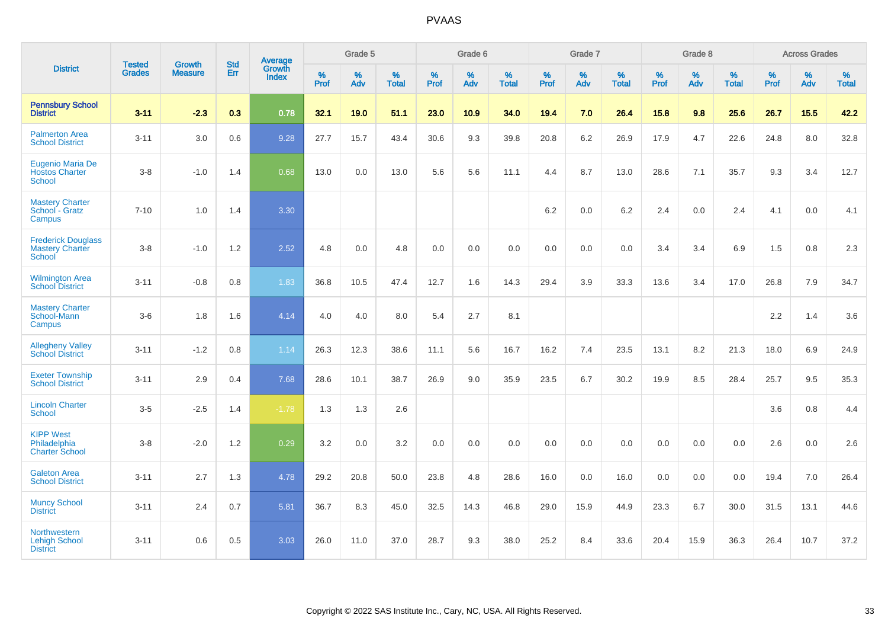# PVAAS

| District | Tested Grades | Growth Measure | Std Err | Average Growth Index | Grade 5 | | | Grade 6 | | | Grade 7 | | | Grade 8 | | | Across Grades | | |
|---|---|---|---|---|---|---|---|---|---|---|---|---|---|---|---|---|---|---|---|
| | | | | | % Prof | % Adv | % Total | % Prof | % Adv | % Total | % Prof | % Adv | % Total | % Prof | % Adv | % Total | % Prof | % Adv | % Total |
| **Pennsbury School District** | **3-11** | **-2.3** | **0.3** | **0.78** | **32.1** | **19.0** | **51.1** | **23.0** | **10.9** | **34.0** | **19.4** | **7.0** | **26.4** | **15.8** | **9.8** | **25.6** | **26.7** | **15.5** | **42.2** |
| Palmerton Area School District | 3-11 | 3.0 | 0.6 | 9.28 | 27.7 | 15.7 | 43.4 | 30.6 | 9.3 | 39.8 | 20.8 | 6.2 | 26.9 | 17.9 | 4.7 | 22.6 | 24.8 | 8.0 | 32.8 |
| Eugenio Maria De Hostos Charter School | 3-8 | -1.0 | 1.4 | 0.68 | 13.0 | 0.0 | 13.0 | 5.6 | 5.6 | 11.1 | 4.4 | 8.7 | 13.0 | 28.6 | 7.1 | 35.7 | 9.3 | 3.4 | 12.7 |
| Mastery Charter School - Gratz Campus | 7-10 | 1.0 | 1.4 | 3.30 | | | | | | | 6.2 | 0.0 | 6.2 | 2.4 | 0.0 | 2.4 | 4.1 | 0.0 | 4.1 |
| Frederick Douglass Mastery Charter School | 3-8 | -1.0 | 1.2 | 2.52 | 4.8 | 0.0 | 4.8 | 0.0 | 0.0 | 0.0 | 0.0 | 0.0 | 0.0 | 3.4 | 3.4 | 6.9 | 1.5 | 0.8 | 2.3 |
| Wilmington Area School District | 3-11 | -0.8 | 0.8 | 1.83 | 36.8 | 10.5 | 47.4 | 12.7 | 1.6 | 14.3 | 29.4 | 3.9 | 33.3 | 13.6 | 3.4 | 17.0 | 26.8 | 7.9 | 34.7 |
| Mastery Charter School-Mann Campus | 3-6 | 1.8 | 1.6 | 4.14 | 4.0 | 4.0 | 8.0 | 5.4 | 2.7 | 8.1 | | | | | | | 2.2 | 1.4 | 3.6 |
| Allegheny Valley School District | 3-11 | -1.2 | 0.8 | 1.14 | 26.3 | 12.3 | 38.6 | 11.1 | 5.6 | 16.7 | 16.2 | 7.4 | 23.5 | 13.1 | 8.2 | 21.3 | 18.0 | 6.9 | 24.9 |
| Exeter Township School District | 3-11 | 2.9 | 0.4 | 7.68 | 28.6 | 10.1 | 38.7 | 26.9 | 9.0 | 35.9 | 23.5 | 6.7 | 30.2 | 19.9 | 8.5 | 28.4 | 25.7 | 9.5 | 35.3 |
| Lincoln Charter School | 3-5 | -2.5 | 1.4 | -1.78 | 1.3 | 1.3 | 2.6 | | | | | | | | | | 3.6 | 0.8 | 4.4 |
| KIPP West Philadelphia Charter School | 3-8 | -2.0 | 1.2 | 0.29 | 3.2 | 0.0 | 3.2 | 0.0 | 0.0 | 0.0 | 0.0 | 0.0 | 0.0 | 0.0 | 0.0 | 0.0 | 2.6 | 0.0 | 2.6 |
| Galeton Area School District | 3-11 | 2.7 | 1.3 | 4.78 | 29.2 | 20.8 | 50.0 | 23.8 | 4.8 | 28.6 | 16.0 | 0.0 | 16.0 | 0.0 | 0.0 | 0.0 | 19.4 | 7.0 | 26.4 |
| Muncy School District | 3-11 | 2.4 | 0.7 | 5.81 | 36.7 | 8.3 | 45.0 | 32.5 | 14.3 | 46.8 | 29.0 | 15.9 | 44.9 | 23.3 | 6.7 | 30.0 | 31.5 | 13.1 | 44.6 |
| Northwestern Lehigh School District | 3-11 | 0.6 | 0.5 | 3.03 | 26.0 | 11.0 | 37.0 | 28.7 | 9.3 | 38.0 | 25.2 | 8.4 | 33.6 | 20.4 | 15.9 | 36.3 | 26.4 | 10.7 | 37.2 |

Copyright © 2022 SAS Institute Inc., Cary, NC, USA. All Rights Reserved.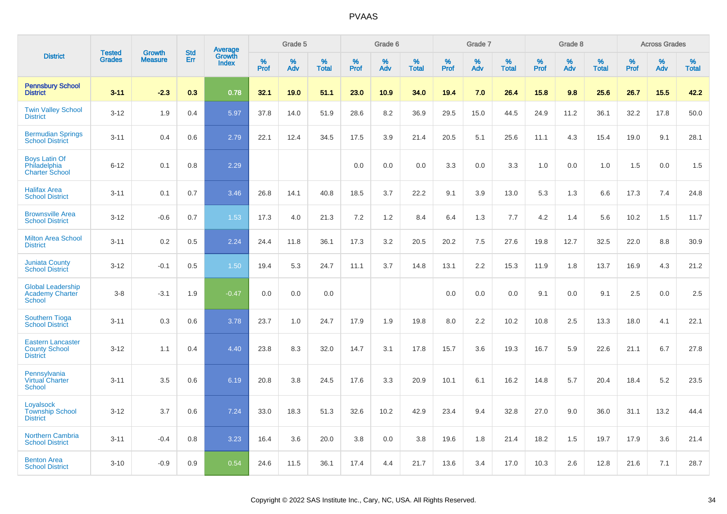# PVAAS

| District | Tested Grades | Growth Measure | Std Err | Average Growth Index | Grade 5 | | | Grade 6 | | | Grade 7 | | | Grade 8 | | | Across Grades | | |
|---|---|---|---|---|---|---|---|---|---|---|---|---|---|---|---|---|---|---|---|
| | | | | | % Prof | % Adv | % Total | % Prof | % Adv | % Total | % Prof | % Adv | % Total | % Prof | % Adv | % Total | % Prof | % Adv | % Total |
| **Pennsbury School District** | **3-11** | **-2.3** | **0.3** | **0.78** | **32.1** | **19.0** | **51.1** | **23.0** | **10.9** | **34.0** | **19.4** | **7.0** | **26.4** | **15.8** | **9.8** | **25.6** | **26.7** | **15.5** | **42.2** |
| Twin Valley School District | 3-12 | 1.9 | 0.4 | 5.97 | 37.8 | 14.0 | 51.9 | 28.6 | 8.2 | 36.9 | 29.5 | 15.0 | 44.5 | 24.9 | 11.2 | 36.1 | 32.2 | 17.8 | 50.0 |
| Bermudian Springs School District | 3-11 | 0.4 | 0.6 | 2.79 | 22.1 | 12.4 | 34.5 | 17.5 | 3.9 | 21.4 | 20.5 | 5.1 | 25.6 | 11.1 | 4.3 | 15.4 | 19.0 | 9.1 | 28.1 |
| Boys Latin Of Philadelphia Charter School | 6-12 | 0.1 | 0.8 | 2.29 | | | | 0.0 | 0.0 | 0.0 | 3.3 | 0.0 | 3.3 | 1.0 | 0.0 | 1.0 | 1.5 | 0.0 | 1.5 |
| Halifax Area School District | 3-11 | 0.1 | 0.7 | 3.46 | 26.8 | 14.1 | 40.8 | 18.5 | 3.7 | 22.2 | 9.1 | 3.9 | 13.0 | 5.3 | 1.3 | 6.6 | 17.3 | 7.4 | 24.8 |
| Brownsville Area School District | 3-12 | -0.6 | 0.7 | 1.53 | 17.3 | 4.0 | 21.3 | 7.2 | 1.2 | 8.4 | 6.4 | 1.3 | 7.7 | 4.2 | 1.4 | 5.6 | 10.2 | 1.5 | 11.7 |
| Milton Area School District | 3-11 | 0.2 | 0.5 | 2.24 | 24.4 | 11.8 | 36.1 | 17.3 | 3.2 | 20.5 | 20.2 | 7.5 | 27.6 | 19.8 | 12.7 | 32.5 | 22.0 | 8.8 | 30.9 |
| Juniata County School District | 3-12 | -0.1 | 0.5 | 1.50 | 19.4 | 5.3 | 24.7 | 11.1 | 3.7 | 14.8 | 13.1 | 2.2 | 15.3 | 11.9 | 1.8 | 13.7 | 16.9 | 4.3 | 21.2 |
| Global Leadership Academy Charter School | 3-8 | -3.1 | 1.9 | -0.47 | 0.0 | 0.0 | 0.0 | | | | 0.0 | 0.0 | 0.0 | 9.1 | 0.0 | 9.1 | 2.5 | 0.0 | 2.5 |
| Southern Tioga School District | 3-11 | 0.3 | 0.6 | 3.78 | 23.7 | 1.0 | 24.7 | 17.9 | 1.9 | 19.8 | 8.0 | 2.2 | 10.2 | 10.8 | 2.5 | 13.3 | 18.0 | 4.1 | 22.1 |
| Eastern Lancaster County School District | 3-12 | 1.1 | 0.4 | 4.40 | 23.8 | 8.3 | 32.0 | 14.7 | 3.1 | 17.8 | 15.7 | 3.6 | 19.3 | 16.7 | 5.9 | 22.6 | 21.1 | 6.7 | 27.8 |
| Pennsylvania Virtual Charter School | 3-11 | 3.5 | 0.6 | 6.19 | 20.8 | 3.8 | 24.5 | 17.6 | 3.3 | 20.9 | 10.1 | 6.1 | 16.2 | 14.8 | 5.7 | 20.4 | 18.4 | 5.2 | 23.5 |
| Loyalsock Township School District | 3-12 | 3.7 | 0.6 | 7.24 | 33.0 | 18.3 | 51.3 | 32.6 | 10.2 | 42.9 | 23.4 | 9.4 | 32.8 | 27.0 | 9.0 | 36.0 | 31.1 | 13.2 | 44.4 |
| Northern Cambria School District | 3-11 | -0.4 | 0.8 | 3.23 | 16.4 | 3.6 | 20.0 | 3.8 | 0.0 | 3.8 | 19.6 | 1.8 | 21.4 | 18.2 | 1.5 | 19.7 | 17.9 | 3.6 | 21.4 |
| Benton Area School District | 3-10 | -0.9 | 0.9 | 0.54 | 24.6 | 11.5 | 36.1 | 17.4 | 4.4 | 21.7 | 13.6 | 3.4 | 17.0 | 10.3 | 2.6 | 12.8 | 21.6 | 7.1 | 28.7 |

Copyright © 2022 SAS Institute Inc., Cary, NC, USA. All Rights Reserved.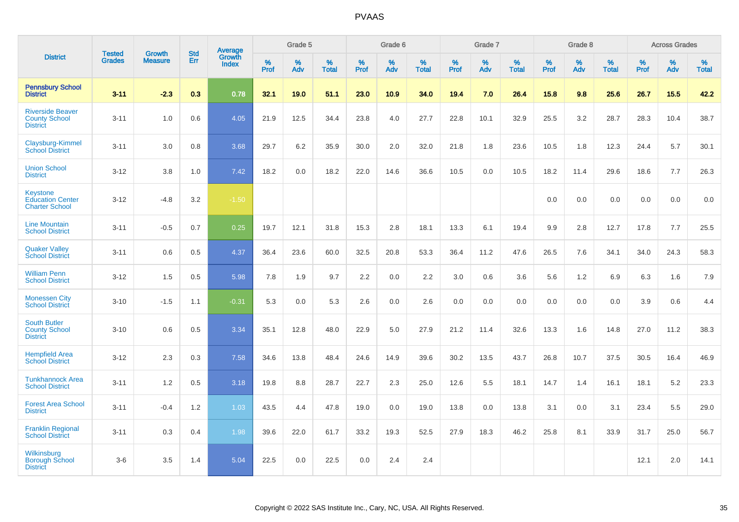# PVAAS

| District | Tested Grades | Growth Measure | Std Err | Average Growth Index | Grade 5 | | | Grade 6 | | | Grade 7 | | | Grade 8 | | | Across Grades | | |
|---|---|---|---|---|---|---|---|---|---|---|---|---|---|---|---|---|---|---|---|
| | | | | | % Prof | % Adv | % Total | % Prof | % Adv | % Total | % Prof | % Adv | % Total | % Prof | % Adv | % Total | % Prof | % Adv | % Total |
| **Pennsbury School District** | **3-11** | **-2.3** | **0.3** | **0.78** | **32.1** | **19.0** | **51.1** | **23.0** | **10.9** | **34.0** | **19.4** | **7.0** | **26.4** | **15.8** | **9.8** | **25.6** | **26.7** | **15.5** | **42.2** |
| Riverside Beaver County School District | 3-11 | 1.0 | 0.6 | 4.05 | 21.9 | 12.5 | 34.4 | 23.8 | 4.0 | 27.7 | 22.8 | 10.1 | 32.9 | 25.5 | 3.2 | 28.7 | 28.3 | 10.4 | 38.7 |
| Claysburg-Kimmel School District | 3-11 | 3.0 | 0.8 | 3.68 | 29.7 | 6.2 | 35.9 | 30.0 | 2.0 | 32.0 | 21.8 | 1.8 | 23.6 | 10.5 | 1.8 | 12.3 | 24.4 | 5.7 | 30.1 |
| Union School District | 3-12 | 3.8 | 1.0 | 7.42 | 18.2 | 0.0 | 18.2 | 22.0 | 14.6 | 36.6 | 10.5 | 0.0 | 10.5 | 18.2 | 11.4 | 29.6 | 18.6 | 7.7 | 26.3 |
| Keystone Education Center Charter School | 3-12 | -4.8 | 3.2 | -1.50 | | | | | | | | | | 0.0 | 0.0 | 0.0 | 0.0 | 0.0 | 0.0 |
| Line Mountain School District | 3-11 | -0.5 | 0.7 | 0.25 | 19.7 | 12.1 | 31.8 | 15.3 | 2.8 | 18.1 | 13.3 | 6.1 | 19.4 | 9.9 | 2.8 | 12.7 | 17.8 | 7.7 | 25.5 |
| Quaker Valley School District | 3-11 | 0.6 | 0.5 | 4.37 | 36.4 | 23.6 | 60.0 | 32.5 | 20.8 | 53.3 | 36.4 | 11.2 | 47.6 | 26.5 | 7.6 | 34.1 | 34.0 | 24.3 | 58.3 |
| William Penn School District | 3-12 | 1.5 | 0.5 | 5.98 | 7.8 | 1.9 | 9.7 | 2.2 | 0.0 | 2.2 | 3.0 | 0.6 | 3.6 | 5.6 | 1.2 | 6.9 | 6.3 | 1.6 | 7.9 |
| Monessen City School District | 3-10 | -1.5 | 1.1 | -0.31 | 5.3 | 0.0 | 5.3 | 2.6 | 0.0 | 2.6 | 0.0 | 0.0 | 0.0 | 0.0 | 0.0 | 0.0 | 3.9 | 0.6 | 4.4 |
| South Butler County School District | 3-10 | 0.6 | 0.5 | 3.34 | 35.1 | 12.8 | 48.0 | 22.9 | 5.0 | 27.9 | 21.2 | 11.4 | 32.6 | 13.3 | 1.6 | 14.8 | 27.0 | 11.2 | 38.3 |
| Hempfield Area School District | 3-12 | 2.3 | 0.3 | 7.58 | 34.6 | 13.8 | 48.4 | 24.6 | 14.9 | 39.6 | 30.2 | 13.5 | 43.7 | 26.8 | 10.7 | 37.5 | 30.5 | 16.4 | 46.9 |
| Tunkhannock Area School District | 3-11 | 1.2 | 0.5 | 3.18 | 19.8 | 8.8 | 28.7 | 22.7 | 2.3 | 25.0 | 12.6 | 5.5 | 18.1 | 14.7 | 1.4 | 16.1 | 18.1 | 5.2 | 23.3 |
| Forest Area School District | 3-11 | -0.4 | 1.2 | 1.03 | 43.5 | 4.4 | 47.8 | 19.0 | 0.0 | 19.0 | 13.8 | 0.0 | 13.8 | 3.1 | 0.0 | 3.1 | 23.4 | 5.5 | 29.0 |
| Franklin Regional School District | 3-11 | 0.3 | 0.4 | 1.98 | 39.6 | 22.0 | 61.7 | 33.2 | 19.3 | 52.5 | 27.9 | 18.3 | 46.2 | 25.8 | 8.1 | 33.9 | 31.7 | 25.0 | 56.7 |
| Wilkinsburg Borough School District | 3-6 | 3.5 | 1.4 | 5.04 | 22.5 | 0.0 | 22.5 | 0.0 | 2.4 | 2.4 | | | | | | | 12.1 | 2.0 | 14.1 |

Copyright © 2022 SAS Institute Inc., Cary, NC, USA. All Rights Reserved.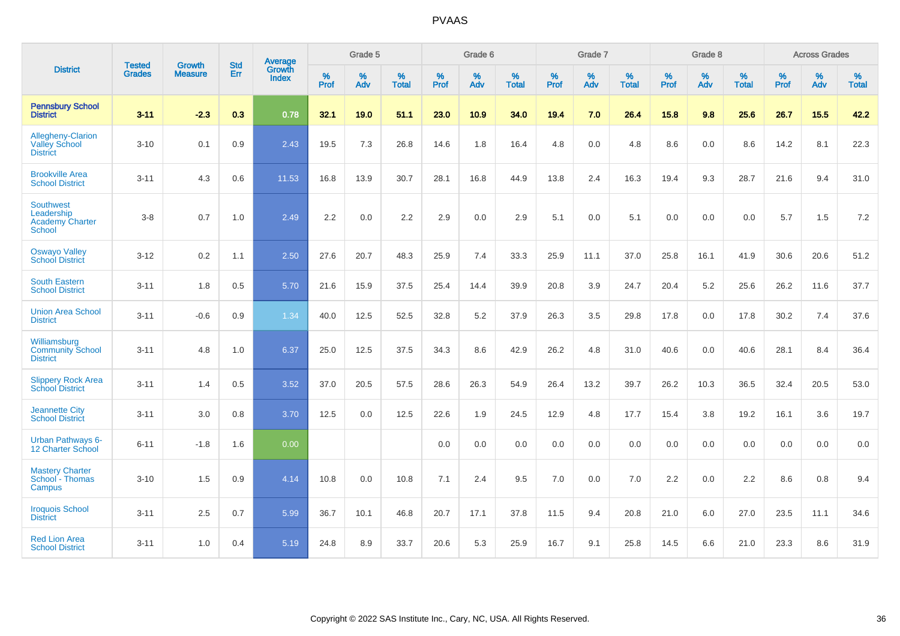# PVAAS

| District | Tested Grades | Growth Measure | Std Err | Average Growth Index | Grade 5 | | | Grade 6 | | | Grade 7 | | | Grade 8 | | | Across Grades | | |
|---|---|---|---|---|---|---|---|---|---|---|---|---|---|---|---|---|---|---|---|
| | | | | | % Prof | % Adv | % Total | % Prof | % Adv | % Total | % Prof | % Adv | % Total | % Prof | % Adv | % Total | % Prof | % Adv | % Total |
| **Pennsbury School District** | **3-11** | **-2.3** | **0.3** | **0.78** | **32.1** | **19.0** | **51.1** | **23.0** | **10.9** | **34.0** | **19.4** | **7.0** | **26.4** | **15.8** | **9.8** | **25.6** | **26.7** | **15.5** | **42.2** |
| Allegheny-Clarion Valley School District | 3-10 | 0.1 | 0.9 | 2.43 | 19.5 | 7.3 | 26.8 | 14.6 | 1.8 | 16.4 | 4.8 | 0.0 | 4.8 | 8.6 | 0.0 | 8.6 | 14.2 | 8.1 | 22.3 |
| Brookville Area School District | 3-11 | 4.3 | 0.6 | 11.53 | 16.8 | 13.9 | 30.7 | 28.1 | 16.8 | 44.9 | 13.8 | 2.4 | 16.3 | 19.4 | 9.3 | 28.7 | 21.6 | 9.4 | 31.0 |
| Southwest Leadership Academy Charter School | 3-8 | 0.7 | 1.0 | 2.49 | 2.2 | 0.0 | 2.2 | 2.9 | 0.0 | 2.9 | 5.1 | 0.0 | 5.1 | 0.0 | 0.0 | 0.0 | 5.7 | 1.5 | 7.2 |
| Oswayo Valley School District | 3-12 | 0.2 | 1.1 | 2.50 | 27.6 | 20.7 | 48.3 | 25.9 | 7.4 | 33.3 | 25.9 | 11.1 | 37.0 | 25.8 | 16.1 | 41.9 | 30.6 | 20.6 | 51.2 |
| South Eastern School District | 3-11 | 1.8 | 0.5 | 5.70 | 21.6 | 15.9 | 37.5 | 25.4 | 14.4 | 39.9 | 20.8 | 3.9 | 24.7 | 20.4 | 5.2 | 25.6 | 26.2 | 11.6 | 37.7 |
| Union Area School District | 3-11 | -0.6 | 0.9 | 1.34 | 40.0 | 12.5 | 52.5 | 32.8 | 5.2 | 37.9 | 26.3 | 3.5 | 29.8 | 17.8 | 0.0 | 17.8 | 30.2 | 7.4 | 37.6 |
| Williamsburg Community School District | 3-11 | 4.8 | 1.0 | 6.37 | 25.0 | 12.5 | 37.5 | 34.3 | 8.6 | 42.9 | 26.2 | 4.8 | 31.0 | 40.6 | 0.0 | 40.6 | 28.1 | 8.4 | 36.4 |
| Slippery Rock Area School District | 3-11 | 1.4 | 0.5 | 3.52 | 37.0 | 20.5 | 57.5 | 28.6 | 26.3 | 54.9 | 26.4 | 13.2 | 39.7 | 26.2 | 10.3 | 36.5 | 32.4 | 20.5 | 53.0 |
| Jeannette City School District | 3-11 | 3.0 | 0.8 | 3.70 | 12.5 | 0.0 | 12.5 | 22.6 | 1.9 | 24.5 | 12.9 | 4.8 | 17.7 | 15.4 | 3.8 | 19.2 | 16.1 | 3.6 | 19.7 |
| Urban Pathways 6-12 Charter School | 6-11 | -1.8 | 1.6 | 0.00 | | | | 0.0 | 0.0 | 0.0 | 0.0 | 0.0 | 0.0 | 0.0 | 0.0 | 0.0 | 0.0 | 0.0 | 0.0 |
| Mastery Charter School - Thomas Campus | 3-10 | 1.5 | 0.9 | 4.14 | 10.8 | 0.0 | 10.8 | 7.1 | 2.4 | 9.5 | 7.0 | 0.0 | 7.0 | 2.2 | 0.0 | 2.2 | 8.6 | 0.8 | 9.4 |
| Iroquois School District | 3-11 | 2.5 | 0.7 | 5.99 | 36.7 | 10.1 | 46.8 | 20.7 | 17.1 | 37.8 | 11.5 | 9.4 | 20.8 | 21.0 | 6.0 | 27.0 | 23.5 | 11.1 | 34.6 |
| Red Lion Area School District | 3-11 | 1.0 | 0.4 | 5.19 | 24.8 | 8.9 | 33.7 | 20.6 | 5.3 | 25.9 | 16.7 | 9.1 | 25.8 | 14.5 | 6.6 | 21.0 | 23.3 | 8.6 | 31.9 |

Copyright © 2022 SAS Institute Inc., Cary, NC, USA. All Rights Reserved.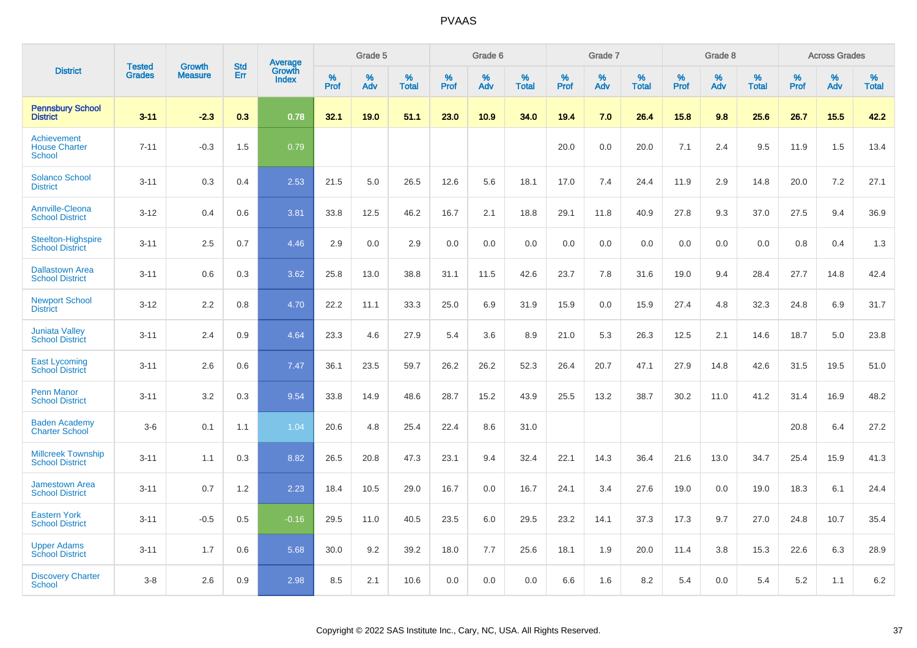# PVAAS

| District | Tested Grades | Growth Measure | Std Err | Average Growth Index | Grade 5 | | | Grade 6 | | | Grade 7 | | | Grade 8 | | | Across Grades | | |
|---|---|---|---|---|---|---|---|---|---|---|---|---|---|---|---|---|---|---|---|
| | | | | | % Prof | % Adv | % Total | % Prof | % Adv | % Total | % Prof | % Adv | % Total | % Prof | % Adv | % Total | % Prof | % Adv | % Total |
| **Pennsbury School District** | **3-11** | **-2.3** | **0.3** | **0.78** | **32.1** | **19.0** | **51.1** | **23.0** | **10.9** | **34.0** | **19.4** | **7.0** | **26.4** | **15.8** | **9.8** | **25.6** | **26.7** | **15.5** | **42.2** |
| Achievement House Charter School | 7-11 | -0.3 | 1.5 | 0.79 | | | | | | | 20.0 | 0.0 | 20.0 | 7.1 | 2.4 | 9.5 | 11.9 | 1.5 | 13.4 |
| Solanco School District | 3-11 | 0.3 | 0.4 | 2.53 | 21.5 | 5.0 | 26.5 | 12.6 | 5.6 | 18.1 | 17.0 | 7.4 | 24.4 | 11.9 | 2.9 | 14.8 | 20.0 | 7.2 | 27.1 |
| Annville-Cleona School District | 3-12 | 0.4 | 0.6 | 3.81 | 33.8 | 12.5 | 46.2 | 16.7 | 2.1 | 18.8 | 29.1 | 11.8 | 40.9 | 27.8 | 9.3 | 37.0 | 27.5 | 9.4 | 36.9 |
| Steelton-Highspire School District | 3-11 | 2.5 | 0.7 | 4.46 | 2.9 | 0.0 | 2.9 | 0.0 | 0.0 | 0.0 | 0.0 | 0.0 | 0.0 | 0.0 | 0.0 | 0.0 | 0.8 | 0.4 | 1.3 |
| Dallastown Area School District | 3-11 | 0.6 | 0.3 | 3.62 | 25.8 | 13.0 | 38.8 | 31.1 | 11.5 | 42.6 | 23.7 | 7.8 | 31.6 | 19.0 | 9.4 | 28.4 | 27.7 | 14.8 | 42.4 |
| Newport School District | 3-12 | 2.2 | 0.8 | 4.70 | 22.2 | 11.1 | 33.3 | 25.0 | 6.9 | 31.9 | 15.9 | 0.0 | 15.9 | 27.4 | 4.8 | 32.3 | 24.8 | 6.9 | 31.7 |
| Juniata Valley School District | 3-11 | 2.4 | 0.9 | 4.64 | 23.3 | 4.6 | 27.9 | 5.4 | 3.6 | 8.9 | 21.0 | 5.3 | 26.3 | 12.5 | 2.1 | 14.6 | 18.7 | 5.0 | 23.8 |
| East Lycoming School District | 3-11 | 2.6 | 0.6 | 7.47 | 36.1 | 23.5 | 59.7 | 26.2 | 26.2 | 52.3 | 26.4 | 20.7 | 47.1 | 27.9 | 14.8 | 42.6 | 31.5 | 19.5 | 51.0 |
| Penn Manor School District | 3-11 | 3.2 | 0.3 | 9.54 | 33.8 | 14.9 | 48.6 | 28.7 | 15.2 | 43.9 | 25.5 | 13.2 | 38.7 | 30.2 | 11.0 | 41.2 | 31.4 | 16.9 | 48.2 |
| Baden Academy Charter School | 3-6 | 0.1 | 1.1 | 1.04 | 20.6 | 4.8 | 25.4 | 22.4 | 8.6 | 31.0 | | | | | | | 20.8 | 6.4 | 27.2 |
| Millcreek Township School District | 3-11 | 1.1 | 0.3 | 8.82 | 26.5 | 20.8 | 47.3 | 23.1 | 9.4 | 32.4 | 22.1 | 14.3 | 36.4 | 21.6 | 13.0 | 34.7 | 25.4 | 15.9 | 41.3 |
| Jamestown Area School District | 3-11 | 0.7 | 1.2 | 2.23 | 18.4 | 10.5 | 29.0 | 16.7 | 0.0 | 16.7 | 24.1 | 3.4 | 27.6 | 19.0 | 0.0 | 19.0 | 18.3 | 6.1 | 24.4 |
| Eastern York School District | 3-11 | -0.5 | 0.5 | -0.16 | 29.5 | 11.0 | 40.5 | 23.5 | 6.0 | 29.5 | 23.2 | 14.1 | 37.3 | 17.3 | 9.7 | 27.0 | 24.8 | 10.7 | 35.4 |
| Upper Adams School District | 3-11 | 1.7 | 0.6 | 5.68 | 30.0 | 9.2 | 39.2 | 18.0 | 7.7 | 25.6 | 18.1 | 1.9 | 20.0 | 11.4 | 3.8 | 15.3 | 22.6 | 6.3 | 28.9 |
| Discovery Charter School | 3-8 | 2.6 | 0.9 | 2.98 | 8.5 | 2.1 | 10.6 | 0.0 | 0.0 | 0.0 | 6.6 | 1.6 | 8.2 | 5.4 | 0.0 | 5.4 | 5.2 | 1.1 | 6.2 |

Copyright © 2022 SAS Institute Inc., Cary, NC, USA. All Rights Reserved.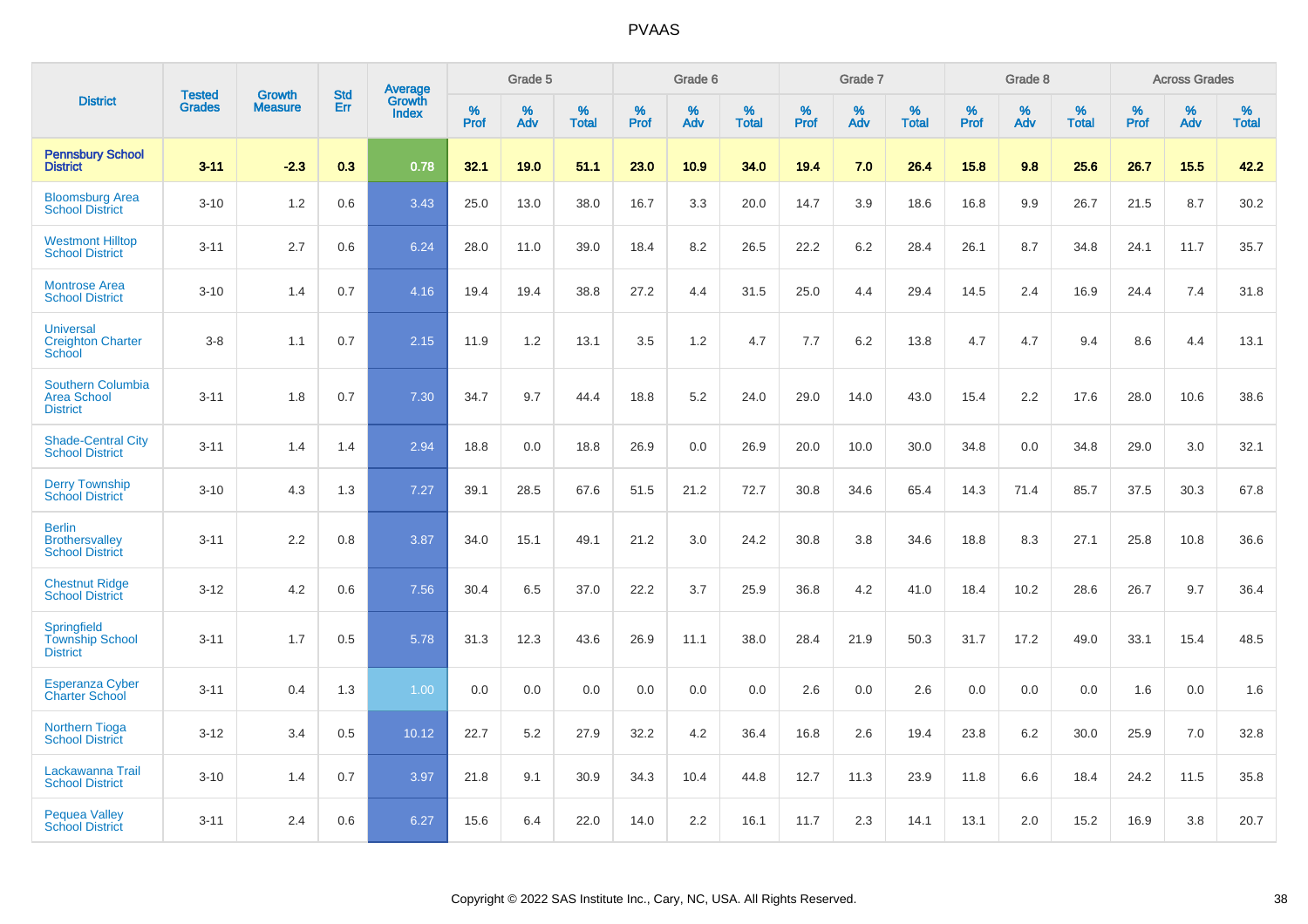# PVAAS

| District | Tested Grades | Growth Measure | Std Err | Average Growth Index | Grade 5 | | | Grade 6 | | | Grade 7 | | | Grade 8 | | | Across Grades | | |
|---|---|---|---|---|---|---|---|---|---|---|---|---|---|---|---|---|---|---|---|
| | | | | | % Prof | % Adv | % Total | % Prof | % Adv | % Total | % Prof | % Adv | % Total | % Prof | % Adv | % Total | % Prof | % Adv | % Total |
| **Pennsbury School District** | **3-11** | **-2.3** | **0.3** | **0.78** | **32.1** | **19.0** | **51.1** | **23.0** | **10.9** | **34.0** | **19.4** | **7.0** | **26.4** | **15.8** | **9.8** | **25.6** | **26.7** | **15.5** | **42.2** |
| Bloomsburg Area School District | 3-10 | 1.2 | 0.6 | 3.43 | 25.0 | 13.0 | 38.0 | 16.7 | 3.3 | 20.0 | 14.7 | 3.9 | 18.6 | 16.8 | 9.9 | 26.7 | 21.5 | 8.7 | 30.2 |
| Westmont Hilltop School District | 3-11 | 2.7 | 0.6 | 6.24 | 28.0 | 11.0 | 39.0 | 18.4 | 8.2 | 26.5 | 22.2 | 6.2 | 28.4 | 26.1 | 8.7 | 34.8 | 24.1 | 11.7 | 35.7 |
| Montrose Area School District | 3-10 | 1.4 | 0.7 | 4.16 | 19.4 | 19.4 | 38.8 | 27.2 | 4.4 | 31.5 | 25.0 | 4.4 | 29.4 | 14.5 | 2.4 | 16.9 | 24.4 | 7.4 | 31.8 |
| Universal Creighton Charter School | 3-8 | 1.1 | 0.7 | 2.15 | 11.9 | 1.2 | 13.1 | 3.5 | 1.2 | 4.7 | 7.7 | 6.2 | 13.8 | 4.7 | 4.7 | 9.4 | 8.6 | 4.4 | 13.1 |
| Southern Columbia Area School District | 3-11 | 1.8 | 0.7 | 7.30 | 34.7 | 9.7 | 44.4 | 18.8 | 5.2 | 24.0 | 29.0 | 14.0 | 43.0 | 15.4 | 2.2 | 17.6 | 28.0 | 10.6 | 38.6 |
| Shade-Central City School District | 3-11 | 1.4 | 1.4 | 2.94 | 18.8 | 0.0 | 18.8 | 26.9 | 0.0 | 26.9 | 20.0 | 10.0 | 30.0 | 34.8 | 0.0 | 34.8 | 29.0 | 3.0 | 32.1 |
| Derry Township School District | 3-10 | 4.3 | 1.3 | 7.27 | 39.1 | 28.5 | 67.6 | 51.5 | 21.2 | 72.7 | 30.8 | 34.6 | 65.4 | 14.3 | 71.4 | 85.7 | 37.5 | 30.3 | 67.8 |
| Berlin Brothersvalley School District | 3-11 | 2.2 | 0.8 | 3.87 | 34.0 | 15.1 | 49.1 | 21.2 | 3.0 | 24.2 | 30.8 | 3.8 | 34.6 | 18.8 | 8.3 | 27.1 | 25.8 | 10.8 | 36.6 |
| Chestnut Ridge School District | 3-12 | 4.2 | 0.6 | 7.56 | 30.4 | 6.5 | 37.0 | 22.2 | 3.7 | 25.9 | 36.8 | 4.2 | 41.0 | 18.4 | 10.2 | 28.6 | 26.7 | 9.7 | 36.4 |
| Springfield Township School District | 3-11 | 1.7 | 0.5 | 5.78 | 31.3 | 12.3 | 43.6 | 26.9 | 11.1 | 38.0 | 28.4 | 21.9 | 50.3 | 31.7 | 17.2 | 49.0 | 33.1 | 15.4 | 48.5 |
| Esperanza Cyber Charter School | 3-11 | 0.4 | 1.3 | 1.00 | 0.0 | 0.0 | 0.0 | 0.0 | 0.0 | 0.0 | 2.6 | 0.0 | 2.6 | 0.0 | 0.0 | 0.0 | 1.6 | 0.0 | 1.6 |
| Northern Tioga School District | 3-12 | 3.4 | 0.5 | 10.12 | 22.7 | 5.2 | 27.9 | 32.2 | 4.2 | 36.4 | 16.8 | 2.6 | 19.4 | 23.8 | 6.2 | 30.0 | 25.9 | 7.0 | 32.8 |
| Lackawanna Trail School District | 3-10 | 1.4 | 0.7 | 3.97 | 21.8 | 9.1 | 30.9 | 34.3 | 10.4 | 44.8 | 12.7 | 11.3 | 23.9 | 11.8 | 6.6 | 18.4 | 24.2 | 11.5 | 35.8 |
| Pequea Valley School District | 3-11 | 2.4 | 0.6 | 6.27 | 15.6 | 6.4 | 22.0 | 14.0 | 2.2 | 16.1 | 11.7 | 2.3 | 14.1 | 13.1 | 2.0 | 15.2 | 16.9 | 3.8 | 20.7 |

Copyright © 2022 SAS Institute Inc., Cary, NC, USA. All Rights Reserved.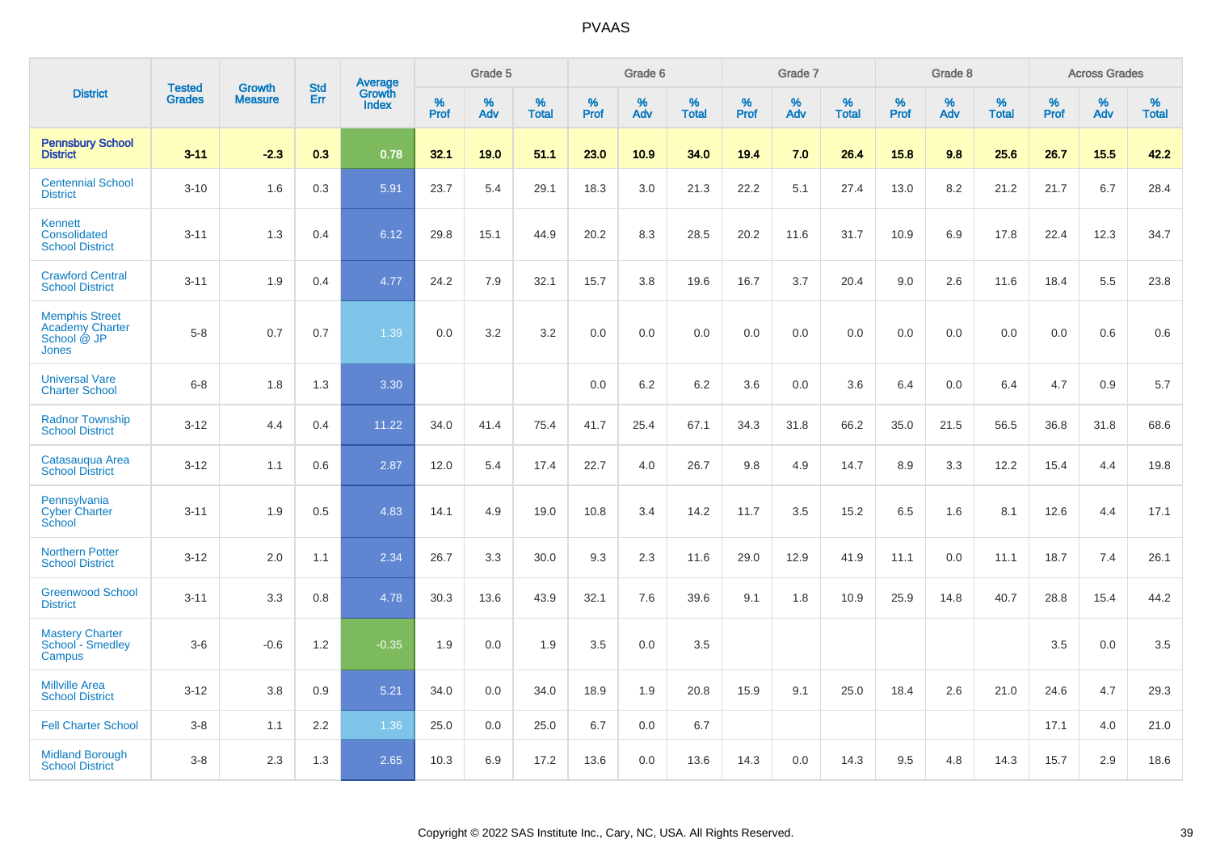# PVAAS

| District | Tested Grades | Growth Measure | Std Err | Average Growth Index | Grade 5 | | | Grade 6 | | | Grade 7 | | | Grade 8 | | | Across Grades | | |
|---|---|---|---|---|---|---|---|---|---|---|---|---|---|---|---|---|---|---|---|
| | | | | | % Prof | % Adv | % Total | % Prof | % Adv | % Total | % Prof | % Adv | % Total | % Prof | % Adv | % Total | % Prof | % Adv | % Total |
| **Pennsbury School District** | **3-11** | **-2.3** | **0.3** | **0.78** | **32.1** | **19.0** | **51.1** | **23.0** | **10.9** | **34.0** | **19.4** | **7.0** | **26.4** | **15.8** | **9.8** | **25.6** | **26.7** | **15.5** | **42.2** |
| Centennial School District | 3-10 | 1.6 | 0.3 | 5.91 | 23.7 | 5.4 | 29.1 | 18.3 | 3.0 | 21.3 | 22.2 | 5.1 | 27.4 | 13.0 | 8.2 | 21.2 | 21.7 | 6.7 | 28.4 |
| Kennett Consolidated School District | 3-11 | 1.3 | 0.4 | 6.12 | 29.8 | 15.1 | 44.9 | 20.2 | 8.3 | 28.5 | 20.2 | 11.6 | 31.7 | 10.9 | 6.9 | 17.8 | 22.4 | 12.3 | 34.7 |
| Crawford Central School District | 3-11 | 1.9 | 0.4 | 4.77 | 24.2 | 7.9 | 32.1 | 15.7 | 3.8 | 19.6 | 16.7 | 3.7 | 20.4 | 9.0 | 2.6 | 11.6 | 18.4 | 5.5 | 23.8 |
| Memphis Street Academy Charter School @ JP Jones | 5-8 | 0.7 | 0.7 | 1.39 | 0.0 | 3.2 | 3.2 | 0.0 | 0.0 | 0.0 | 0.0 | 0.0 | 0.0 | 0.0 | 0.0 | 0.0 | 0.0 | 0.6 | 0.6 |
| Universal Vare Charter School | 6-8 | 1.8 | 1.3 | 3.30 | | | | 0.0 | 6.2 | 6.2 | 3.6 | 0.0 | 3.6 | 6.4 | 0.0 | 6.4 | 4.7 | 0.9 | 5.7 |
| Radnor Township School District | 3-12 | 4.4 | 0.4 | 11.22 | 34.0 | 41.4 | 75.4 | 41.7 | 25.4 | 67.1 | 34.3 | 31.8 | 66.2 | 35.0 | 21.5 | 56.5 | 36.8 | 31.8 | 68.6 |
| Catasauqua Area School District | 3-12 | 1.1 | 0.6 | 2.87 | 12.0 | 5.4 | 17.4 | 22.7 | 4.0 | 26.7 | 9.8 | 4.9 | 14.7 | 8.9 | 3.3 | 12.2 | 15.4 | 4.4 | 19.8 |
| Pennsylvania Cyber Charter School | 3-11 | 1.9 | 0.5 | 4.83 | 14.1 | 4.9 | 19.0 | 10.8 | 3.4 | 14.2 | 11.7 | 3.5 | 15.2 | 6.5 | 1.6 | 8.1 | 12.6 | 4.4 | 17.1 |
| Northern Potter School District | 3-12 | 2.0 | 1.1 | 2.34 | 26.7 | 3.3 | 30.0 | 9.3 | 2.3 | 11.6 | 29.0 | 12.9 | 41.9 | 11.1 | 0.0 | 11.1 | 18.7 | 7.4 | 26.1 |
| Greenwood School District | 3-11 | 3.3 | 0.8 | 4.78 | 30.3 | 13.6 | 43.9 | 32.1 | 7.6 | 39.6 | 9.1 | 1.8 | 10.9 | 25.9 | 14.8 | 40.7 | 28.8 | 15.4 | 44.2 |
| Mastery Charter School - Smedley Campus | 3-6 | -0.6 | 1.2 | -0.35 | 1.9 | 0.0 | 1.9 | 3.5 | 0.0 | 3.5 | | | | | | | 3.5 | 0.0 | 3.5 |
| Millville Area School District | 3-12 | 3.8 | 0.9 | 5.21 | 34.0 | 0.0 | 34.0 | 18.9 | 1.9 | 20.8 | 15.9 | 9.1 | 25.0 | 18.4 | 2.6 | 21.0 | 24.6 | 4.7 | 29.3 |
| Fell Charter School | 3-8 | 1.1 | 2.2 | 1.36 | 25.0 | 0.0 | 25.0 | 6.7 | 0.0 | 6.7 | | | | | | | 17.1 | 4.0 | 21.0 |
| Midland Borough School District | 3-8 | 2.3 | 1.3 | 2.65 | 10.3 | 6.9 | 17.2 | 13.6 | 0.0 | 13.6 | 14.3 | 0.0 | 14.3 | 9.5 | 4.8 | 14.3 | 15.7 | 2.9 | 18.6 |

Copyright © 2022 SAS Institute Inc., Cary, NC, USA. All Rights Reserved.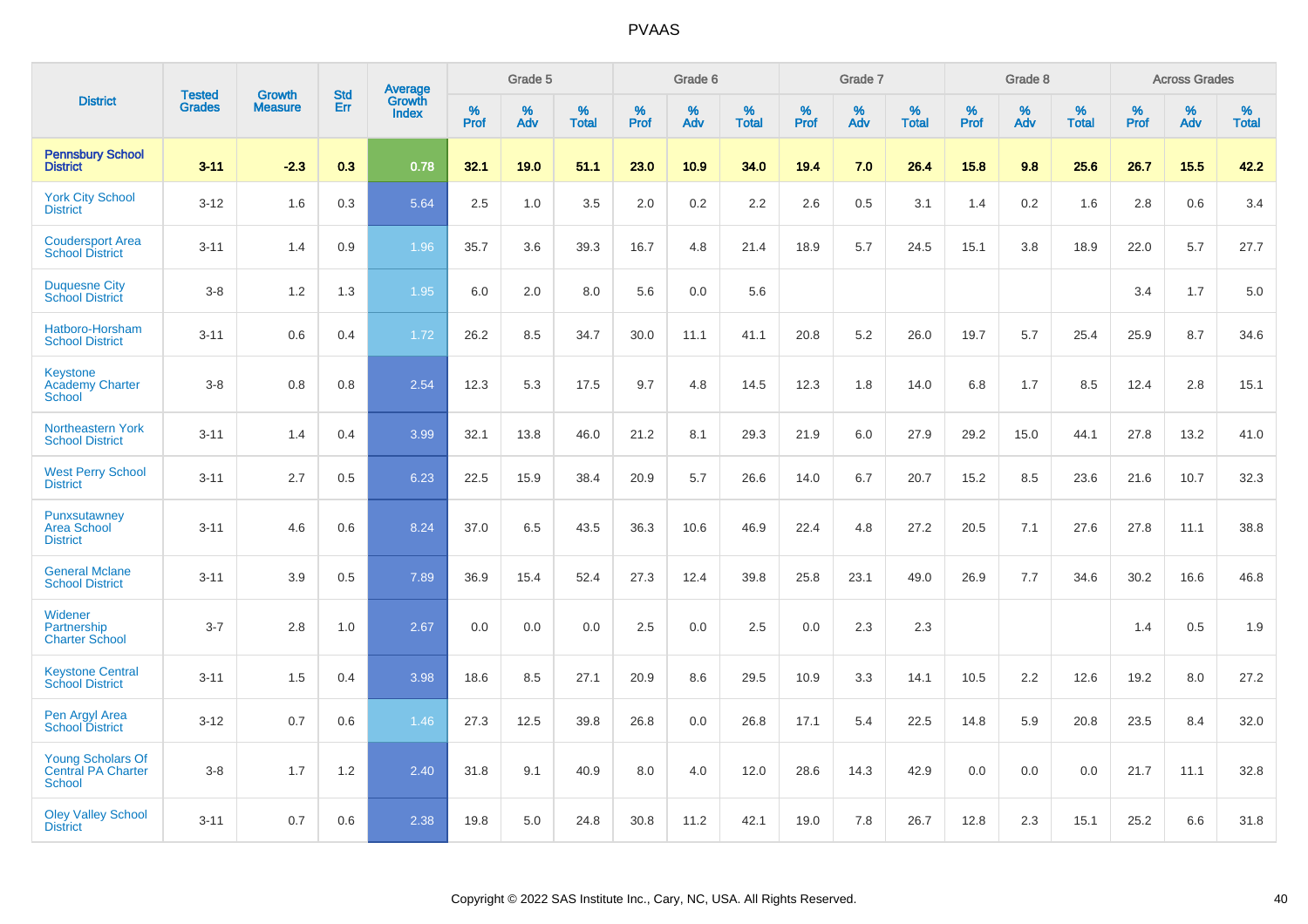# PVAAS

| District | Tested Grades | Growth Measure | Std Err | Average Growth Index | Grade 5 | | | Grade 6 | | | Grade 7 | | | Grade 8 | | | Across Grades | | |
|---|---|---|---|---|---|---|---|---|---|---|---|---|---|---|---|---|---|---|---|
| | | | | | % Prof | % Adv | % Total | % Prof | % Adv | % Total | % Prof | % Adv | % Total | % Prof | % Adv | % Total | % Prof | % Adv | % Total |
| **Pennsbury School District** | **3-11** | **-2.3** | **0.3** | **0.78** | **32.1** | **19.0** | **51.1** | **23.0** | **10.9** | **34.0** | **19.4** | **7.0** | **26.4** | **15.8** | **9.8** | **25.6** | **26.7** | **15.5** | **42.2** |
| York City School District | 3-12 | 1.6 | 0.3 | 5.64 | 2.5 | 1.0 | 3.5 | 2.0 | 0.2 | 2.2 | 2.6 | 0.5 | 3.1 | 1.4 | 0.2 | 1.6 | 2.8 | 0.6 | 3.4 |
| Coudersport Area School District | 3-11 | 1.4 | 0.9 | 1.96 | 35.7 | 3.6 | 39.3 | 16.7 | 4.8 | 21.4 | 18.9 | 5.7 | 24.5 | 15.1 | 3.8 | 18.9 | 22.0 | 5.7 | 27.7 |
| Duquesne City School District | 3-8 | 1.2 | 1.3 | 1.95 | 6.0 | 2.0 | 8.0 | 5.6 | 0.0 | 5.6 | | | | | | | 3.4 | 1.7 | 5.0 |
| Hatboro-Horsham School District | 3-11 | 0.6 | 0.4 | 1.72 | 26.2 | 8.5 | 34.7 | 30.0 | 11.1 | 41.1 | 20.8 | 5.2 | 26.0 | 19.7 | 5.7 | 25.4 | 25.9 | 8.7 | 34.6 |
| Keystone Academy Charter School | 3-8 | 0.8 | 0.8 | 2.54 | 12.3 | 5.3 | 17.5 | 9.7 | 4.8 | 14.5 | 12.3 | 1.8 | 14.0 | 6.8 | 1.7 | 8.5 | 12.4 | 2.8 | 15.1 |
| Northeastern York School District | 3-11 | 1.4 | 0.4 | 3.99 | 32.1 | 13.8 | 46.0 | 21.2 | 8.1 | 29.3 | 21.9 | 6.0 | 27.9 | 29.2 | 15.0 | 44.1 | 27.8 | 13.2 | 41.0 |
| West Perry School District | 3-11 | 2.7 | 0.5 | 6.23 | 22.5 | 15.9 | 38.4 | 20.9 | 5.7 | 26.6 | 14.0 | 6.7 | 20.7 | 15.2 | 8.5 | 23.6 | 21.6 | 10.7 | 32.3 |
| Punxsutawney Area School District | 3-11 | 4.6 | 0.6 | 8.24 | 37.0 | 6.5 | 43.5 | 36.3 | 10.6 | 46.9 | 22.4 | 4.8 | 27.2 | 20.5 | 7.1 | 27.6 | 27.8 | 11.1 | 38.8 |
| General Mclane School District | 3-11 | 3.9 | 0.5 | 7.89 | 36.9 | 15.4 | 52.4 | 27.3 | 12.4 | 39.8 | 25.8 | 23.1 | 49.0 | 26.9 | 7.7 | 34.6 | 30.2 | 16.6 | 46.8 |
| Widener Partnership Charter School | 3-7 | 2.8 | 1.0 | 2.67 | 0.0 | 0.0 | 0.0 | 2.5 | 0.0 | 2.5 | 0.0 | 2.3 | 2.3 | | | | 1.4 | 0.5 | 1.9 |
| Keystone Central School District | 3-11 | 1.5 | 0.4 | 3.98 | 18.6 | 8.5 | 27.1 | 20.9 | 8.6 | 29.5 | 10.9 | 3.3 | 14.1 | 10.5 | 2.2 | 12.6 | 19.2 | 8.0 | 27.2 |
| Pen Argyl Area School District | 3-12 | 0.7 | 0.6 | 1.46 | 27.3 | 12.5 | 39.8 | 26.8 | 0.0 | 26.8 | 17.1 | 5.4 | 22.5 | 14.8 | 5.9 | 20.8 | 23.5 | 8.4 | 32.0 |
| Young Scholars Of Central PA Charter School | 3-8 | 1.7 | 1.2 | 2.40 | 31.8 | 9.1 | 40.9 | 8.0 | 4.0 | 12.0 | 28.6 | 14.3 | 42.9 | 0.0 | 0.0 | 0.0 | 21.7 | 11.1 | 32.8 |
| Oley Valley School District | 3-11 | 0.7 | 0.6 | 2.38 | 19.8 | 5.0 | 24.8 | 30.8 | 11.2 | 42.1 | 19.0 | 7.8 | 26.7 | 12.8 | 2.3 | 15.1 | 25.2 | 6.6 | 31.8 |

Copyright © 2022 SAS Institute Inc., Cary, NC, USA. All Rights Reserved.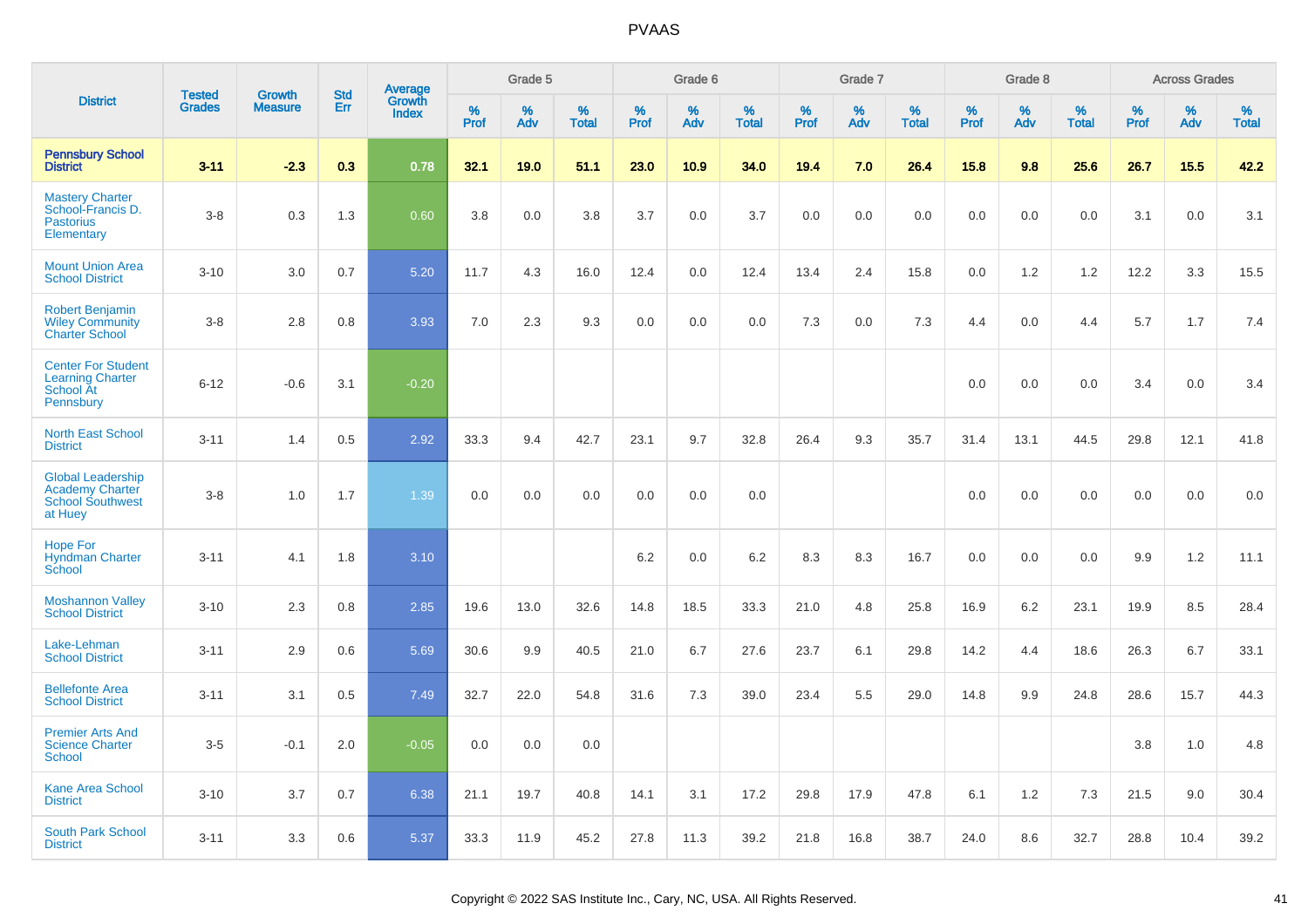# PVAAS

| District | Tested Grades | Growth Measure | Std Err | Average Growth Index | Grade 5 | | | Grade 6 | | | Grade 7 | | | Grade 8 | | | Across Grades | | |
|---|---|---|---|---|---|---|---|---|---|---|---|---|---|---|---|---|---|---|---|
| | | | | | % Prof | % Adv | % Total | % Prof | % Adv | % Total | % Prof | % Adv | % Total | % Prof | % Adv | % Total | % Prof | % Adv | % Total |
| **Pennsbury School District** | **3-11** | **-2.3** | **0.3** | **0.78** | **32.1** | **19.0** | **51.1** | **23.0** | **10.9** | **34.0** | **19.4** | **7.0** | **26.4** | **15.8** | **9.8** | **25.6** | **26.7** | **15.5** | **42.2** |
| Mastery Charter School-Francis D. Pastorius Elementary | 3-8 | 0.3 | 1.3 | 0.60 | 3.8 | 0.0 | 3.8 | 3.7 | 0.0 | 3.7 | 0.0 | 0.0 | 0.0 | 0.0 | 0.0 | 0.0 | 3.1 | 0.0 | 3.1 |
| Mount Union Area School District | 3-10 | 3.0 | 0.7 | 5.20 | 11.7 | 4.3 | 16.0 | 12.4 | 0.0 | 12.4 | 13.4 | 2.4 | 15.8 | 0.0 | 1.2 | 1.2 | 12.2 | 3.3 | 15.5 |
| Robert Benjamin Wiley Community Charter School | 3-8 | 2.8 | 0.8 | 3.93 | 7.0 | 2.3 | 9.3 | 0.0 | 0.0 | 0.0 | 7.3 | 0.0 | 7.3 | 4.4 | 0.0 | 4.4 | 5.7 | 1.7 | 7.4 |
| Center For Student Learning Charter School At Pennsbury | 6-12 | -0.6 | 3.1 | -0.20 | | | | | | | | | | 0.0 | 0.0 | 0.0 | 3.4 | 0.0 | 3.4 |
| North East School District | 3-11 | 1.4 | 0.5 | 2.92 | 33.3 | 9.4 | 42.7 | 23.1 | 9.7 | 32.8 | 26.4 | 9.3 | 35.7 | 31.4 | 13.1 | 44.5 | 29.8 | 12.1 | 41.8 |
| Global Leadership Academy Charter School Southwest at Huey | 3-8 | 1.0 | 1.7 | 1.39 | 0.0 | 0.0 | 0.0 | 0.0 | 0.0 | 0.0 | | | | 0.0 | 0.0 | 0.0 | 0.0 | 0.0 | 0.0 |
| Hope For Hyndman Charter School | 3-11 | 4.1 | 1.8 | 3.10 | | | | 6.2 | 0.0 | 6.2 | 8.3 | 8.3 | 16.7 | 0.0 | 0.0 | 0.0 | 9.9 | 1.2 | 11.1 |
| Moshannon Valley School District | 3-10 | 2.3 | 0.8 | 2.85 | 19.6 | 13.0 | 32.6 | 14.8 | 18.5 | 33.3 | 21.0 | 4.8 | 25.8 | 16.9 | 6.2 | 23.1 | 19.9 | 8.5 | 28.4 |
| Lake-Lehman School District | 3-11 | 2.9 | 0.6 | 5.69 | 30.6 | 9.9 | 40.5 | 21.0 | 6.7 | 27.6 | 23.7 | 6.1 | 29.8 | 14.2 | 4.4 | 18.6 | 26.3 | 6.7 | 33.1 |
| Bellefonte Area School District | 3-11 | 3.1 | 0.5 | 7.49 | 32.7 | 22.0 | 54.8 | 31.6 | 7.3 | 39.0 | 23.4 | 5.5 | 29.0 | 14.8 | 9.9 | 24.8 | 28.6 | 15.7 | 44.3 |
| Premier Arts And Science Charter School | 3-5 | -0.1 | 2.0 | -0.05 | 0.0 | 0.0 | 0.0 | | | | | | | | | | 3.8 | 1.0 | 4.8 |
| Kane Area School District | 3-10 | 3.7 | 0.7 | 6.38 | 21.1 | 19.7 | 40.8 | 14.1 | 3.1 | 17.2 | 29.8 | 17.9 | 47.8 | 6.1 | 1.2 | 7.3 | 21.5 | 9.0 | 30.4 |
| South Park School District | 3-11 | 3.3 | 0.6 | 5.37 | 33.3 | 11.9 | 45.2 | 27.8 | 11.3 | 39.2 | 21.8 | 16.8 | 38.7 | 24.0 | 8.6 | 32.7 | 28.8 | 10.4 | 39.2 |

Copyright © 2022 SAS Institute Inc., Cary, NC, USA. All Rights Reserved.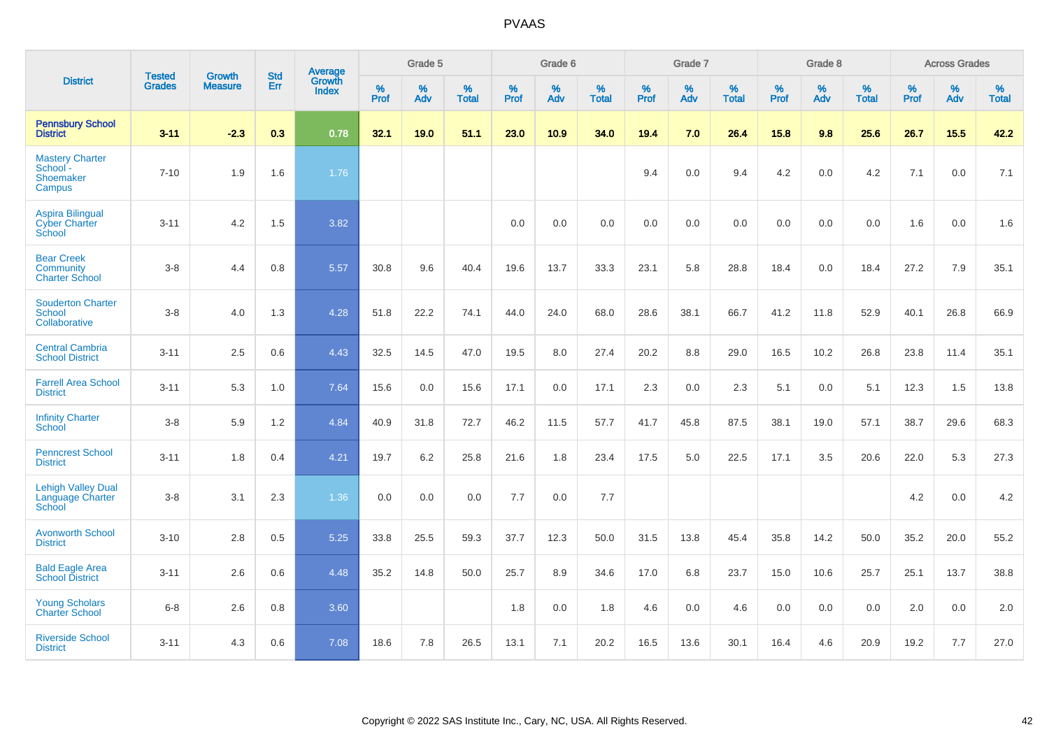# PVAAS

| District | Tested Grades | Growth Measure | Std Err | Average Growth Index | Grade 5 | | | Grade 6 | | | Grade 7 | | | Grade 8 | | | Across Grades | | |
|---|---|---|---|---|---|---|---|---|---|---|---|---|---|---|---|---|---|---|---|
| | | | | | % Prof | % Adv | % Total | % Prof | % Adv | % Total | % Prof | % Adv | % Total | % Prof | % Adv | % Total | % Prof | % Adv | % Total |
| **Pennsbury School District** | **3-11** | **-2.3** | **0.3** | **0.78** | **32.1** | **19.0** | **51.1** | **23.0** | **10.9** | **34.0** | **19.4** | **7.0** | **26.4** | **15.8** | **9.8** | **25.6** | **26.7** | **15.5** | **42.2** |
| Mastery Charter School - Shoemaker Campus | 7-10 | 1.9 | 1.6 | 1.76 | | | | | | | 9.4 | 0.0 | 9.4 | 4.2 | 0.0 | 4.2 | 7.1 | 0.0 | 7.1 |
| Aspira Bilingual Cyber Charter School | 3-11 | 4.2 | 1.5 | 3.82 | | | | 0.0 | 0.0 | 0.0 | 0.0 | 0.0 | 0.0 | 0.0 | 0.0 | 0.0 | 1.6 | 0.0 | 1.6 |
| Bear Creek Community Charter School | 3-8 | 4.4 | 0.8 | 5.57 | 30.8 | 9.6 | 40.4 | 19.6 | 13.7 | 33.3 | 23.1 | 5.8 | 28.8 | 18.4 | 0.0 | 18.4 | 27.2 | 7.9 | 35.1 |
| Souderton Charter School Collaborative | 3-8 | 4.0 | 1.3 | 4.28 | 51.8 | 22.2 | 74.1 | 44.0 | 24.0 | 68.0 | 28.6 | 38.1 | 66.7 | 41.2 | 11.8 | 52.9 | 40.1 | 26.8 | 66.9 |
| Central Cambria School District | 3-11 | 2.5 | 0.6 | 4.43 | 32.5 | 14.5 | 47.0 | 19.5 | 8.0 | 27.4 | 20.2 | 8.8 | 29.0 | 16.5 | 10.2 | 26.8 | 23.8 | 11.4 | 35.1 |
| Farrell Area School District | 3-11 | 5.3 | 1.0 | 7.64 | 15.6 | 0.0 | 15.6 | 17.1 | 0.0 | 17.1 | 2.3 | 0.0 | 2.3 | 5.1 | 0.0 | 5.1 | 12.3 | 1.5 | 13.8 |
| Infinity Charter School | 3-8 | 5.9 | 1.2 | 4.84 | 40.9 | 31.8 | 72.7 | 46.2 | 11.5 | 57.7 | 41.7 | 45.8 | 87.5 | 38.1 | 19.0 | 57.1 | 38.7 | 29.6 | 68.3 |
| Penncrest School District | 3-11 | 1.8 | 0.4 | 4.21 | 19.7 | 6.2 | 25.8 | 21.6 | 1.8 | 23.4 | 17.5 | 5.0 | 22.5 | 17.1 | 3.5 | 20.6 | 22.0 | 5.3 | 27.3 |
| Lehigh Valley Dual Language Charter School | 3-8 | 3.1 | 2.3 | 1.36 | 0.0 | 0.0 | 0.0 | 7.7 | 0.0 | 7.7 | | | | | | | 4.2 | 0.0 | 4.2 |
| Avonworth School District | 3-10 | 2.8 | 0.5 | 5.25 | 33.8 | 25.5 | 59.3 | 37.7 | 12.3 | 50.0 | 31.5 | 13.8 | 45.4 | 35.8 | 14.2 | 50.0 | 35.2 | 20.0 | 55.2 |
| Bald Eagle Area School District | 3-11 | 2.6 | 0.6 | 4.48 | 35.2 | 14.8 | 50.0 | 25.7 | 8.9 | 34.6 | 17.0 | 6.8 | 23.7 | 15.0 | 10.6 | 25.7 | 25.1 | 13.7 | 38.8 |
| Young Scholars Charter School | 6-8 | 2.6 | 0.8 | 3.60 | | | | 1.8 | 0.0 | 1.8 | 4.6 | 0.0 | 4.6 | 0.0 | 0.0 | 0.0 | 2.0 | 0.0 | 2.0 |
| Riverside School District | 3-11 | 4.3 | 0.6 | 7.08 | 18.6 | 7.8 | 26.5 | 13.1 | 7.1 | 20.2 | 16.5 | 13.6 | 30.1 | 16.4 | 4.6 | 20.9 | 19.2 | 7.7 | 27.0 |

Copyright © 2022 SAS Institute Inc., Cary, NC, USA. All Rights Reserved.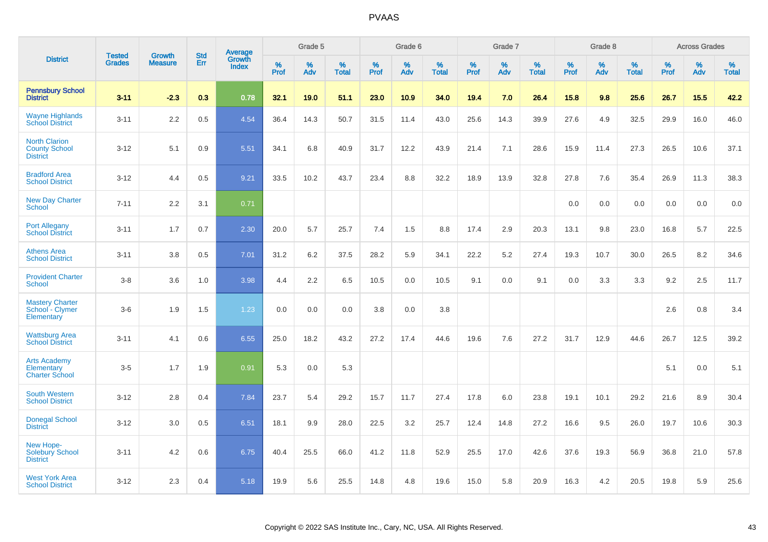# PVAAS

| District | Tested Grades | Growth Measure | Std Err | Average Growth Index | Grade 5 | | | Grade 6 | | | Grade 7 | | | Grade 8 | | | Across Grades | | |
|---|---|---|---|---|---|---|---|---|---|---|---|---|---|---|---|---|---|---|---|
| | | | | | % Prof | % Adv | % Total | % Prof | % Adv | % Total | % Prof | % Adv | % Total | % Prof | % Adv | % Total | % Prof | % Adv | % Total |
| **Pennsbury School District** | **3-11** | **-2.3** | **0.3** | **0.78** | **32.1** | **19.0** | **51.1** | **23.0** | **10.9** | **34.0** | **19.4** | **7.0** | **26.4** | **15.8** | **9.8** | **25.6** | **26.7** | **15.5** | **42.2** |
| Wayne Highlands School District | 3-11 | 2.2 | 0.5 | 4.54 | 36.4 | 14.3 | 50.7 | 31.5 | 11.4 | 43.0 | 25.6 | 14.3 | 39.9 | 27.6 | 4.9 | 32.5 | 29.9 | 16.0 | 46.0 |
| North Clarion County School District | 3-12 | 5.1 | 0.9 | 5.51 | 34.1 | 6.8 | 40.9 | 31.7 | 12.2 | 43.9 | 21.4 | 7.1 | 28.6 | 15.9 | 11.4 | 27.3 | 26.5 | 10.6 | 37.1 |
| Bradford Area School District | 3-12 | 4.4 | 0.5 | 9.21 | 33.5 | 10.2 | 43.7 | 23.4 | 8.8 | 32.2 | 18.9 | 13.9 | 32.8 | 27.8 | 7.6 | 35.4 | 26.9 | 11.3 | 38.3 |
| New Day Charter School | 7-11 | 2.2 | 3.1 | 0.71 | | | | | | | | | | 0.0 | 0.0 | 0.0 | 0.0 | 0.0 | 0.0 |
| Port Allegany School District | 3-11 | 1.7 | 0.7 | 2.30 | 20.0 | 5.7 | 25.7 | 7.4 | 1.5 | 8.8 | 17.4 | 2.9 | 20.3 | 13.1 | 9.8 | 23.0 | 16.8 | 5.7 | 22.5 |
| Athens Area School District | 3-11 | 3.8 | 0.5 | 7.01 | 31.2 | 6.2 | 37.5 | 28.2 | 5.9 | 34.1 | 22.2 | 5.2 | 27.4 | 19.3 | 10.7 | 30.0 | 26.5 | 8.2 | 34.6 |
| Provident Charter School | 3-8 | 3.6 | 1.0 | 3.98 | 4.4 | 2.2 | 6.5 | 10.5 | 0.0 | 10.5 | 9.1 | 0.0 | 9.1 | 0.0 | 3.3 | 3.3 | 9.2 | 2.5 | 11.7 |
| Mastery Charter School - Clymer Elementary | 3-6 | 1.9 | 1.5 | 1.23 | 0.0 | 0.0 | 0.0 | 3.8 | 0.0 | 3.8 | | | | | | | 2.6 | 0.8 | 3.4 |
| Wattsburg Area School District | 3-11 | 4.1 | 0.6 | 6.55 | 25.0 | 18.2 | 43.2 | 27.2 | 17.4 | 44.6 | 19.6 | 7.6 | 27.2 | 31.7 | 12.9 | 44.6 | 26.7 | 12.5 | 39.2 |
| Arts Academy Elementary Charter School | 3-5 | 1.7 | 1.9 | 0.91 | 5.3 | 0.0 | 5.3 | | | | | | | | | | 5.1 | 0.0 | 5.1 |
| South Western School District | 3-12 | 2.8 | 0.4 | 7.84 | 23.7 | 5.4 | 29.2 | 15.7 | 11.7 | 27.4 | 17.8 | 6.0 | 23.8 | 19.1 | 10.1 | 29.2 | 21.6 | 8.9 | 30.4 |
| Donegal School District | 3-12 | 3.0 | 0.5 | 6.51 | 18.1 | 9.9 | 28.0 | 22.5 | 3.2 | 25.7 | 12.4 | 14.8 | 27.2 | 16.6 | 9.5 | 26.0 | 19.7 | 10.6 | 30.3 |
| New Hope-Solebury School District | 3-11 | 4.2 | 0.6 | 6.75 | 40.4 | 25.5 | 66.0 | 41.2 | 11.8 | 52.9 | 25.5 | 17.0 | 42.6 | 37.6 | 19.3 | 56.9 | 36.8 | 21.0 | 57.8 |
| West York Area School District | 3-12 | 2.3 | 0.4 | 5.18 | 19.9 | 5.6 | 25.5 | 14.8 | 4.8 | 19.6 | 15.0 | 5.8 | 20.9 | 16.3 | 4.2 | 20.5 | 19.8 | 5.9 | 25.6 |

Copyright © 2022 SAS Institute Inc., Cary, NC, USA. All Rights Reserved.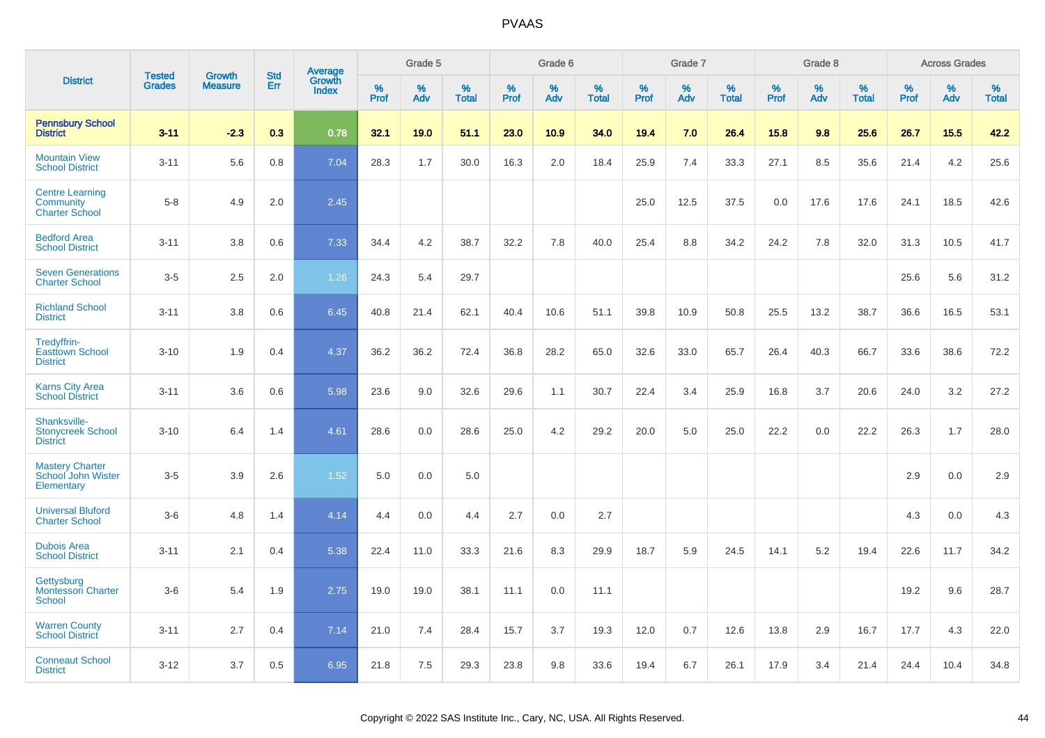# PVAAS

| District | Tested Grades | Growth Measure | Std Err | Average Growth Index | Grade 5 | | | Grade 6 | | | Grade 7 | | | Grade 8 | | | Across Grades | | |
|---|---|---|---|---|---|---|---|---|---|---|---|---|---|---|---|---|---|---|---|
| | | | | | % Prof | % Adv | % Total | % Prof | % Adv | % Total | % Prof | % Adv | % Total | % Prof | % Adv | % Total | % Prof | % Adv | % Total |
| **Pennsbury School District** | **3-11** | **-2.3** | **0.3** | **0.78** | **32.1** | **19.0** | **51.1** | **23.0** | **10.9** | **34.0** | **19.4** | **7.0** | **26.4** | **15.8** | **9.8** | **25.6** | **26.7** | **15.5** | **42.2** |
| Mountain View School District | 3-11 | 5.6 | 0.8 | 7.04 | 28.3 | 1.7 | 30.0 | 16.3 | 2.0 | 18.4 | 25.9 | 7.4 | 33.3 | 27.1 | 8.5 | 35.6 | 21.4 | 4.2 | 25.6 |
| Centre Learning Community Charter School | 5-8 | 4.9 | 2.0 | 2.45 | | | | | | | 25.0 | 12.5 | 37.5 | 0.0 | 17.6 | 17.6 | 24.1 | 18.5 | 42.6 |
| Bedford Area School District | 3-11 | 3.8 | 0.6 | 7.33 | 34.4 | 4.2 | 38.7 | 32.2 | 7.8 | 40.0 | 25.4 | 8.8 | 34.2 | 24.2 | 7.8 | 32.0 | 31.3 | 10.5 | 41.7 |
| Seven Generations Charter School | 3-5 | 2.5 | 2.0 | 1.26 | 24.3 | 5.4 | 29.7 | | | | | | | | | | 25.6 | 5.6 | 31.2 |
| Richland School District | 3-11 | 3.8 | 0.6 | 6.45 | 40.8 | 21.4 | 62.1 | 40.4 | 10.6 | 51.1 | 39.8 | 10.9 | 50.8 | 25.5 | 13.2 | 38.7 | 36.6 | 16.5 | 53.1 |
| Tredyffrin-Easttown School District | 3-10 | 1.9 | 0.4 | 4.37 | 36.2 | 36.2 | 72.4 | 36.8 | 28.2 | 65.0 | 32.6 | 33.0 | 65.7 | 26.4 | 40.3 | 66.7 | 33.6 | 38.6 | 72.2 |
| Karns City Area School District | 3-11 | 3.6 | 0.6 | 5.98 | 23.6 | 9.0 | 32.6 | 29.6 | 1.1 | 30.7 | 22.4 | 3.4 | 25.9 | 16.8 | 3.7 | 20.6 | 24.0 | 3.2 | 27.2 |
| Shanksville-Stonycreek School District | 3-10 | 6.4 | 1.4 | 4.61 | 28.6 | 0.0 | 28.6 | 25.0 | 4.2 | 29.2 | 20.0 | 5.0 | 25.0 | 22.2 | 0.0 | 22.2 | 26.3 | 1.7 | 28.0 |
| Mastery Charter School John Wister Elementary | 3-5 | 3.9 | 2.6 | 1.52 | 5.0 | 0.0 | 5.0 | | | | | | | | | | 2.9 | 0.0 | 2.9 |
| Universal Bluford Charter School | 3-6 | 4.8 | 1.4 | 4.14 | 4.4 | 0.0 | 4.4 | 2.7 | 0.0 | 2.7 | | | | | | | 4.3 | 0.0 | 4.3 |
| Dubois Area School District | 3-11 | 2.1 | 0.4 | 5.38 | 22.4 | 11.0 | 33.3 | 21.6 | 8.3 | 29.9 | 18.7 | 5.9 | 24.5 | 14.1 | 5.2 | 19.4 | 22.6 | 11.7 | 34.2 |
| Gettysburg Montessori Charter School | 3-6 | 5.4 | 1.9 | 2.75 | 19.0 | 19.0 | 38.1 | 11.1 | 0.0 | 11.1 | | | | | | | 19.2 | 9.6 | 28.7 |
| Warren County School District | 3-11 | 2.7 | 0.4 | 7.14 | 21.0 | 7.4 | 28.4 | 15.7 | 3.7 | 19.3 | 12.0 | 0.7 | 12.6 | 13.8 | 2.9 | 16.7 | 17.7 | 4.3 | 22.0 |
| Conneaut School District | 3-12 | 3.7 | 0.5 | 6.95 | 21.8 | 7.5 | 29.3 | 23.8 | 9.8 | 33.6 | 19.4 | 6.7 | 26.1 | 17.9 | 3.4 | 21.4 | 24.4 | 10.4 | 34.8 |

Copyright © 2022 SAS Institute Inc., Cary, NC, USA. All Rights Reserved.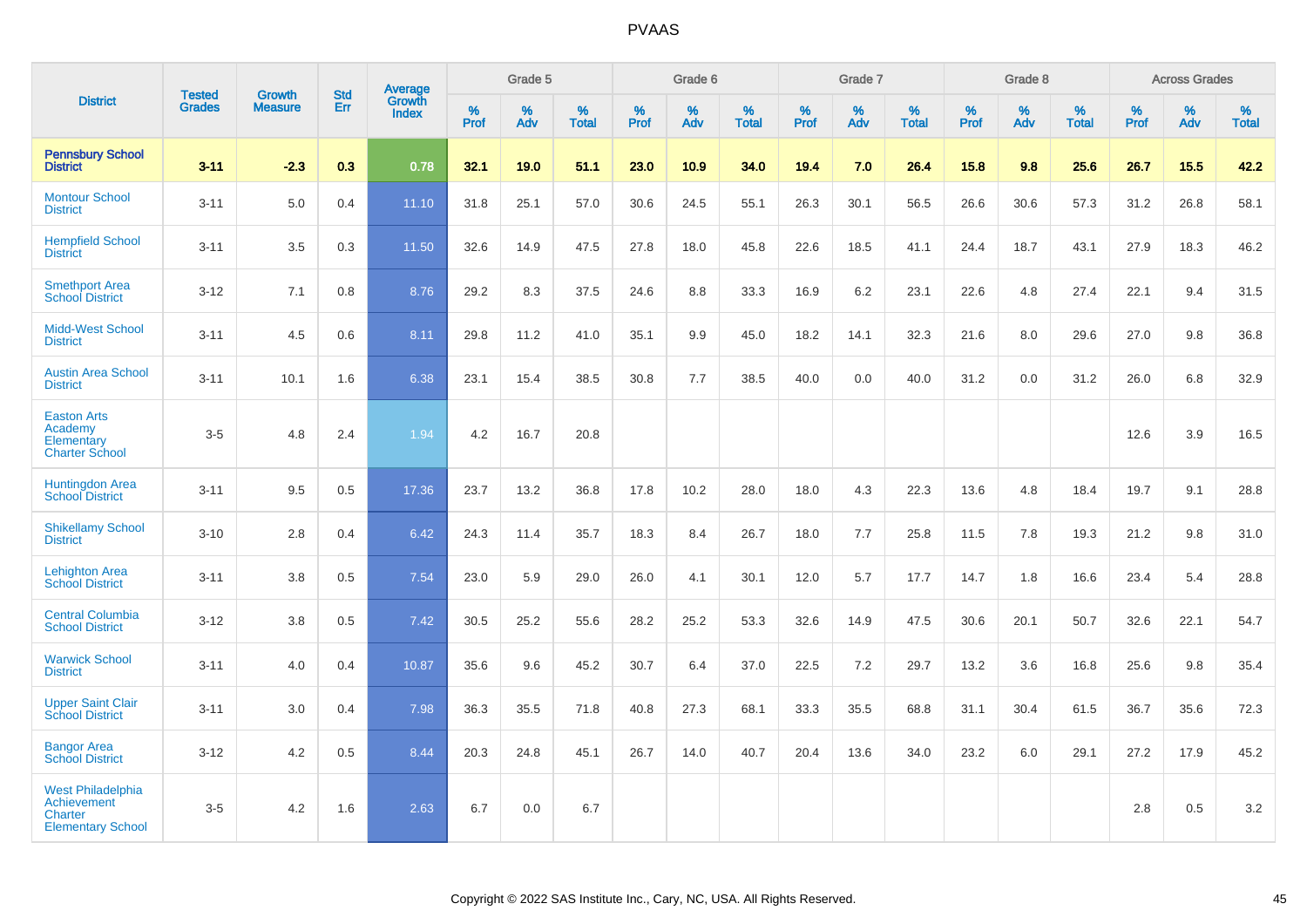# PVAAS

| District | Tested Grades | Growth Measure | Std Err | Average Growth Index | Grade 5 | | | Grade 6 | | | Grade 7 | | | Grade 8 | | | Across Grades | | |
|---|---|---|---|---|---|---|---|---|---|---|---|---|---|---|---|---|---|---|---|
| | | | | | % Prof | % Adv | % Total | % Prof | % Adv | % Total | % Prof | % Adv | % Total | % Prof | % Adv | % Total | % Prof | % Adv | % Total |
| **Pennsbury School District** | **3-11** | **-2.3** | **0.3** | **0.78** | **32.1** | **19.0** | **51.1** | **23.0** | **10.9** | **34.0** | **19.4** | **7.0** | **26.4** | **15.8** | **9.8** | **25.6** | **26.7** | **15.5** | **42.2** |
| Montour School District | 3-11 | 5.0 | 0.4 | 11.10 | 31.8 | 25.1 | 57.0 | 30.6 | 24.5 | 55.1 | 26.3 | 30.1 | 56.5 | 26.6 | 30.6 | 57.3 | 31.2 | 26.8 | 58.1 |
| Hempfield School District | 3-11 | 3.5 | 0.3 | 11.50 | 32.6 | 14.9 | 47.5 | 27.8 | 18.0 | 45.8 | 22.6 | 18.5 | 41.1 | 24.4 | 18.7 | 43.1 | 27.9 | 18.3 | 46.2 |
| Smethport Area School District | 3-12 | 7.1 | 0.8 | 8.76 | 29.2 | 8.3 | 37.5 | 24.6 | 8.8 | 33.3 | 16.9 | 6.2 | 23.1 | 22.6 | 4.8 | 27.4 | 22.1 | 9.4 | 31.5 |
| Midd-West School District | 3-11 | 4.5 | 0.6 | 8.11 | 29.8 | 11.2 | 41.0 | 35.1 | 9.9 | 45.0 | 18.2 | 14.1 | 32.3 | 21.6 | 8.0 | 29.6 | 27.0 | 9.8 | 36.8 |
| Austin Area School District | 3-11 | 10.1 | 1.6 | 6.38 | 23.1 | 15.4 | 38.5 | 30.8 | 7.7 | 38.5 | 40.0 | 0.0 | 40.0 | 31.2 | 0.0 | 31.2 | 26.0 | 6.8 | 32.9 |
| Easton Arts Academy Elementary Charter School | 3-5 | 4.8 | 2.4 | 1.94 | 4.2 | 16.7 | 20.8 | | | | | | | | | | 12.6 | 3.9 | 16.5 |
| Huntingdon Area School District | 3-11 | 9.5 | 0.5 | 17.36 | 23.7 | 13.2 | 36.8 | 17.8 | 10.2 | 28.0 | 18.0 | 4.3 | 22.3 | 13.6 | 4.8 | 18.4 | 19.7 | 9.1 | 28.8 |
| Shikellamy School District | 3-10 | 2.8 | 0.4 | 6.42 | 24.3 | 11.4 | 35.7 | 18.3 | 8.4 | 26.7 | 18.0 | 7.7 | 25.8 | 11.5 | 7.8 | 19.3 | 21.2 | 9.8 | 31.0 |
| Lehighton Area School District | 3-11 | 3.8 | 0.5 | 7.54 | 23.0 | 5.9 | 29.0 | 26.0 | 4.1 | 30.1 | 12.0 | 5.7 | 17.7 | 14.7 | 1.8 | 16.6 | 23.4 | 5.4 | 28.8 |
| Central Columbia School District | 3-12 | 3.8 | 0.5 | 7.42 | 30.5 | 25.2 | 55.6 | 28.2 | 25.2 | 53.3 | 32.6 | 14.9 | 47.5 | 30.6 | 20.1 | 50.7 | 32.6 | 22.1 | 54.7 |
| Warwick School District | 3-11 | 4.0 | 0.4 | 10.87 | 35.6 | 9.6 | 45.2 | 30.7 | 6.4 | 37.0 | 22.5 | 7.2 | 29.7 | 13.2 | 3.6 | 16.8 | 25.6 | 9.8 | 35.4 |
| Upper Saint Clair School District | 3-11 | 3.0 | 0.4 | 7.98 | 36.3 | 35.5 | 71.8 | 40.8 | 27.3 | 68.1 | 33.3 | 35.5 | 68.8 | 31.1 | 30.4 | 61.5 | 36.7 | 35.6 | 72.3 |
| Bangor Area School District | 3-12 | 4.2 | 0.5 | 8.44 | 20.3 | 24.8 | 45.1 | 26.7 | 14.0 | 40.7 | 20.4 | 13.6 | 34.0 | 23.2 | 6.0 | 29.1 | 27.2 | 17.9 | 45.2 |
| West Philadelphia Achievement Charter Elementary School | 3-5 | 4.2 | 1.6 | 2.63 | 6.7 | 0.0 | 6.7 | | | | | | | | | | 2.8 | 0.5 | 3.2 |

Copyright © 2022 SAS Institute Inc., Cary, NC, USA. All Rights Reserved.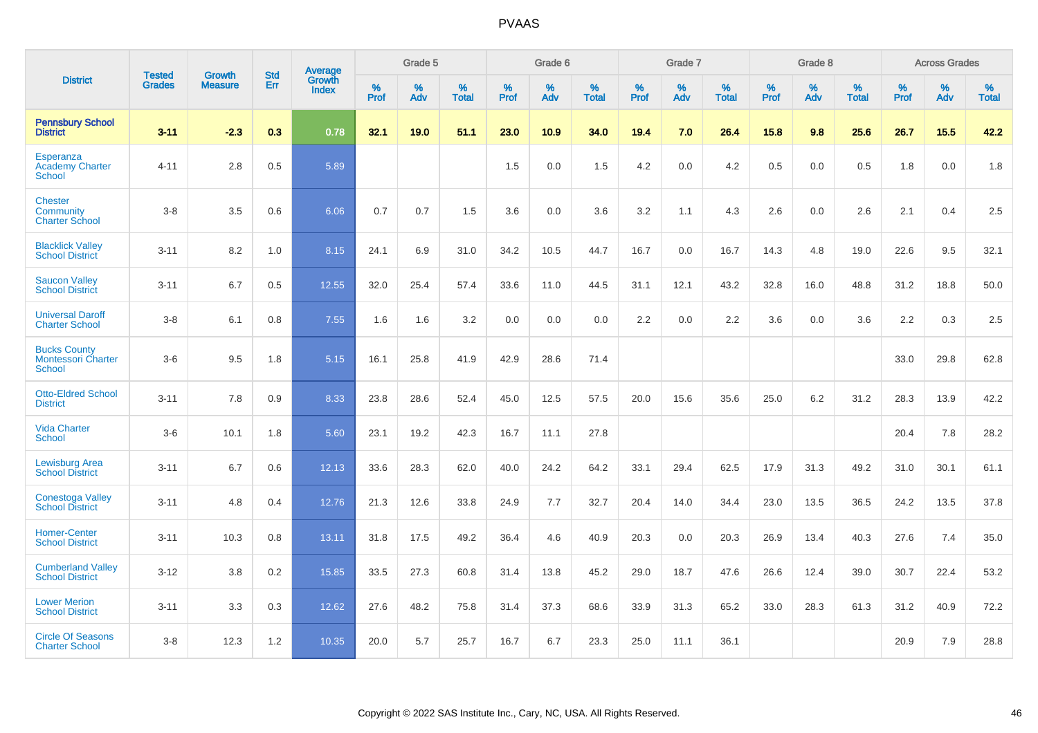# PVAAS

| District | Tested Grades | Growth Measure | Std Err | Average Growth Index | Grade 5 | | | Grade 6 | | | Grade 7 | | | Grade 8 | | | Across Grades | | |
|---|---|---|---|---|---|---|---|---|---|---|---|---|---|---|---|---|---|---|---|
| | | | | | % Prof | % Adv | % Total | % Prof | % Adv | % Total | % Prof | % Adv | % Total | % Prof | % Adv | % Total | % Prof | % Adv | % Total |
| **Pennsbury School District** | **3-11** | **-2.3** | **0.3** | **0.78** | **32.1** | **19.0** | **51.1** | **23.0** | **10.9** | **34.0** | **19.4** | **7.0** | **26.4** | **15.8** | **9.8** | **25.6** | **26.7** | **15.5** | **42.2** |
| Esperanza Academy Charter School | 4-11 | 2.8 | 0.5 | 5.89 | | | | 1.5 | 0.0 | 1.5 | 4.2 | 0.0 | 4.2 | 0.5 | 0.0 | 0.5 | 1.8 | 0.0 | 1.8 |
| Chester Community Charter School | 3-8 | 3.5 | 0.6 | 6.06 | 0.7 | 0.7 | 1.5 | 3.6 | 0.0 | 3.6 | 3.2 | 1.1 | 4.3 | 2.6 | 0.0 | 2.6 | 2.1 | 0.4 | 2.5 |
| Blacklick Valley School District | 3-11 | 8.2 | 1.0 | 8.15 | 24.1 | 6.9 | 31.0 | 34.2 | 10.5 | 44.7 | 16.7 | 0.0 | 16.7 | 14.3 | 4.8 | 19.0 | 22.6 | 9.5 | 32.1 |
| Saucon Valley School District | 3-11 | 6.7 | 0.5 | 12.55 | 32.0 | 25.4 | 57.4 | 33.6 | 11.0 | 44.5 | 31.1 | 12.1 | 43.2 | 32.8 | 16.0 | 48.8 | 31.2 | 18.8 | 50.0 |
| Universal Daroff Charter School | 3-8 | 6.1 | 0.8 | 7.55 | 1.6 | 1.6 | 3.2 | 0.0 | 0.0 | 0.0 | 2.2 | 0.0 | 2.2 | 3.6 | 0.0 | 3.6 | 2.2 | 0.3 | 2.5 |
| Bucks County Montessori Charter School | 3-6 | 9.5 | 1.8 | 5.15 | 16.1 | 25.8 | 41.9 | 42.9 | 28.6 | 71.4 | | | | | | | 33.0 | 29.8 | 62.8 |
| Otto-Eldred School District | 3-11 | 7.8 | 0.9 | 8.33 | 23.8 | 28.6 | 52.4 | 45.0 | 12.5 | 57.5 | 20.0 | 15.6 | 35.6 | 25.0 | 6.2 | 31.2 | 28.3 | 13.9 | 42.2 |
| Vida Charter School | 3-6 | 10.1 | 1.8 | 5.60 | 23.1 | 19.2 | 42.3 | 16.7 | 11.1 | 27.8 | | | | | | | 20.4 | 7.8 | 28.2 |
| Lewisburg Area School District | 3-11 | 6.7 | 0.6 | 12.13 | 33.6 | 28.3 | 62.0 | 40.0 | 24.2 | 64.2 | 33.1 | 29.4 | 62.5 | 17.9 | 31.3 | 49.2 | 31.0 | 30.1 | 61.1 |
| Conestoga Valley School District | 3-11 | 4.8 | 0.4 | 12.76 | 21.3 | 12.6 | 33.8 | 24.9 | 7.7 | 32.7 | 20.4 | 14.0 | 34.4 | 23.0 | 13.5 | 36.5 | 24.2 | 13.5 | 37.8 |
| Homer-Center School District | 3-11 | 10.3 | 0.8 | 13.11 | 31.8 | 17.5 | 49.2 | 36.4 | 4.6 | 40.9 | 20.3 | 0.0 | 20.3 | 26.9 | 13.4 | 40.3 | 27.6 | 7.4 | 35.0 |
| Cumberland Valley School District | 3-12 | 3.8 | 0.2 | 15.85 | 33.5 | 27.3 | 60.8 | 31.4 | 13.8 | 45.2 | 29.0 | 18.7 | 47.6 | 26.6 | 12.4 | 39.0 | 30.7 | 22.4 | 53.2 |
| Lower Merion School District | 3-11 | 3.3 | 0.3 | 12.62 | 27.6 | 48.2 | 75.8 | 31.4 | 37.3 | 68.6 | 33.9 | 31.3 | 65.2 | 33.0 | 28.3 | 61.3 | 31.2 | 40.9 | 72.2 |
| Circle Of Seasons Charter School | 3-8 | 12.3 | 1.2 | 10.35 | 20.0 | 5.7 | 25.7 | 16.7 | 6.7 | 23.3 | 25.0 | 11.1 | 36.1 | | | | 20.9 | 7.9 | 28.8 |

Copyright © 2022 SAS Institute Inc., Cary, NC, USA. All Rights Reserved.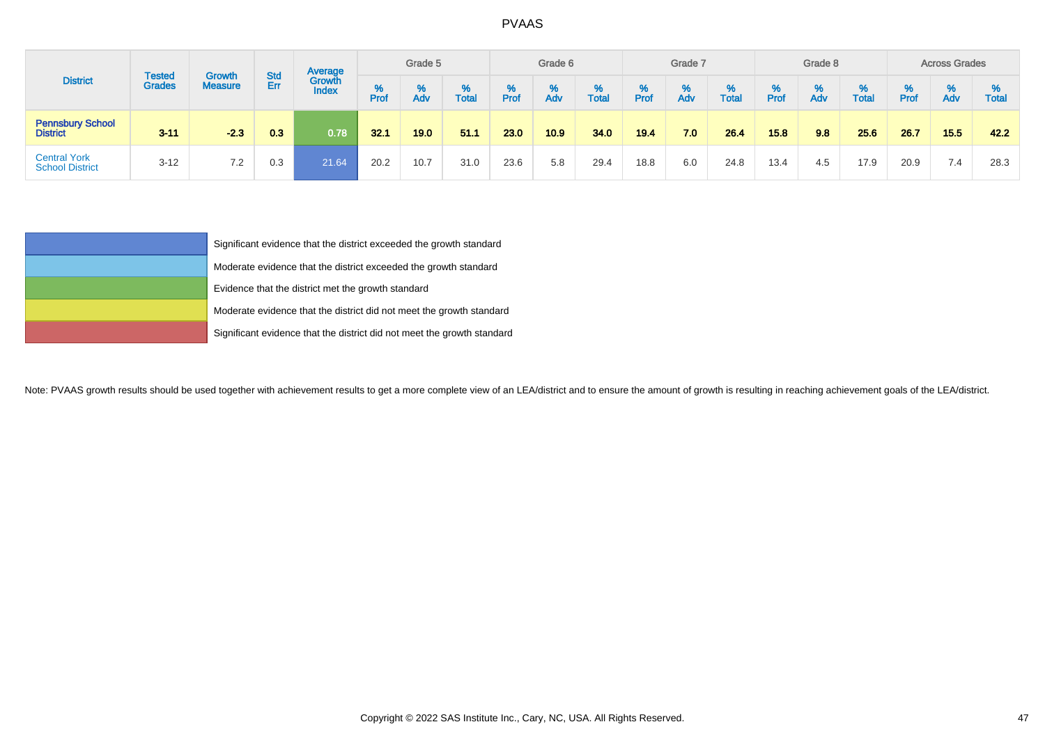# PVAAS

| District | Tested Grades | Growth Measure | Std Err | Average Growth Index | Grade 5 | | | Grade 6 | | | Grade 7 | | | Grade 8 | | | Across Grades | | |
|---|---|---|---|---|---|---|---|---|---|---|---|---|---|---|---|---|---|---|---|
| | | | | | % Prof | % Adv | % Total | % Prof | % Adv | % Total | % Prof | % Adv | % Total | % Prof | % Adv | % Total | % Prof | % Adv | % Total |
| **Pennsbury School District** | **3-11** | **-2.3** | **0.3** | **0.78** | **32.1** | **19.0** | **51.1** | **23.0** | **10.9** | **34.0** | **19.4** | **7.0** | **26.4** | **15.8** | **9.8** | **25.6** | **26.7** | **15.5** | **42.2** |
| Central York School District | 3-12 | 7.2 | 0.3 | 21.64 | 20.2 | 10.7 | 31.0 | 23.6 | 5.8 | 29.4 | 18.8 | 6.0 | 24.8 | 13.4 | 4.5 | 17.9 | 20.9 | 7.4 | 28.3 |

| Color | Meaning |
|---|---|
| Dark Blue | Significant evidence that the district exceeded the growth standard |
| Light Blue | Moderate evidence that the district exceeded the growth standard |
| Green | Evidence that the district met the growth standard |
| Yellow | Moderate evidence that the district did not meet the growth standard |
| Red | Significant evidence that the district did not meet the growth standard |

Note: PVAAS growth results should be used together with achievement results to get a more complete view of an LEA/district and to ensure the amount of growth is resulting in reaching achievement goals of the LEA/district.

Copyright © 2022 SAS Institute Inc., Cary, NC, USA. All Rights Reserved.